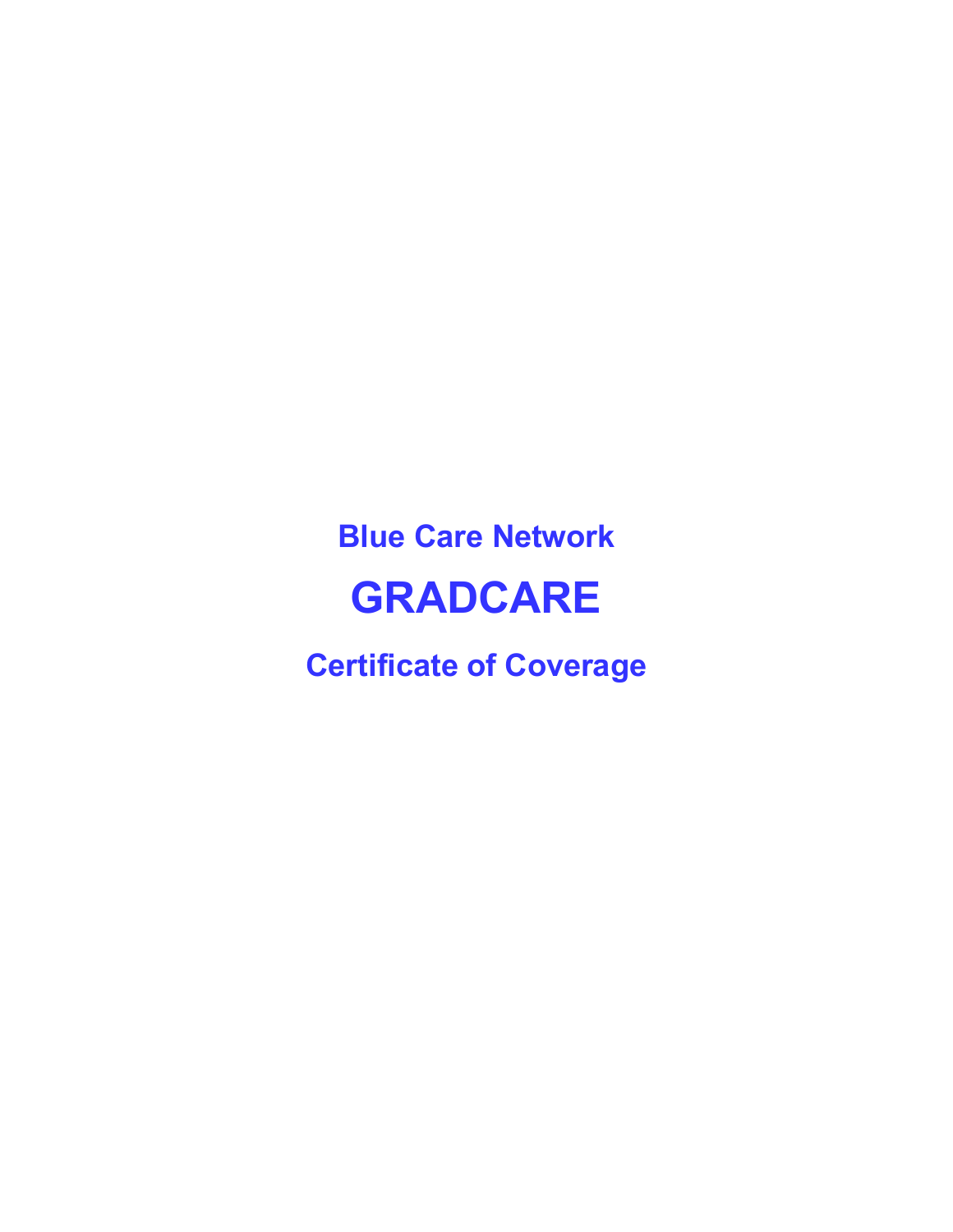## Blue Care Network

# GRADCARE

## Certificate of Coverage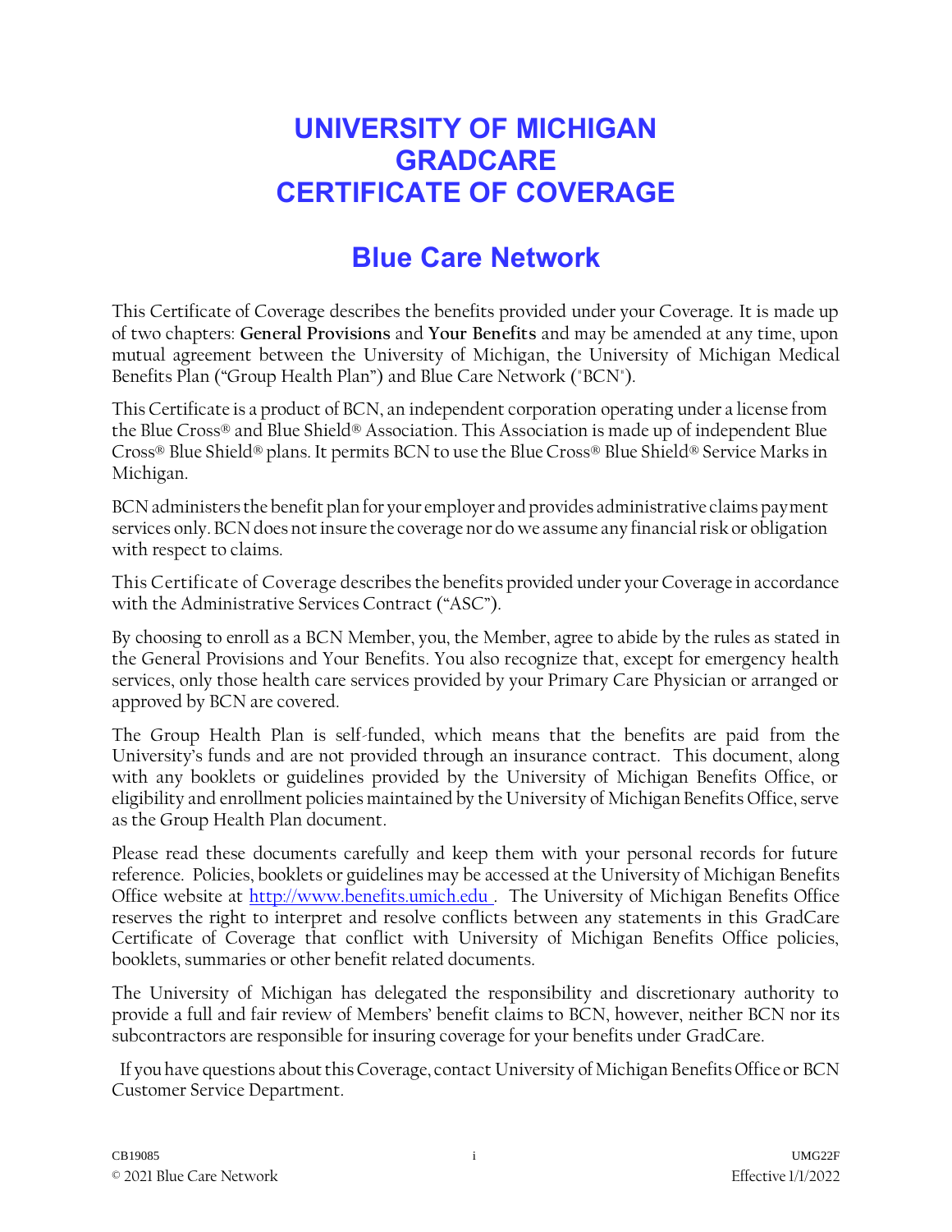# UNIVERSITY OF MICHIGAN GRADCARE CERTIFICATE OF COVERAGE

## Blue Care Network

This Certificate of Coverage describes the benefits provided under your Coverage. It is made up of two chapters: **General Provisions** and **Your Benefits** and may be amended at any time, upon mutual agreement between the University of Michigan, the University of Michigan Medical Benefits Plan ("Group Health Plan") and Blue Care Network ("BCN").

This Certificate is a product of BCN, an independent corporation operating under a license from the Blue Cross® and Blue Shield® Association. This Association is made up of independent Blue Cross® Blue Shield® plans. It permits BCN to use the Blue Cross® Blue Shield® Service Marks in Michigan.

BCN administers the benefit plan for your employer and provides administrative claims payment services only. BCN does not insure the coverage nor do we assume any financial risk or obligation with respect to claims.

This Certificate of Coverage describes the benefits provided under your Coverage in accordance with the Administrative Services Contract ("ASC").

By choosing to enroll as a BCN Member, you, the Member, agree to abide by the rules as stated in the General Provisions and Your Benefits. You also recognize that, except for emergency health services, only those health care services provided by your Primary Care Physician or arranged or approved by BCN are covered.

The Group Health Plan is self-funded, which means that the benefits are paid from the University's funds and are not provided through an insurance contract. This document, along with any booklets or guidelines provided by the University of Michigan Benefits Office, or eligibility and enrollment policies maintained by the University of Michigan Benefits Office, serve as the Group Health Plan document.

Please read these documents carefully and keep them with your personal records for future reference. Policies, booklets or guidelines may be accessed at the University of Michigan Benefits Office website at [http://www.benefits.umich.edu](http://www.benefits.umich.edu). The University of Michigan Benefits Office reserves the right to interpret and resolve conflicts between any statements in this GradCare Certificate of Coverage that conflict with University of Michigan Benefits Office policies, booklets, summaries or other benefit related documents.

The University of Michigan has delegated the responsibility and discretionary authority to provide a full and fair review of Members' benefit claims to BCN, however, neither BCN nor its subcontractors are responsible for insuring coverage for your benefits under GradCare.

If you have questions about this Coverage, contact University of Michigan Benefits Office or BCN Customer Service Department.

CB19085 UMG22F

© 2021 Blue Care Network Effective 1/1/2022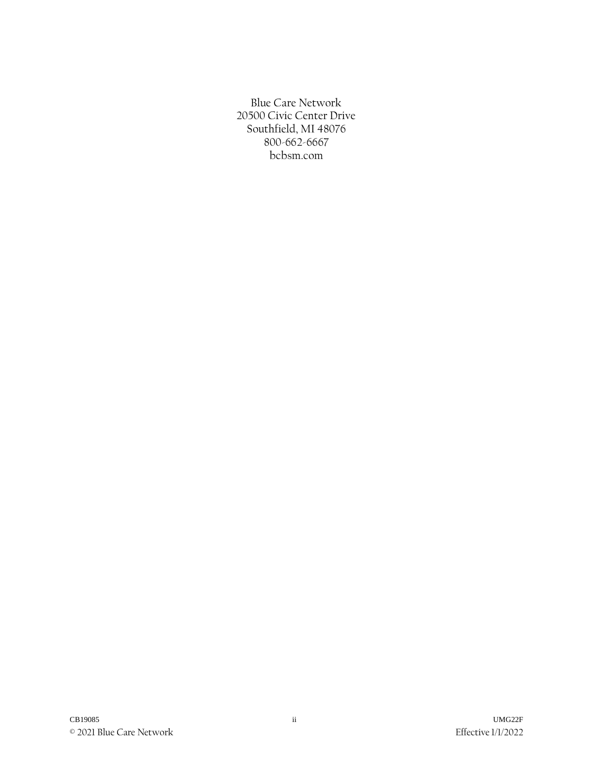Blue Care Network
20500 Civic Center Drive
Southfield, MI 48076
800-662-6667
bcbsm.com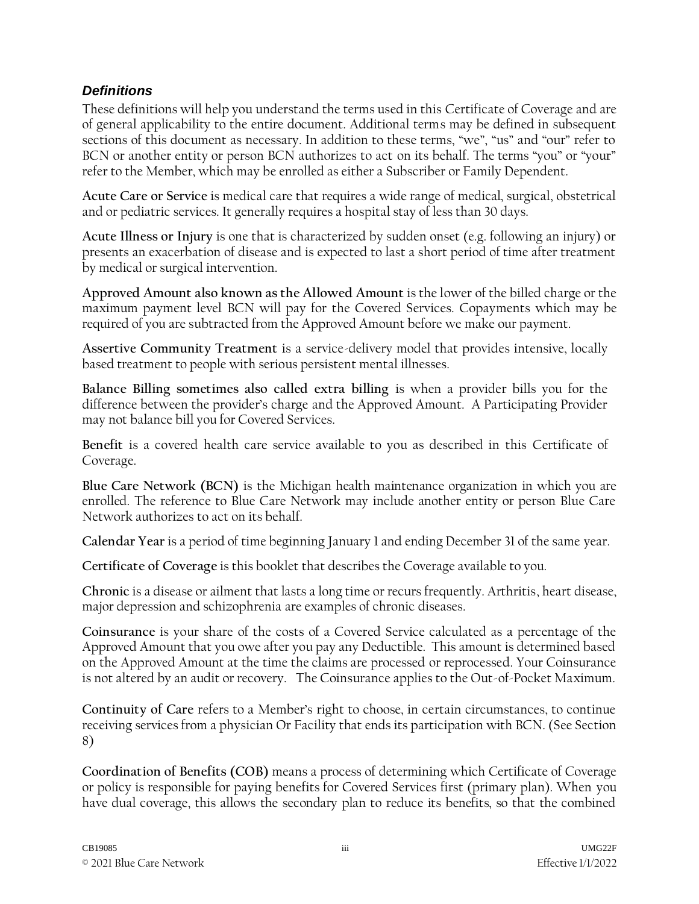### *Definitions*

These definitions will help you understand the terms used in this Certificate of Coverage and are of general applicability to the entire document. Additional terms may be defined in subsequent sections of this document as necessary. In addition to these terms, "we", "us" and "our" refer to BCN or another entity or person BCN authorizes to act on its behalf. The terms "you" or "your" refer to the Member, which may be enrolled as either a Subscriber or Family Dependent.

**Acute Care or Service** is medical care that requires a wide range of medical, surgical, obstetrical and or pediatric services. It generally requires a hospital stay of less than 30 days.

**Acute Illness or Injury** is one that is characterized by sudden onset (e.g. following an injury) or presents an exacerbation of disease and is expected to last a short period of time after treatment by medical or surgical intervention.

**Approved Amount also known as the Allowed Amount** is the lower of the billed charge or the maximum payment level BCN will pay for the Covered Services. Copayments which may be required of you are subtracted from the Approved Amount before we make our payment.

**Assertive Community Treatment** is a service-delivery model that provides intensive, locally based treatment to people with serious persistent mental illnesses.

**Balance Billing sometimes also called extra billing** is when a provider bills you for the difference between the provider's charge and the Approved Amount. A Participating Provider may not balance bill you for Covered Services.

**Benefit** is a covered health care service available to you as described in this Certificate of Coverage.

**Blue Care Network (BCN)** is the Michigan health maintenance organization in which you are enrolled. The reference to Blue Care Network may include another entity or person Blue Care Network authorizes to act on its behalf.

**Calendar Year** is a period of time beginning January 1 and ending December 31 of the same year.

**Certificate of Coverage** is this booklet that describes the Coverage available to you.

**Chronic** is a disease or ailment that lasts a long time or recurs frequently. Arthritis, heart disease, major depression and schizophrenia are examples of chronic diseases.

**Coinsurance** is your share of the costs of a Covered Service calculated as a percentage of the Approved Amount that you owe after you pay any Deductible. This amount is determined based on the Approved Amount at the time the claims are processed or reprocessed. Your Coinsurance is not altered by an audit or recovery. The Coinsurance applies to the Out-of-Pocket Maximum.

**Continuity of Care** refers to a Member's right to choose, in certain circumstances, to continue receiving services from a physician Or Facility that ends its participation with BCN. (See Section 8)

**Coordination of Benefits (COB)** means a process of determining which Certificate of Coverage or policy is responsible for paying benefits for Covered Services first (primary plan). When you have dual coverage, this allows the secondary plan to reduce its benefits, so that the combined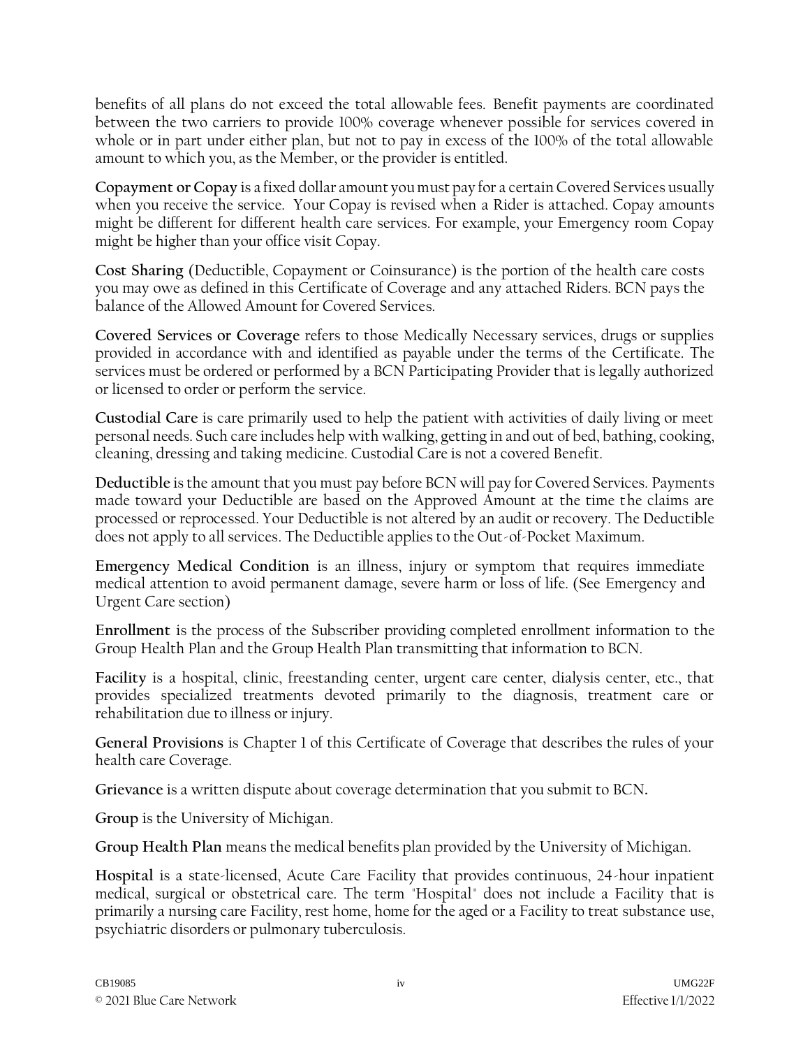benefits of all plans do not exceed the total allowable fees. Benefit payments are coordinated between the two carriers to provide 100% coverage whenever possible for services covered in whole or in part under either plan, but not to pay in excess of the 100% of the total allowable amount to which you, as the Member, or the provider is entitled.

**Copayment or Copay** is a fixed dollar amount you must pay for a certain Covered Services usually when you receive the service. Your Copay is revised when a Rider is attached. Copay amounts might be different for different health care services. For example, your Emergency room Copay might be higher than your office visit Copay.

**Cost Sharing** (Deductible, Copayment or Coinsurance) is the portion of the health care costs you may owe as defined in this Certificate of Coverage and any attached Riders. BCN pays the balance of the Allowed Amount for Covered Services.

**Covered Services or Coverage** refers to those Medically Necessary services, drugs or supplies provided in accordance with and identified as payable under the terms of the Certificate. The services must be ordered or performed by a BCN Participating Provider that is legally authorized or licensed to order or perform the service.

**Custodial Care** is care primarily used to help the patient with activities of daily living or meet personal needs. Such care includes help with walking, getting in and out of bed, bathing, cooking, cleaning, dressing and taking medicine. Custodial Care is not a covered Benefit.

**Deductible** is the amount that you must pay before BCN will pay for Covered Services. Payments made toward your Deductible are based on the Approved Amount at the time the claims are processed or reprocessed. Your Deductible is not altered by an audit or recovery. The Deductible does not apply to all services. The Deductible applies to the Out-of-Pocket Maximum.

**Emergency Medical Condition** is an illness, injury or symptom that requires immediate medical attention to avoid permanent damage, severe harm or loss of life. (See Emergency and Urgent Care section)

**Enrollment** is the process of the Subscriber providing completed enrollment information to the Group Health Plan and the Group Health Plan transmitting that information to BCN.

**Facility** is a hospital, clinic, freestanding center, urgent care center, dialysis center, etc., that provides specialized treatments devoted primarily to the diagnosis, treatment care or rehabilitation due to illness or injury.

**General Provisions** is Chapter 1 of this Certificate of Coverage that describes the rules of your health care Coverage.

**Grievance** is a written dispute about coverage determination that you submit to BCN.

**Group** is the University of Michigan.

**Group Health Plan** means the medical benefits plan provided by the University of Michigan.

**Hospital** is a state-licensed, Acute Care Facility that provides continuous, 24-hour inpatient medical, surgical or obstetrical care. The term "Hospital" does not include a Facility that is primarily a nursing care Facility, rest home, home for the aged or a Facility to treat substance use, psychiatric disorders or pulmonary tuberculosis.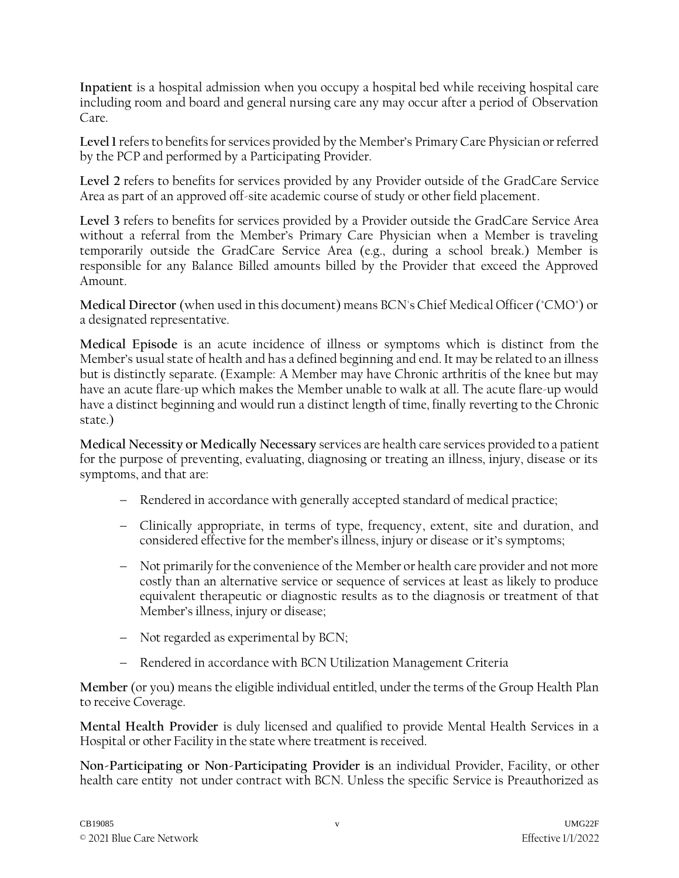**Inpatient** is a hospital admission when you occupy a hospital bed while receiving hospital care including room and board and general nursing care any may occur after a period of Observation Care.

**Level 1** refers to benefits for services provided by the Member's Primary Care Physician or referred by the PCP and performed by a Participating Provider.

**Level 2** refers to benefits for services provided by any Provider outside of the GradCare Service Area as part of an approved off-site academic course of study or other field placement.

**Level 3** refers to benefits for services provided by a Provider outside the GradCare Service Area without a referral from the Member's Primary Care Physician when a Member is traveling temporarily outside the GradCare Service Area (e.g., during a school break.) Member is responsible for any Balance Billed amounts billed by the Provider that exceed the Approved Amount.

**Medical Director** (when used in this document) means BCN's Chief Medical Officer ("CMO") or a designated representative.

**Medical Episode** is an acute incidence of illness or symptoms which is distinct from the Member's usual state of health and has a defined beginning and end. It may be related to an illness but is distinctly separate. (Example: A Member may have Chronic arthritis of the knee but may have an acute flare-up which makes the Member unable to walk at all. The acute flare-up would have a distinct beginning and would run a distinct length of time, finally reverting to the Chronic state.)

**Medical Necessity or Medically Necessary** services are health care services provided to a patient for the purpose of preventing, evaluating, diagnosing or treating an illness, injury, disease or its symptoms, and that are:

- Rendered in accordance with generally accepted standard of medical practice;
- Clinically appropriate, in terms of type, frequency, extent, site and duration, and considered effective for the member's illness, injury or disease or it's symptoms;
- Not primarily for the convenience of the Member or health care provider and not more costly than an alternative service or sequence of services at least as likely to produce equivalent therapeutic or diagnostic results as to the diagnosis or treatment of that Member's illness, injury or disease;
- Not regarded as experimental by BCN;
- Rendered in accordance with BCN Utilization Management Criteria

**Member** (or you) means the eligible individual entitled, under the terms of the Group Health Plan to receive Coverage.

**Mental Health Provider** is duly licensed and qualified to provide Mental Health Services in a Hospital or other Facility in the state where treatment is received.

**Non-Participating or Non-Participating Provider is** an individual Provider, Facility, or other health care entity not under contract with BCN. Unless the specific Service is Preauthorized as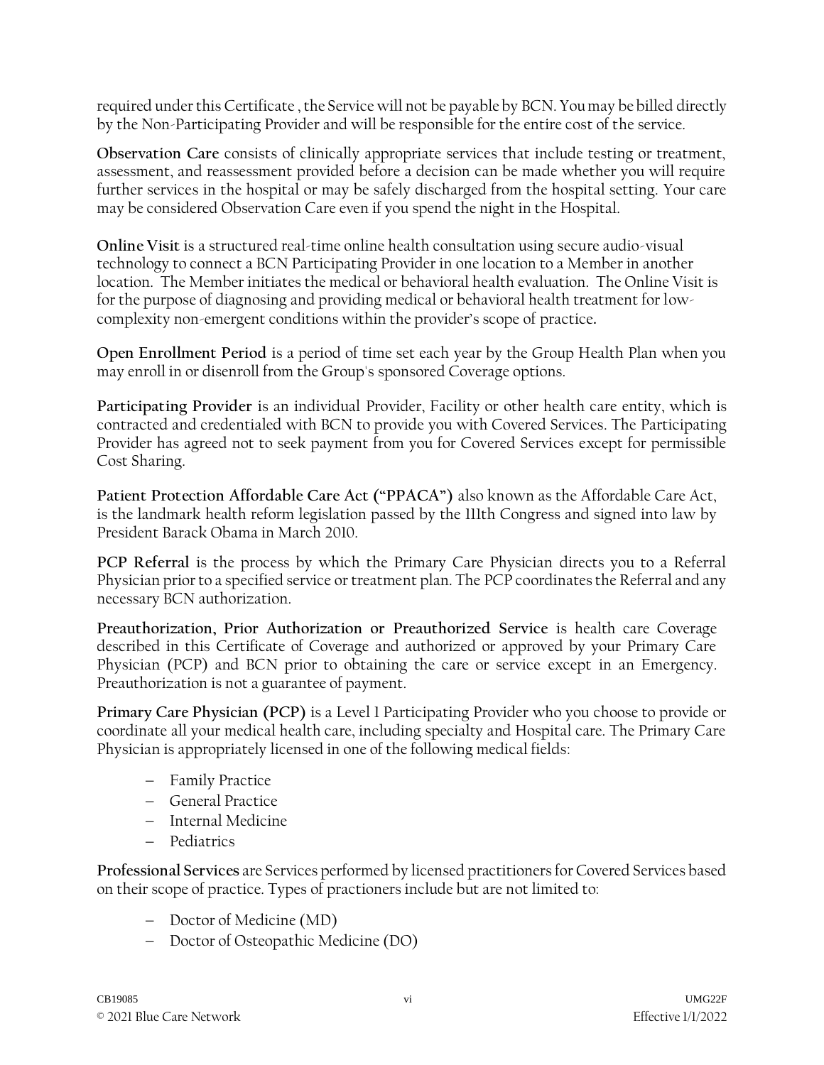required under this Certificate , the Service will not be payable by BCN. You may be billed directly by the Non-Participating Provider and will be responsible for the entire cost of the service.

**Observation Care** consists of clinically appropriate services that include testing or treatment, assessment, and reassessment provided before a decision can be made whether you will require further services in the hospital or may be safely discharged from the hospital setting. Your care may be considered Observation Care even if you spend the night in the Hospital.

**Online Visit** is a structured real-time online health consultation using secure audio-visual technology to connect a BCN Participating Provider in one location to a Member in another location. The Member initiates the medical or behavioral health evaluation. The Online Visit is for the purpose of diagnosing and providing medical or behavioral health treatment for low-complexity non-emergent conditions within the provider's scope of practice.

**Open Enrollment Period** is a period of time set each year by the Group Health Plan when you may enroll in or disenroll from the Group's sponsored Coverage options.

**Participating Provider** is an individual Provider, Facility or other health care entity, which is contracted and credentialed with BCN to provide you with Covered Services. The Participating Provider has agreed not to seek payment from you for Covered Services except for permissible Cost Sharing.

**Patient Protection Affordable Care Act ("PPACA")** also known as the Affordable Care Act, is the landmark health reform legislation passed by the 111th Congress and signed into law by President Barack Obama in March 2010.

**PCP Referral** is the process by which the Primary Care Physician directs you to a Referral Physician prior to a specified service or treatment plan. The PCP coordinates the Referral and any necessary BCN authorization.

**Preauthorization, Prior Authorization or Preauthorized Service** is health care Coverage described in this Certificate of Coverage and authorized or approved by your Primary Care Physician (PCP) and BCN prior to obtaining the care or service except in an Emergency. Preauthorization is not a guarantee of payment.

**Primary Care Physician (PCP)** is a Level 1 Participating Provider who you choose to provide or coordinate all your medical health care, including specialty and Hospital care. The Primary Care Physician is appropriately licensed in one of the following medical fields:

- Family Practice
- General Practice
- Internal Medicine
- Pediatrics

**Professional Services** are Services performed by licensed practitioners for Covered Services based on their scope of practice. Types of practioners include but are not limited to:

- Doctor of Medicine (MD)
- Doctor of Osteopathic Medicine (DO)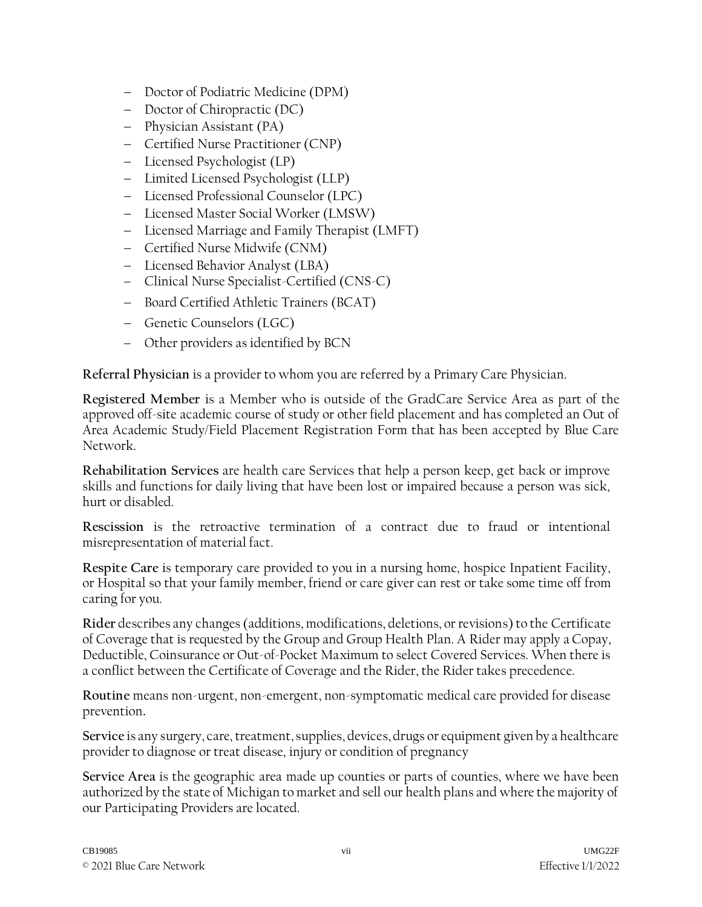- Doctor of Podiatric Medicine (DPM)
- Doctor of Chiropractic (DC)
- Physician Assistant (PA)
- Certified Nurse Practitioner (CNP)
- Licensed Psychologist (LP)
- Limited Licensed Psychologist (LLP)
- Licensed Professional Counselor (LPC)
- Licensed Master Social Worker (LMSW)
- Licensed Marriage and Family Therapist (LMFT)
- Certified Nurse Midwife (CNM)
- Licensed Behavior Analyst (LBA)
- Clinical Nurse Specialist-Certified (CNS-C)
- Board Certified Athletic Trainers (BCAT)
- Genetic Counselors (LGC)
- Other providers as identified by BCN

**Referral Physician** is a provider to whom you are referred by a Primary Care Physician.

**Registered Member** is a Member who is outside of the GradCare Service Area as part of the approved off-site academic course of study or other field placement and has completed an Out of Area Academic Study/Field Placement Registration Form that has been accepted by Blue Care Network.

**Rehabilitation Services** are health care Services that help a person keep, get back or improve skills and functions for daily living that have been lost or impaired because a person was sick, hurt or disabled.

**Rescission** is the retroactive termination of a contract due to fraud or intentional misrepresentation of material fact.

**Respite Care** is temporary care provided to you in a nursing home, hospice Inpatient Facility, or Hospital so that your family member, friend or care giver can rest or take some time off from caring for you.

**Rider** describes any changes (additions, modifications, deletions, or revisions) to the Certificate of Coverage that is requested by the Group and Group Health Plan. A Rider may apply a Copay, Deductible, Coinsurance or Out-of-Pocket Maximum to select Covered Services. When there is a conflict between the Certificate of Coverage and the Rider, the Rider takes precedence.

**Routine** means non-urgent, non-emergent, non-symptomatic medical care provided for disease prevention.

**Service** is any surgery, care, treatment, supplies, devices, drugs or equipment given by a healthcare provider to diagnose or treat disease, injury or condition of pregnancy

**Service Area** is the geographic area made up counties or parts of counties, where we have been authorized by the state of Michigan to market and sell our health plans and where the majority of our Participating Providers are located.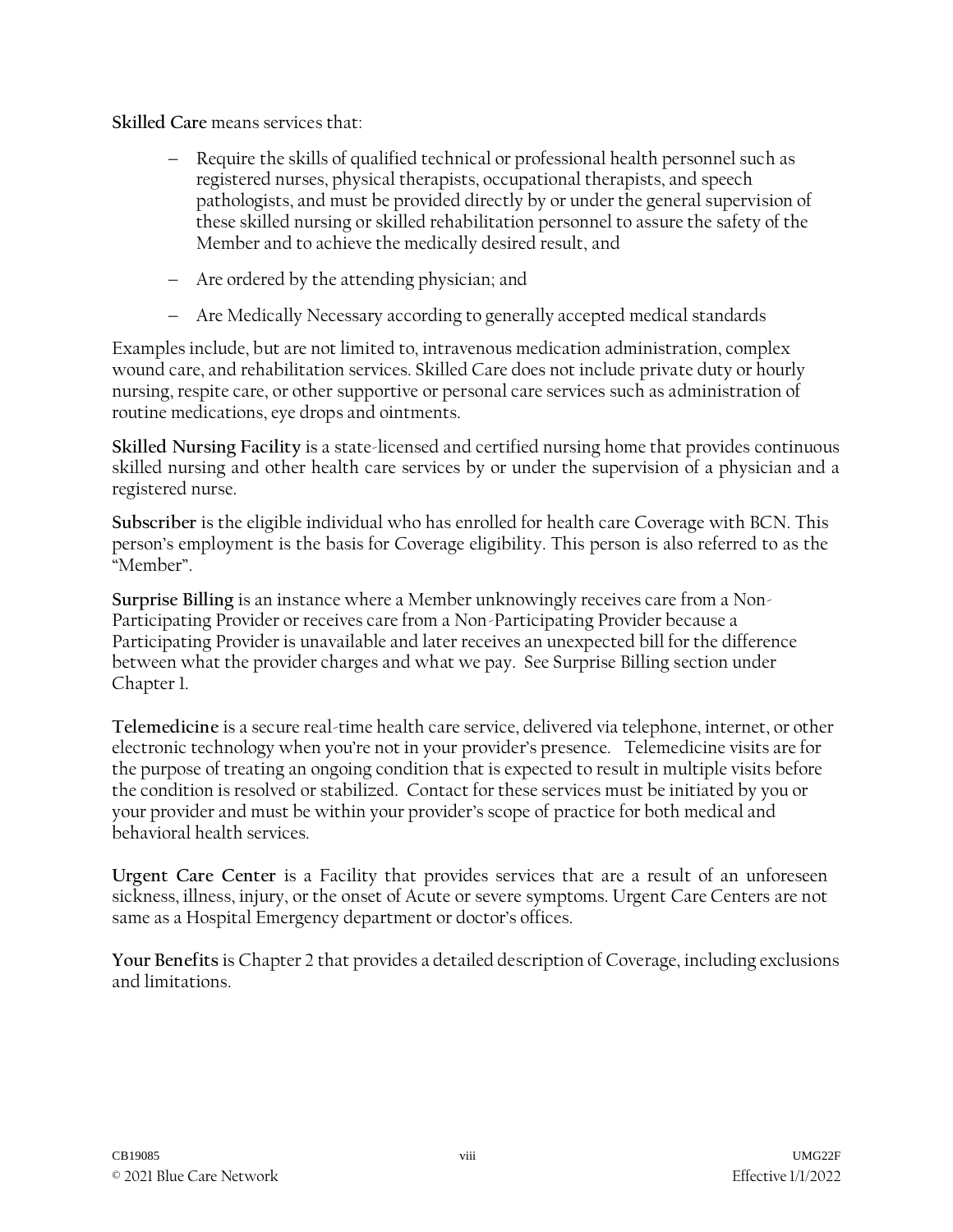**Skilled Care** means services that:

- Require the skills of qualified technical or professional health personnel such as registered nurses, physical therapists, occupational therapists, and speech pathologists, and must be provided directly by or under the general supervision of these skilled nursing or skilled rehabilitation personnel to assure the safety of the Member and to achieve the medically desired result, and
- Are ordered by the attending physician; and
- Are Medically Necessary according to generally accepted medical standards

Examples include, but are not limited to, intravenous medication administration, complex wound care, and rehabilitation services. Skilled Care does not include private duty or hourly nursing, respite care, or other supportive or personal care services such as administration of routine medications, eye drops and ointments.

**Skilled Nursing Facility** is a state-licensed and certified nursing home that provides continuous skilled nursing and other health care services by or under the supervision of a physician and a registered nurse.

**Subscriber** is the eligible individual who has enrolled for health care Coverage with BCN. This person's employment is the basis for Coverage eligibility. This person is also referred to as the "Member".

**Surprise Billing** is an instance where a Member unknowingly receives care from a Non-Participating Provider or receives care from a Non-Participating Provider because a Participating Provider is unavailable and later receives an unexpected bill for the difference between what the provider charges and what we pay. See Surprise Billing section under Chapter 1.

**Telemedicine** is a secure real-time health care service, delivered via telephone, internet, or other electronic technology when you're not in your provider's presence. Telemedicine visits are for the purpose of treating an ongoing condition that is expected to result in multiple visits before the condition is resolved or stabilized. Contact for these services must be initiated by you or your provider and must be within your provider's scope of practice for both medical and behavioral health services.

**Urgent Care Center** is a Facility that provides services that are a result of an unforeseen sickness, illness, injury, or the onset of Acute or severe symptoms. Urgent Care Centers are not same as a Hospital Emergency department or doctor's offices.

**Your Benefits** is Chapter 2 that provides a detailed description of Coverage, including exclusions and limitations.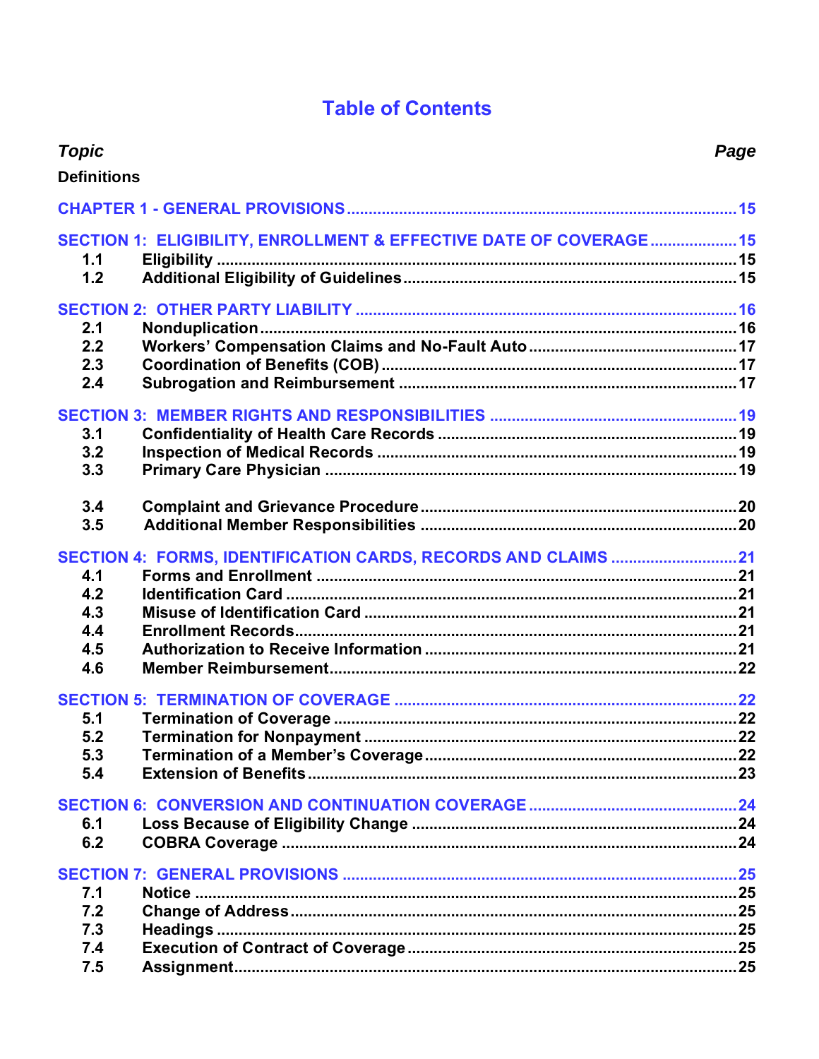# Table of Contents

| *Topic* | | *Page* |
|---|---|---|
| **Definitions** | | |
| **CHAPTER 1 - GENERAL PROVISIONS** | | **15** |
| **SECTION 1: ELIGIBILITY, ENROLLMENT & EFFECTIVE DATE OF COVERAGE** | | **15** |
| **1.1** | **Eligibility** | **15** |
| **1.2** | **Additional Eligibility of Guidelines** | **15** |
| **SECTION 2: OTHER PARTY LIABILITY** | | **16** |
| **2.1** | **Nonduplication** | **16** |
| **2.2** | **Workers' Compensation Claims and No-Fault Auto** | **17** |
| **2.3** | **Coordination of Benefits (COB)** | **17** |
| **2.4** | **Subrogation and Reimbursement** | **17** |
| **SECTION 3: MEMBER RIGHTS AND RESPONSIBILITIES** | | **19** |
| **3.1** | **Confidentiality of Health Care Records** | **19** |
| **3.2** | **Inspection of Medical Records** | **19** |
| **3.3** | **Primary Care Physician** | **19** |
| **3.4** | **Complaint and Grievance Procedure** | **20** |
| **3.5** | **Additional Member Responsibilities** | **20** |
| **SECTION 4: FORMS, IDENTIFICATION CARDS, RECORDS AND CLAIMS** | | **21** |
| **4.1** | **Forms and Enrollment** | **21** |
| **4.2** | **Identification Card** | **21** |
| **4.3** | **Misuse of Identification Card** | **21** |
| **4.4** | **Enrollment Records** | **21** |
| **4.5** | **Authorization to Receive Information** | **21** |
| **4.6** | **Member Reimbursement** | **22** |
| **SECTION 5: TERMINATION OF COVERAGE** | | **22** |
| **5.1** | **Termination of Coverage** | **22** |
| **5.2** | **Termination for Nonpayment** | **22** |
| **5.3** | **Termination of a Member's Coverage** | **22** |
| **5.4** | **Extension of Benefits** | **23** |
| **SECTION 6: CONVERSION AND CONTINUATION COVERAGE** | | **24** |
| **6.1** | **Loss Because of Eligibility Change** | **24** |
| **6.2** | **COBRA Coverage** | **24** |
| **SECTION 7: GENERAL PROVISIONS** | | **25** |
| **7.1** | **Notice** | **25** |
| **7.2** | **Change of Address** | **25** |
| **7.3** | **Headings** | **25** |
| **7.4** | **Execution of Contract of Coverage** | **25** |
| **7.5** | **Assignment** | **25** |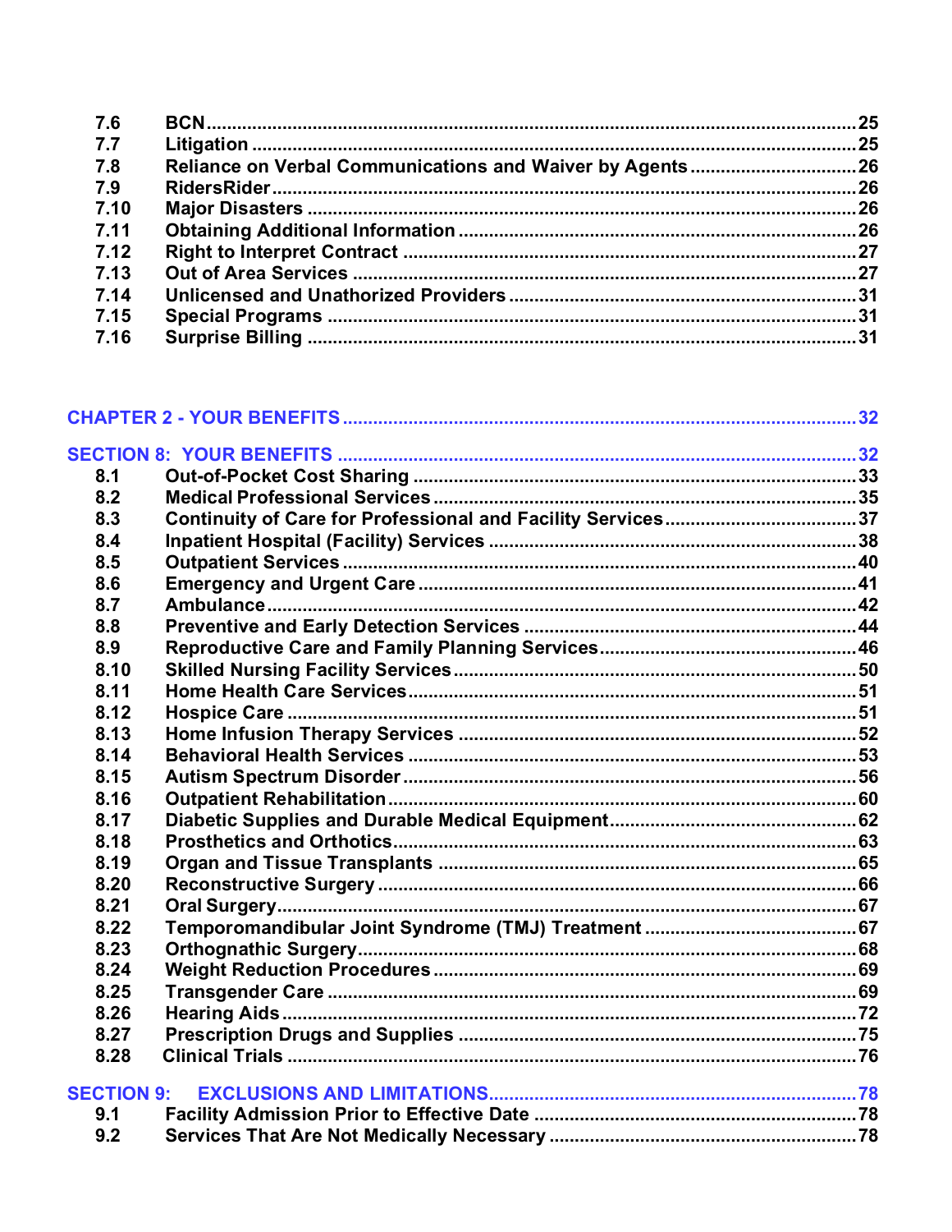| | | |
|---|---|---|
| 7.6 | BCN | 25 |
| 7.7 | Litigation | 25 |
| 7.8 | Reliance on Verbal Communications and Waiver by Agents | 26 |
| 7.9 | RidersRider | 26 |
| 7.10 | Major Disasters | 26 |
| 7.11 | Obtaining Additional Information | 26 |
| 7.12 | Right to Interpret Contract | 27 |
| 7.13 | Out of Area Services | 27 |
| 7.14 | Unlicensed and Unathorized Providers | 31 |
| 7.15 | Special Programs | 31 |
| 7.16 | Surprise Billing | 31 |

**CHAPTER 2 - YOUR BENEFITS** .......... 32

**SECTION 8: YOUR BENEFITS** .......... 32

| | | |
|---|---|---|
| 8.1 | Out-of-Pocket Cost Sharing | 33 |
| 8.2 | Medical Professional Services | 35 |
| 8.3 | Continuity of Care for Professional and Facility Services | 37 |
| 8.4 | Inpatient Hospital (Facility) Services | 38 |
| 8.5 | Outpatient Services | 40 |
| 8.6 | Emergency and Urgent Care | 41 |
| 8.7 | Ambulance | 42 |
| 8.8 | Preventive and Early Detection Services | 44 |
| 8.9 | Reproductive Care and Family Planning Services | 46 |
| 8.10 | Skilled Nursing Facility Services | 50 |
| 8.11 | Home Health Care Services | 51 |
| 8.12 | Hospice Care | 51 |
| 8.13 | Home Infusion Therapy Services | 52 |
| 8.14 | Behavioral Health Services | 53 |
| 8.15 | Autism Spectrum Disorder | 56 |
| 8.16 | Outpatient Rehabilitation | 60 |
| 8.17 | Diabetic Supplies and Durable Medical Equipment | 62 |
| 8.18 | Prosthetics and Orthotics | 63 |
| 8.19 | Organ and Tissue Transplants | 65 |
| 8.20 | Reconstructive Surgery | 66 |
| 8.21 | Oral Surgery | 67 |
| 8.22 | Temporomandibular Joint Syndrome (TMJ) Treatment | 67 |
| 8.23 | Orthognathic Surgery | 68 |
| 8.24 | Weight Reduction Procedures | 69 |
| 8.25 | Transgender Care | 69 |
| 8.26 | Hearing Aids | 72 |
| 8.27 | Prescription Drugs and Supplies | 75 |
| 8.28 | Clinical Trials | 76 |

**SECTION 9: EXCLUSIONS AND LIMITATIONS** .......... 78

| | | |
|---|---|---|
| 9.1 | Facility Admission Prior to Effective Date | 78 |
| 9.2 | Services That Are Not Medically Necessary | 78 |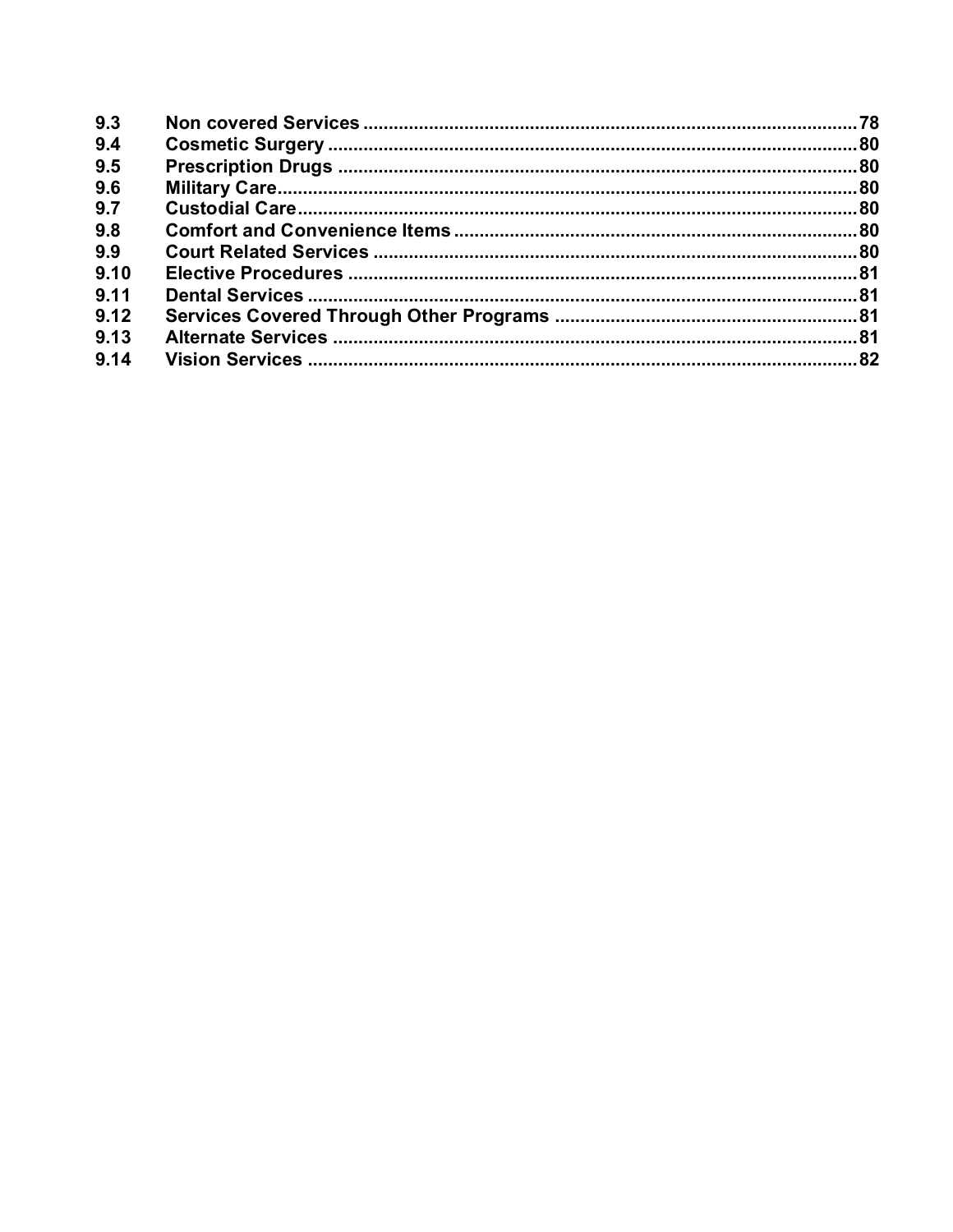| | | |
|---|---|---|
| 9.3 | Non covered Services | 78 |
| 9.4 | Cosmetic Surgery | 80 |
| 9.5 | Prescription Drugs | 80 |
| 9.6 | Military Care | 80 |
| 9.7 | Custodial Care | 80 |
| 9.8 | Comfort and Convenience Items | 80 |
| 9.9 | Court Related Services | 80 |
| 9.10 | Elective Procedures | 81 |
| 9.11 | Dental Services | 81 |
| 9.12 | Services Covered Through Other Programs | 81 |
| 9.13 | Alternate Services | 81 |
| 9.14 | Vision Services | 82 |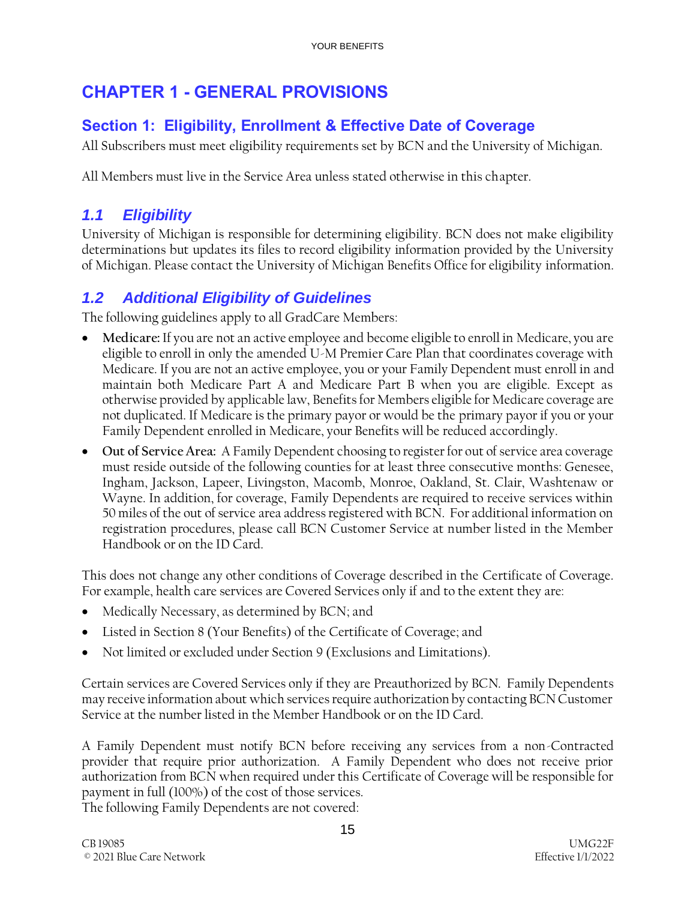# CHAPTER 1 - GENERAL PROVISIONS

## Section 1: Eligibility, Enrollment & Effective Date of Coverage

All Subscribers must meet eligibility requirements set by BCN and the University of Michigan.

All Members must live in the Service Area unless stated otherwise in this chapter.

### *1.1 Eligibility*

University of Michigan is responsible for determining eligibility. BCN does not make eligibility determinations but updates its files to record eligibility information provided by the University of Michigan. Please contact the University of Michigan Benefits Office for eligibility information.

### *1.2 Additional Eligibility of Guidelines*

The following guidelines apply to all GradCare Members:

- **Medicare:** If you are not an active employee and become eligible to enroll in Medicare, you are eligible to enroll in only the amended U-M Premier Care Plan that coordinates coverage with Medicare. If you are not an active employee, you or your Family Dependent must enroll in and maintain both Medicare Part A and Medicare Part B when you are eligible. Except as otherwise provided by applicable law, Benefits for Members eligible for Medicare coverage are not duplicated. If Medicare is the primary payor or would be the primary payor if you or your Family Dependent enrolled in Medicare, your Benefits will be reduced accordingly.
- **Out of Service Area:** A Family Dependent choosing to register for out of service area coverage must reside outside of the following counties for at least three consecutive months: Genesee, Ingham, Jackson, Lapeer, Livingston, Macomb, Monroe, Oakland, St. Clair, Washtenaw or Wayne. In addition, for coverage, Family Dependents are required to receive services within 50 miles of the out of service area address registered with BCN. For additional information on registration procedures, please call BCN Customer Service at number listed in the Member Handbook or on the ID Card.

This does not change any other conditions of Coverage described in the Certificate of Coverage. For example, health care services are Covered Services only if and to the extent they are:

- Medically Necessary, as determined by BCN; and
- Listed in Section 8 (Your Benefits) of the Certificate of Coverage; and
- Not limited or excluded under Section 9 (Exclusions and Limitations).

Certain services are Covered Services only if they are Preauthorized by BCN. Family Dependents may receive information about which services require authorization by contacting BCN Customer Service at the number listed in the Member Handbook or on the ID Card.

A Family Dependent must notify BCN before receiving any services from a non-Contracted provider that require prior authorization. A Family Dependent who does not receive prior authorization from BCN when required under this Certificate of Coverage will be responsible for payment in full (100%) of the cost of those services.
The following Family Dependents are not covered: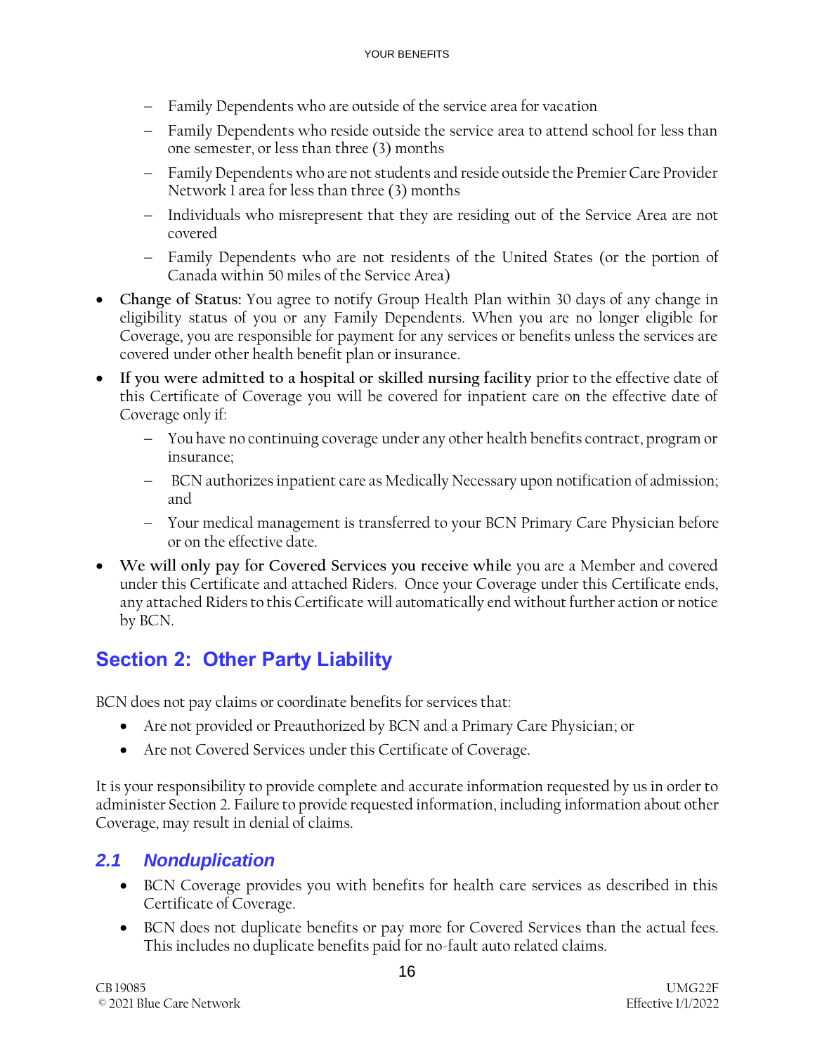- Family Dependents who are outside of the service area for vacation
  - Family Dependents who reside outside the service area to attend school for less than one semester, or less than three (3) months
  - Family Dependents who are not students and reside outside the Premier Care Provider Network 1 area for less than three (3) months
  - Individuals who misrepresent that they are residing out of the Service Area are not covered
  - Family Dependents who are not residents of the United States (or the portion of Canada within 50 miles of the Service Area)
- **Change of Status:** You agree to notify Group Health Plan within 30 days of any change in eligibility status of you or any Family Dependents. When you are no longer eligible for Coverage, you are responsible for payment for any services or benefits unless the services are covered under other health benefit plan or insurance.
- **If you were admitted to a hospital or skilled nursing facility** prior to the effective date of this Certificate of Coverage you will be covered for inpatient care on the effective date of Coverage only if:
  - You have no continuing coverage under any other health benefits contract, program or insurance;
  - BCN authorizes inpatient care as Medically Necessary upon notification of admission; and
  - Your medical management is transferred to your BCN Primary Care Physician before or on the effective date.
- **We will only pay for Covered Services you receive while** you are a Member and covered under this Certificate and attached Riders. Once your Coverage under this Certificate ends, any attached Riders to this Certificate will automatically end without further action or notice by BCN.

## Section 2: Other Party Liability

BCN does not pay claims or coordinate benefits for services that:

- Are not provided or Preauthorized by BCN and a Primary Care Physician; or
- Are not Covered Services under this Certificate of Coverage.

It is your responsibility to provide complete and accurate information requested by us in order to administer Section 2. Failure to provide requested information, including information about other Coverage, may result in denial of claims.

### 2.1 Nonduplication

- BCN Coverage provides you with benefits for health care services as described in this Certificate of Coverage.
- BCN does not duplicate benefits or pay more for Covered Services than the actual fees. This includes no duplicate benefits paid for no-fault auto related claims.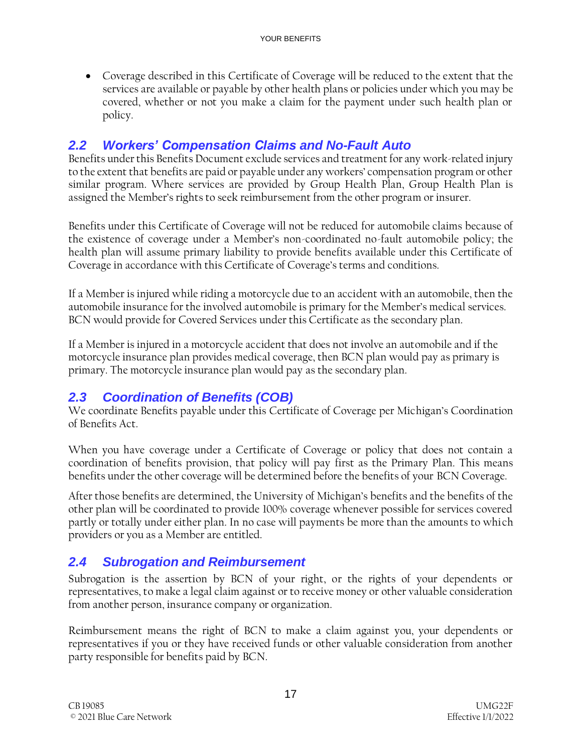- Coverage described in this Certificate of Coverage will be reduced to the extent that the services are available or payable by other health plans or policies under which you may be covered, whether or not you make a claim for the payment under such health plan or policy.

## 2.2 Workers' Compensation Claims and No-Fault Auto

Benefits under this Benefits Document exclude services and treatment for any work-related injury to the extent that benefits are paid or payable under any workers' compensation program or other similar program. Where services are provided by Group Health Plan, Group Health Plan is assigned the Member's rights to seek reimbursement from the other program or insurer.

Benefits under this Certificate of Coverage will not be reduced for automobile claims because of the existence of coverage under a Member's non-coordinated no-fault automobile policy; the health plan will assume primary liability to provide benefits available under this Certificate of Coverage in accordance with this Certificate of Coverage's terms and conditions.

If a Member is injured while riding a motorcycle due to an accident with an automobile, then the automobile insurance for the involved automobile is primary for the Member's medical services. BCN would provide for Covered Services under this Certificate as the secondary plan.

If a Member is injured in a motorcycle accident that does not involve an automobile and if the motorcycle insurance plan provides medical coverage, then BCN plan would pay as primary is primary. The motorcycle insurance plan would pay as the secondary plan.

## 2.3 Coordination of Benefits (COB)

We coordinate Benefits payable under this Certificate of Coverage per Michigan's Coordination of Benefits Act.

When you have coverage under a Certificate of Coverage or policy that does not contain a coordination of benefits provision, that policy will pay first as the Primary Plan. This means benefits under the other coverage will be determined before the benefits of your BCN Coverage.

After those benefits are determined, the University of Michigan's benefits and the benefits of the other plan will be coordinated to provide 100% coverage whenever possible for services covered partly or totally under either plan. In no case will payments be more than the amounts to which providers or you as a Member are entitled.

## 2.4 Subrogation and Reimbursement

Subrogation is the assertion by BCN of your right, or the rights of your dependents or representatives, to make a legal claim against or to receive money or other valuable consideration from another person, insurance company or organization.

Reimbursement means the right of BCN to make a claim against you, your dependents or representatives if you or they have received funds or other valuable consideration from another party responsible for benefits paid by BCN.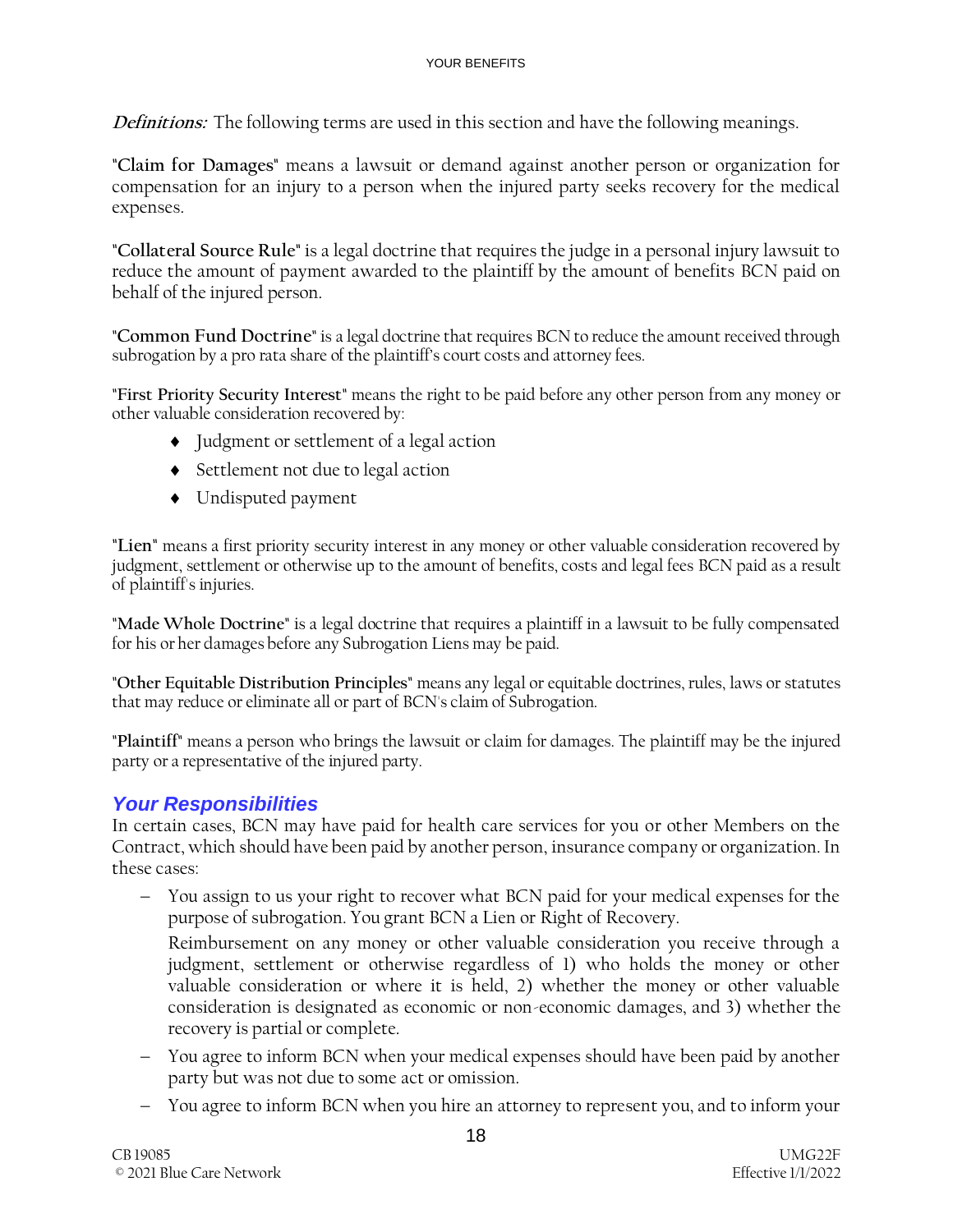***Definitions:*** The following terms are used in this section and have the following meanings.

"**Claim for Damages**" means a lawsuit or demand against another person or organization for compensation for an injury to a person when the injured party seeks recovery for the medical expenses.

"**Collateral Source Rule**" is a legal doctrine that requires the judge in a personal injury lawsuit to reduce the amount of payment awarded to the plaintiff by the amount of benefits BCN paid on behalf of the injured person.

"**Common Fund Doctrine**" is a legal doctrine that requires BCN to reduce the amount received through subrogation by a pro rata share of the plaintiff's court costs and attorney fees.

"**First Priority Security Interest**" means the right to be paid before any other person from any money or other valuable consideration recovered by:

- Judgment or settlement of a legal action
- Settlement not due to legal action
- Undisputed payment

"**Lien**" means a first priority security interest in any money or other valuable consideration recovered by judgment, settlement or otherwise up to the amount of benefits, costs and legal fees BCN paid as a result of plaintiff's injuries.

"**Made Whole Doctrine**" is a legal doctrine that requires a plaintiff in a lawsuit to be fully compensated for his or her damages before any Subrogation Liens may be paid.

"**Other Equitable Distribution Principles**" means any legal or equitable doctrines, rules, laws or statutes that may reduce or eliminate all or part of BCN's claim of Subrogation.

"**Plaintiff**" means a person who brings the lawsuit or claim for damages. The plaintiff may be the injured party or a representative of the injured party.

### *Your Responsibilities*

In certain cases, BCN may have paid for health care services for you or other Members on the Contract, which should have been paid by another person, insurance company or organization. In these cases:

- You assign to us your right to recover what BCN paid for your medical expenses for the purpose of subrogation. You grant BCN a Lien or Right of Recovery.

  Reimbursement on any money or other valuable consideration you receive through a judgment, settlement or otherwise regardless of 1) who holds the money or other valuable consideration or where it is held, 2) whether the money or other valuable consideration is designated as economic or non-economic damages, and 3) whether the recovery is partial or complete.
- You agree to inform BCN when your medical expenses should have been paid by another party but was not due to some act or omission.
- You agree to inform BCN when you hire an attorney to represent you, and to inform your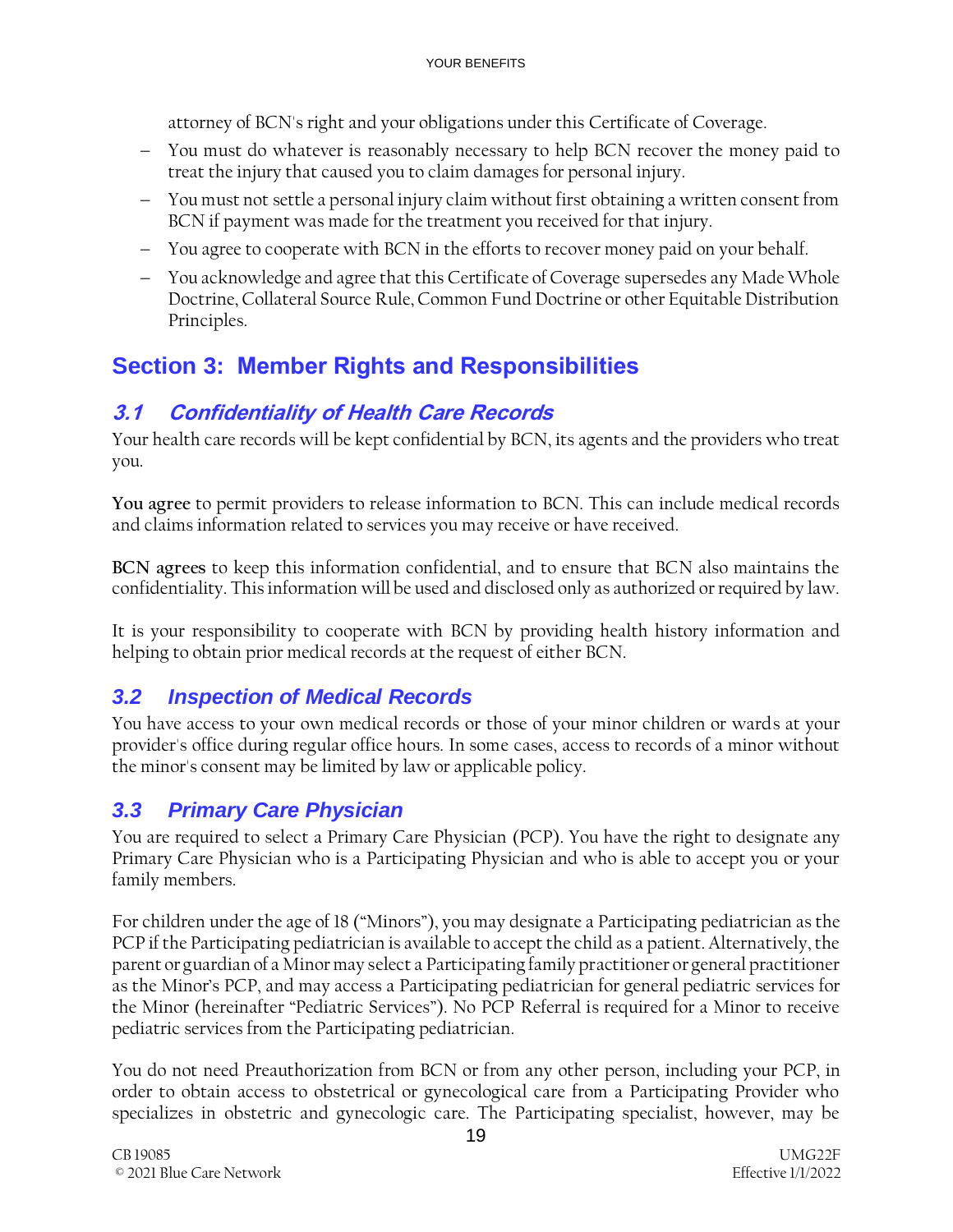attorney of BCN's right and your obligations under this Certificate of Coverage.

- You must do whatever is reasonably necessary to help BCN recover the money paid to treat the injury that caused you to claim damages for personal injury.
- You must not settle a personal injury claim without first obtaining a written consent from BCN if payment was made for the treatment you received for that injury.
- You agree to cooperate with BCN in the efforts to recover money paid on your behalf.
- You acknowledge and agree that this Certificate of Coverage supersedes any Made Whole Doctrine, Collateral Source Rule, Common Fund Doctrine or other Equitable Distribution Principles.

## Section 3: Member Rights and Responsibilities

### 3.1 Confidentiality of Health Care Records

Your health care records will be kept confidential by BCN, its agents and the providers who treat you.

**You agree** to permit providers to release information to BCN. This can include medical records and claims information related to services you may receive or have received.

**BCN agrees** to keep this information confidential, and to ensure that BCN also maintains the confidentiality. This information will be used and disclosed only as authorized or required by law.

It is your responsibility to cooperate with BCN by providing health history information and helping to obtain prior medical records at the request of either BCN.

### 3.2 Inspection of Medical Records

You have access to your own medical records or those of your minor children or wards at your provider's office during regular office hours. In some cases, access to records of a minor without the minor's consent may be limited by law or applicable policy.

### 3.3 Primary Care Physician

You are required to select a Primary Care Physician (PCP). You have the right to designate any Primary Care Physician who is a Participating Physician and who is able to accept you or your family members.

For children under the age of 18 ("Minors"), you may designate a Participating pediatrician as the PCP if the Participating pediatrician is available to accept the child as a patient. Alternatively, the parent or guardian of a Minor may select a Participating family practitioner or general practitioner as the Minor's PCP, and may access a Participating pediatrician for general pediatric services for the Minor (hereinafter "Pediatric Services"). No PCP Referral is required for a Minor to receive pediatric services from the Participating pediatrician.

You do not need Preauthorization from BCN or from any other person, including your PCP, in order to obtain access to obstetrical or gynecological care from a Participating Provider who specializes in obstetric and gynecologic care. The Participating specialist, however, may be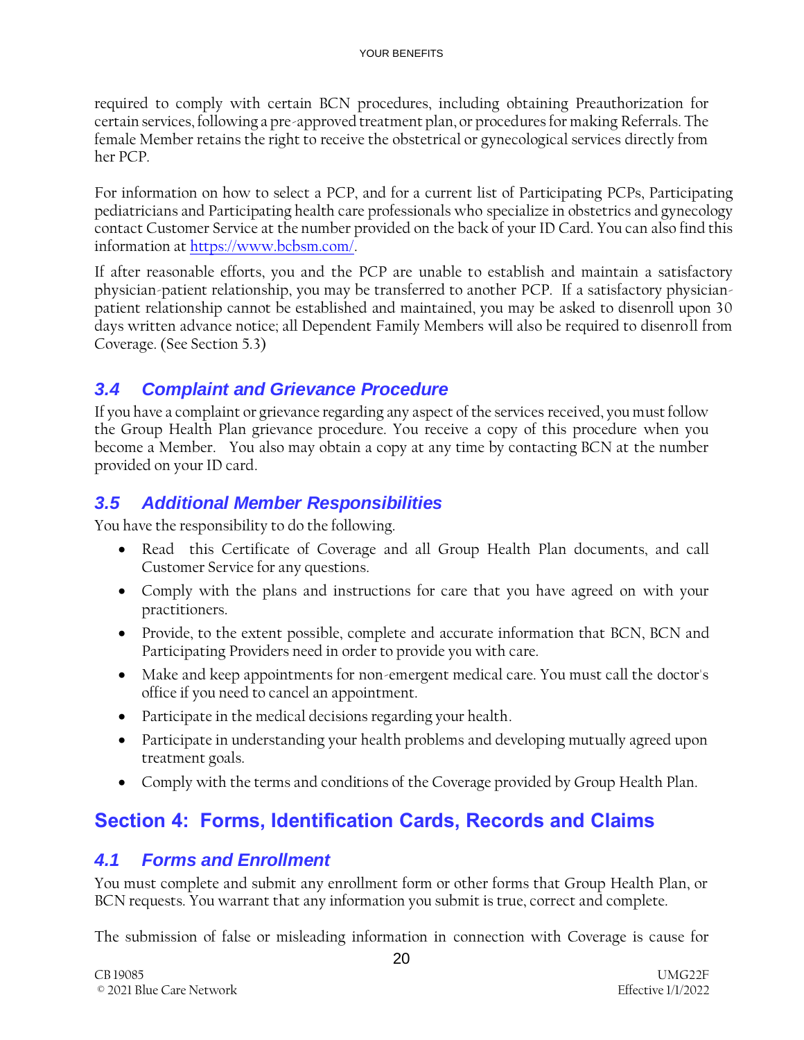required to comply with certain BCN procedures, including obtaining Preauthorization for certain services, following a pre-approved treatment plan, or procedures for making Referrals. The female Member retains the right to receive the obstetrical or gynecological services directly from her PCP.

For information on how to select a PCP, and for a current list of Participating PCPs, Participating pediatricians and Participating health care professionals who specialize in obstetrics and gynecology contact Customer Service at the number provided on the back of your ID Card. You can also find this information at https://www.bcbsm.com/.

If after reasonable efforts, you and the PCP are unable to establish and maintain a satisfactory physician-patient relationship, you may be transferred to another PCP. If a satisfactory physician-patient relationship cannot be established and maintained, you may be asked to disenroll upon 30 days written advance notice; all Dependent Family Members will also be required to disenroll from Coverage. (See Section 5.3)

### 3.4 Complaint and Grievance Procedure

If you have a complaint or grievance regarding any aspect of the services received, you must follow the Group Health Plan grievance procedure. You receive a copy of this procedure when you become a Member. You also may obtain a copy at any time by contacting BCN at the number provided on your ID card.

### 3.5 Additional Member Responsibilities

You have the responsibility to do the following.

- Read this Certificate of Coverage and all Group Health Plan documents, and call Customer Service for any questions.
- Comply with the plans and instructions for care that you have agreed on with your practitioners.
- Provide, to the extent possible, complete and accurate information that BCN, BCN and Participating Providers need in order to provide you with care.
- Make and keep appointments for non-emergent medical care. You must call the doctor's office if you need to cancel an appointment.
- Participate in the medical decisions regarding your health.
- Participate in understanding your health problems and developing mutually agreed upon treatment goals.
- Comply with the terms and conditions of the Coverage provided by Group Health Plan.

## Section 4: Forms, Identification Cards, Records and Claims

### 4.1 Forms and Enrollment

You must complete and submit any enrollment form or other forms that Group Health Plan, or BCN requests. You warrant that any information you submit is true, correct and complete.

The submission of false or misleading information in connection with Coverage is cause for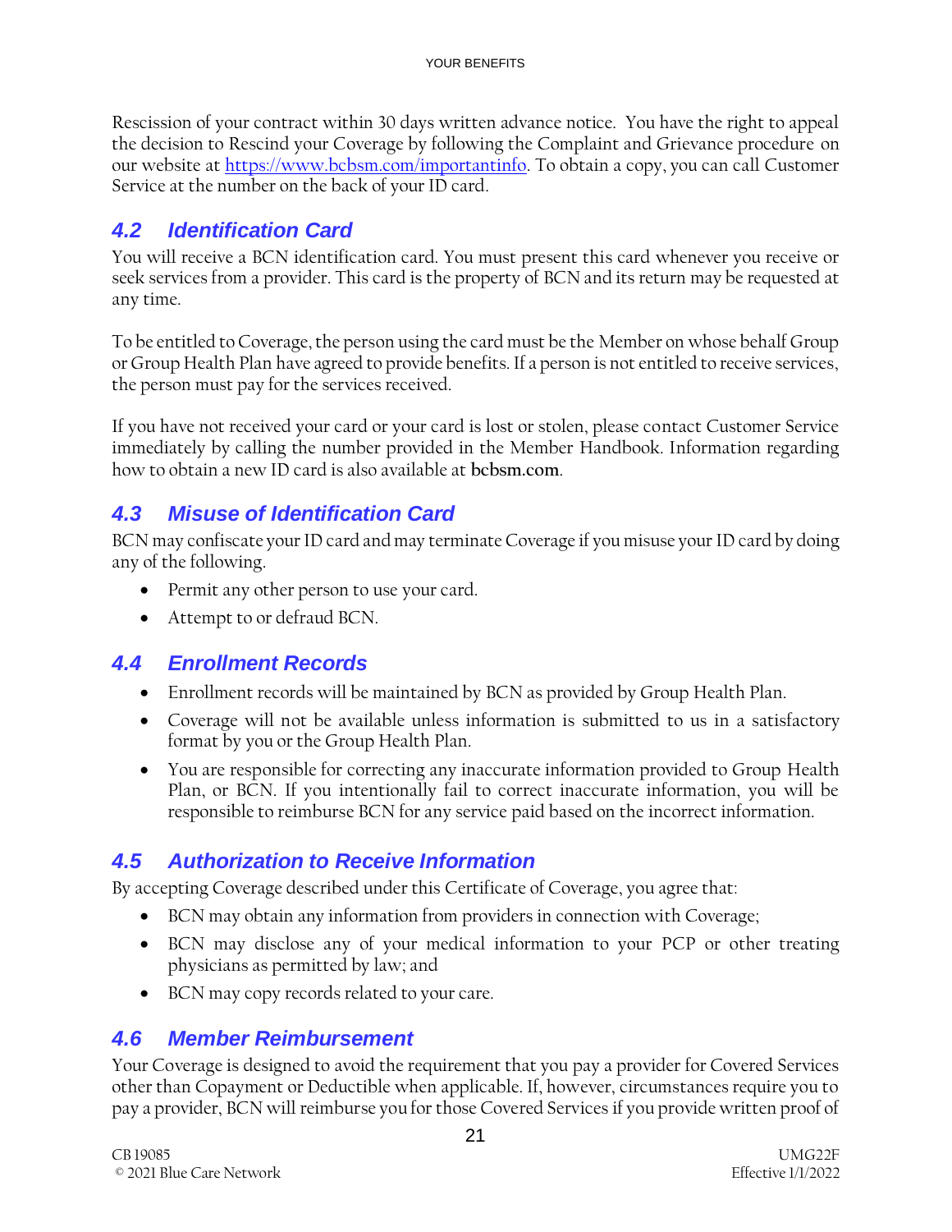Rescission of your contract within 30 days written advance notice. You have the right to appeal the decision to Rescind your Coverage by following the Complaint and Grievance procedure on our website at https://www.bcbsm.com/importantinfo. To obtain a copy, you can call Customer Service at the number on the back of your ID card.

## 4.2 Identification Card

You will receive a BCN identification card. You must present this card whenever you receive or seek services from a provider. This card is the property of BCN and its return may be requested at any time.

To be entitled to Coverage, the person using the card must be the Member on whose behalf Group or Group Health Plan have agreed to provide benefits. If a person is not entitled to receive services, the person must pay for the services received.

If you have not received your card or your card is lost or stolen, please contact Customer Service immediately by calling the number provided in the Member Handbook. Information regarding how to obtain a new ID card is also available at **bcbsm.com**.

## 4.3 Misuse of Identification Card

BCN may confiscate your ID card and may terminate Coverage if you misuse your ID card by doing any of the following.

- Permit any other person to use your card.
- Attempt to or defraud BCN.

## 4.4 Enrollment Records

- Enrollment records will be maintained by BCN as provided by Group Health Plan.
- Coverage will not be available unless information is submitted to us in a satisfactory format by you or the Group Health Plan.
- You are responsible for correcting any inaccurate information provided to Group Health Plan, or BCN. If you intentionally fail to correct inaccurate information, you will be responsible to reimburse BCN for any service paid based on the incorrect information.

## 4.5 Authorization to Receive Information

By accepting Coverage described under this Certificate of Coverage, you agree that:

- BCN may obtain any information from providers in connection with Coverage;
- BCN may disclose any of your medical information to your PCP or other treating physicians as permitted by law; and
- BCN may copy records related to your care.

## 4.6 Member Reimbursement

Your Coverage is designed to avoid the requirement that you pay a provider for Covered Services other than Copayment or Deductible when applicable. If, however, circumstances require you to pay a provider, BCN will reimburse you for those Covered Services if you provide written proof of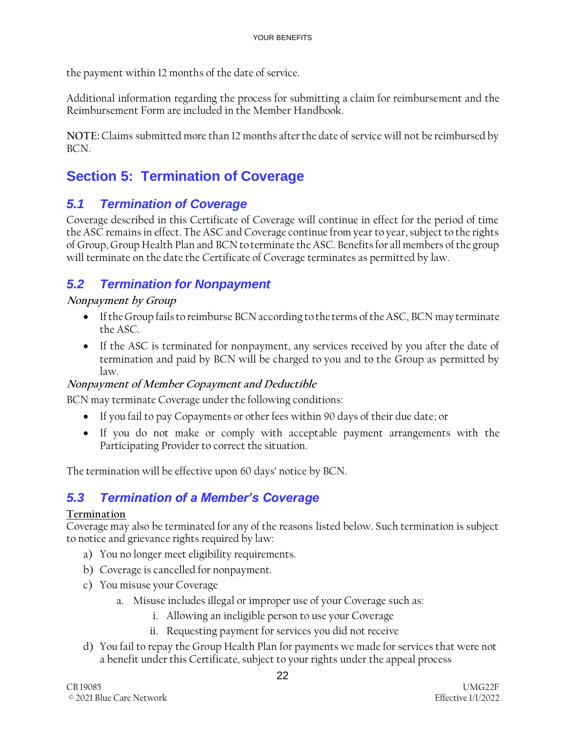the payment within 12 months of the date of service.

Additional information regarding the process for submitting a claim for reimbursement and the Reimbursement Form are included in the Member Handbook.

**NOTE:** Claims submitted more than 12 months after the date of service will not be reimbursed by BCN.

# Section 5: Termination of Coverage

## *5.1 Termination of Coverage*

Coverage described in this Certificate of Coverage will continue in effect for the period of time the ASC remains in effect. The ASC and Coverage continue from year to year, subject to the rights of Group, Group Health Plan and BCN to terminate the ASC. Benefits for all members of the group will terminate on the date the Certificate of Coverage terminates as permitted by law.

## *5.2 Termination for Nonpayment*

***Nonpayment by Group***

- If the Group fails to reimburse BCN according to the terms of the ASC, BCN may terminate the ASC.
- If the ASC is terminated for nonpayment, any services received by you after the date of termination and paid by BCN will be charged to you and to the Group as permitted by law.

***Nonpayment of Member Copayment and Deductible***

BCN may terminate Coverage under the following conditions:

- If you fail to pay Copayments or other fees within 90 days of their due date; or
- If you do not make or comply with acceptable payment arrangements with the Participating Provider to correct the situation.

The termination will be effective upon 60 days' notice by BCN.

## *5.3 Termination of a Member's Coverage*

**Termination**

Coverage may also be terminated for any of the reasons listed below. Such termination is subject to notice and grievance rights required by law:

a) You no longer meet eligibility requirements.
b) Coverage is cancelled for nonpayment.
c) You misuse your Coverage
    a. Misuse includes illegal or improper use of your Coverage such as:
        i. Allowing an ineligible person to use your Coverage
        ii. Requesting payment for services you did not receive
d) You fail to repay the Group Health Plan for payments we made for services that were not a benefit under this Certificate, subject to your rights under the appeal process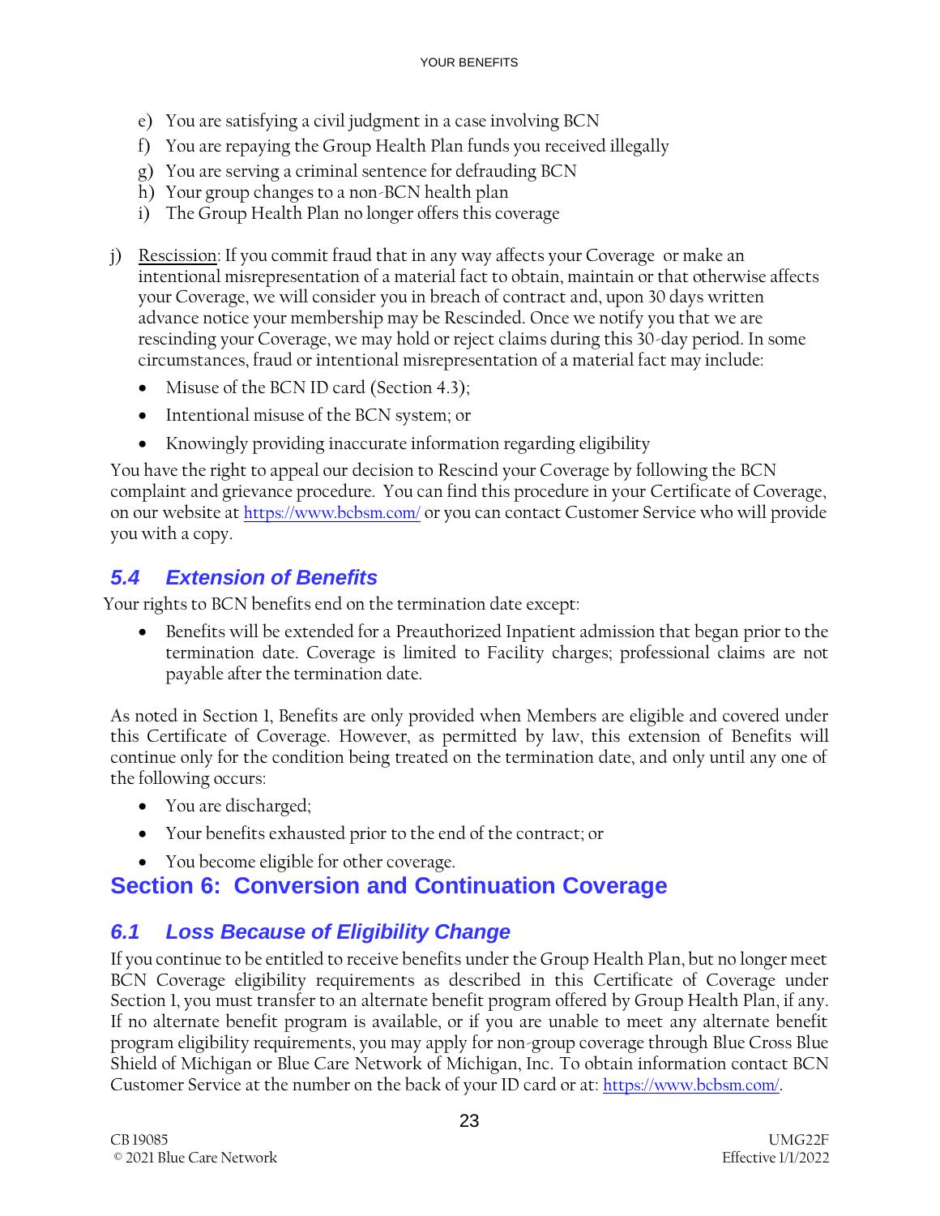e) You are satisfying a civil judgment in a case involving BCN
f) You are repaying the Group Health Plan funds you received illegally
g) You are serving a criminal sentence for defrauding BCN
h) Your group changes to a non-BCN health plan
i) The Group Health Plan no longer offers this coverage

j) Rescission: If you commit fraud that in any way affects your Coverage or make an intentional misrepresentation of a material fact to obtain, maintain or that otherwise affects your Coverage, we will consider you in breach of contract and, upon 30 days written advance notice your membership may be Rescinded. Once we notify you that we are rescinding your Coverage, we may hold or reject claims during this 30-day period. In some circumstances, fraud or intentional misrepresentation of a material fact may include:

- Misuse of the BCN ID card (Section 4.3);
- Intentional misuse of the BCN system; or
- Knowingly providing inaccurate information regarding eligibility

You have the right to appeal our decision to Rescind your Coverage by following the BCN complaint and grievance procedure. You can find this procedure in your Certificate of Coverage, on our website at https://www.bcbsm.com/ or you can contact Customer Service who will provide you with a copy.

### 5.4 Extension of Benefits

Your rights to BCN benefits end on the termination date except:

- Benefits will be extended for a Preauthorized Inpatient admission that began prior to the termination date. Coverage is limited to Facility charges; professional claims are not payable after the termination date.

As noted in Section 1, Benefits are only provided when Members are eligible and covered under this Certificate of Coverage. However, as permitted by law, this extension of Benefits will continue only for the condition being treated on the termination date, and only until any one of the following occurs:

- You are discharged;
- Your benefits exhausted prior to the end of the contract; or
- You become eligible for other coverage.

## Section 6: Conversion and Continuation Coverage

### 6.1 Loss Because of Eligibility Change

If you continue to be entitled to receive benefits under the Group Health Plan, but no longer meet BCN Coverage eligibility requirements as described in this Certificate of Coverage under Section 1, you must transfer to an alternate benefit program offered by Group Health Plan, if any. If no alternate benefit program is available, or if you are unable to meet any alternate benefit program eligibility requirements, you may apply for non-group coverage through Blue Cross Blue Shield of Michigan or Blue Care Network of Michigan, Inc. To obtain information contact BCN Customer Service at the number on the back of your ID card or at: https://www.bcbsm.com/.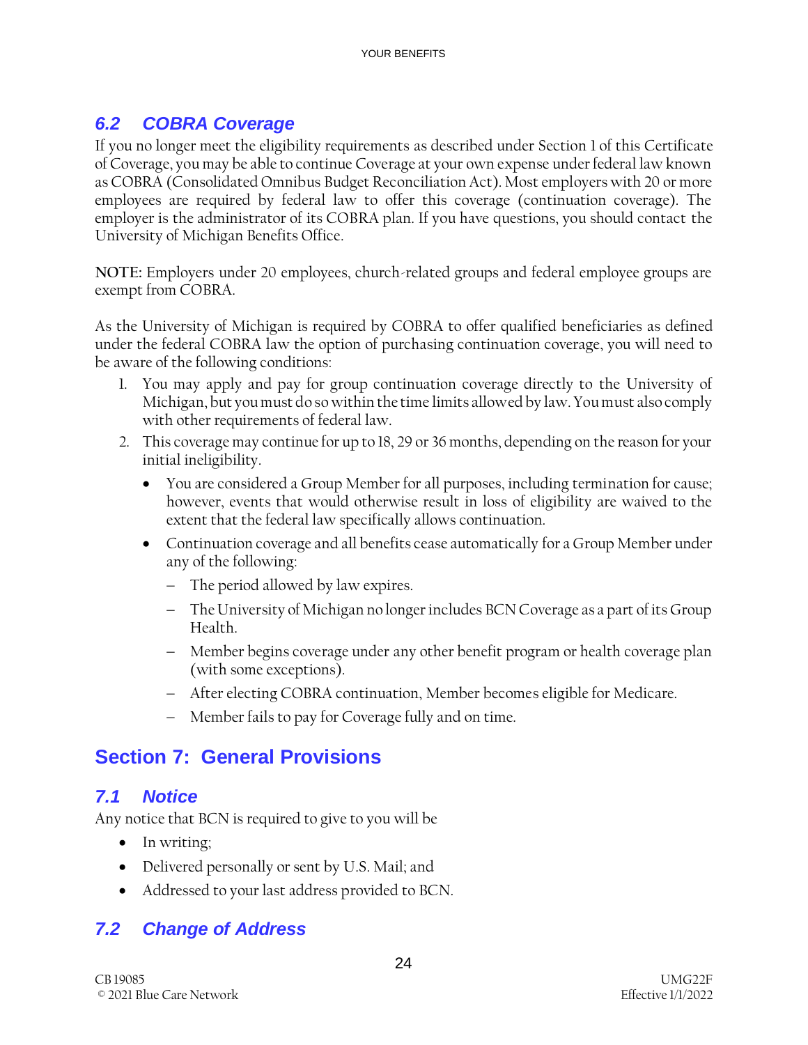## 6.2 COBRA Coverage

If you no longer meet the eligibility requirements as described under Section 1 of this Certificate of Coverage, you may be able to continue Coverage at your own expense under federal law known as COBRA (Consolidated Omnibus Budget Reconciliation Act). Most employers with 20 or more employees are required by federal law to offer this coverage (continuation coverage). The employer is the administrator of its COBRA plan. If you have questions, you should contact the University of Michigan Benefits Office.

**NOTE:** Employers under 20 employees, church-related groups and federal employee groups are exempt from COBRA.

As the University of Michigan is required by COBRA to offer qualified beneficiaries as defined under the federal COBRA law the option of purchasing continuation coverage, you will need to be aware of the following conditions:

1. You may apply and pay for group continuation coverage directly to the University of Michigan, but you must do so within the time limits allowed by law. You must also comply with other requirements of federal law.
2. This coverage may continue for up to 18, 29 or 36 months, depending on the reason for your initial ineligibility.
   - You are considered a Group Member for all purposes, including termination for cause; however, events that would otherwise result in loss of eligibility are waived to the extent that the federal law specifically allows continuation.
   - Continuation coverage and all benefits cease automatically for a Group Member under any of the following:
     - The period allowed by law expires.
     - The University of Michigan no longer includes BCN Coverage as a part of its Group Health.
     - Member begins coverage under any other benefit program or health coverage plan (with some exceptions).
     - After electing COBRA continuation, Member becomes eligible for Medicare.
     - Member fails to pay for Coverage fully and on time.

# Section 7: General Provisions

## 7.1 Notice

Any notice that BCN is required to give to you will be

- In writing;
- Delivered personally or sent by U.S. Mail; and
- Addressed to your last address provided to BCN.

## 7.2 Change of Address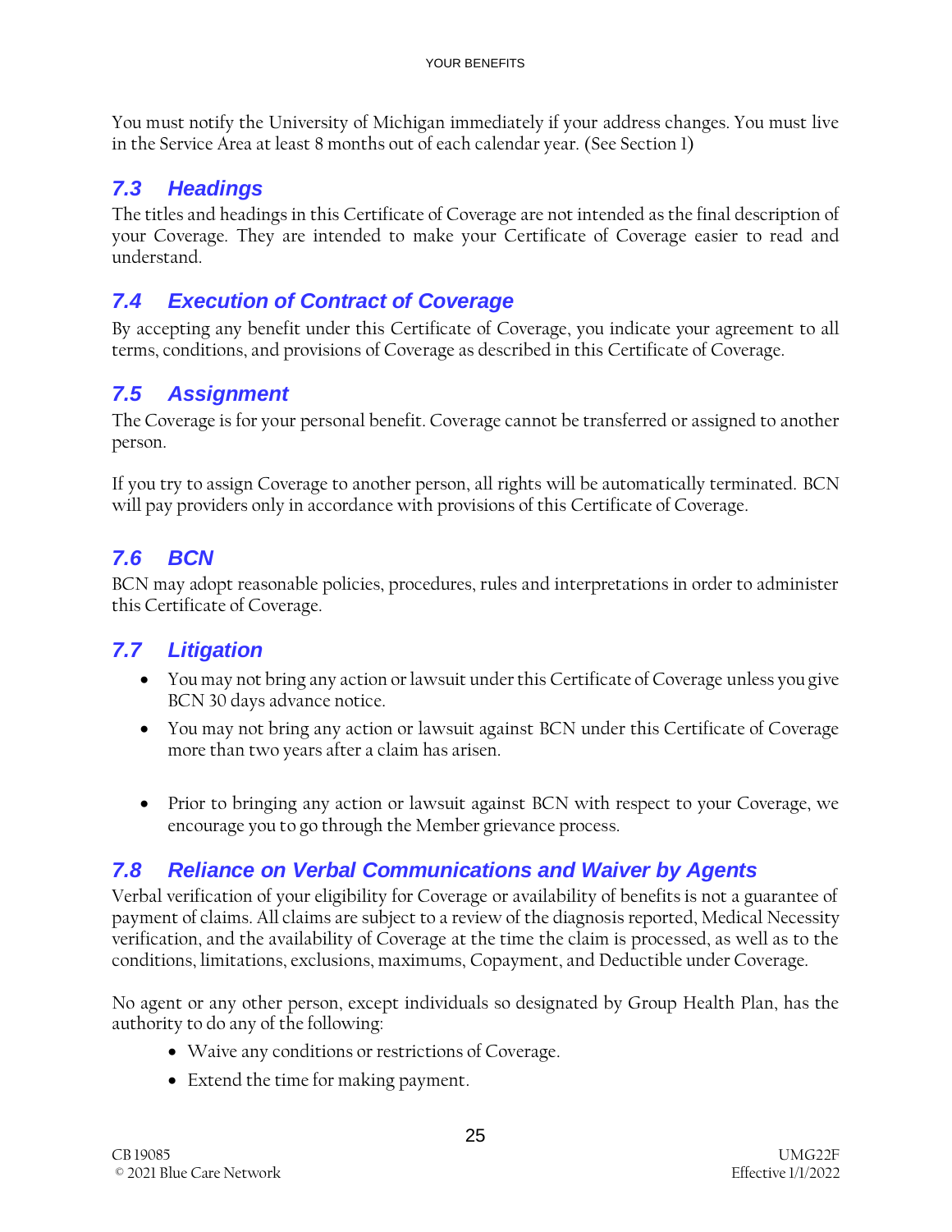You must notify the University of Michigan immediately if your address changes. You must live in the Service Area at least 8 months out of each calendar year. (See Section 1)

## 7.3 Headings

The titles and headings in this Certificate of Coverage are not intended as the final description of your Coverage. They are intended to make your Certificate of Coverage easier to read and understand.

## 7.4 Execution of Contract of Coverage

By accepting any benefit under this Certificate of Coverage, you indicate your agreement to all terms, conditions, and provisions of Coverage as described in this Certificate of Coverage.

## 7.5 Assignment

The Coverage is for your personal benefit. Coverage cannot be transferred or assigned to another person.

If you try to assign Coverage to another person, all rights will be automatically terminated. BCN will pay providers only in accordance with provisions of this Certificate of Coverage.

## 7.6 BCN

BCN may adopt reasonable policies, procedures, rules and interpretations in order to administer this Certificate of Coverage.

## 7.7 Litigation

- You may not bring any action or lawsuit under this Certificate of Coverage unless you give BCN 30 days advance notice.
- You may not bring any action or lawsuit against BCN under this Certificate of Coverage more than two years after a claim has arisen.
- Prior to bringing any action or lawsuit against BCN with respect to your Coverage, we encourage you to go through the Member grievance process.

## 7.8 Reliance on Verbal Communications and Waiver by Agents

Verbal verification of your eligibility for Coverage or availability of benefits is not a guarantee of payment of claims. All claims are subject to a review of the diagnosis reported, Medical Necessity verification, and the availability of Coverage at the time the claim is processed, as well as to the conditions, limitations, exclusions, maximums, Copayment, and Deductible under Coverage.

No agent or any other person, except individuals so designated by Group Health Plan, has the authority to do any of the following:

- Waive any conditions or restrictions of Coverage.
- Extend the time for making payment.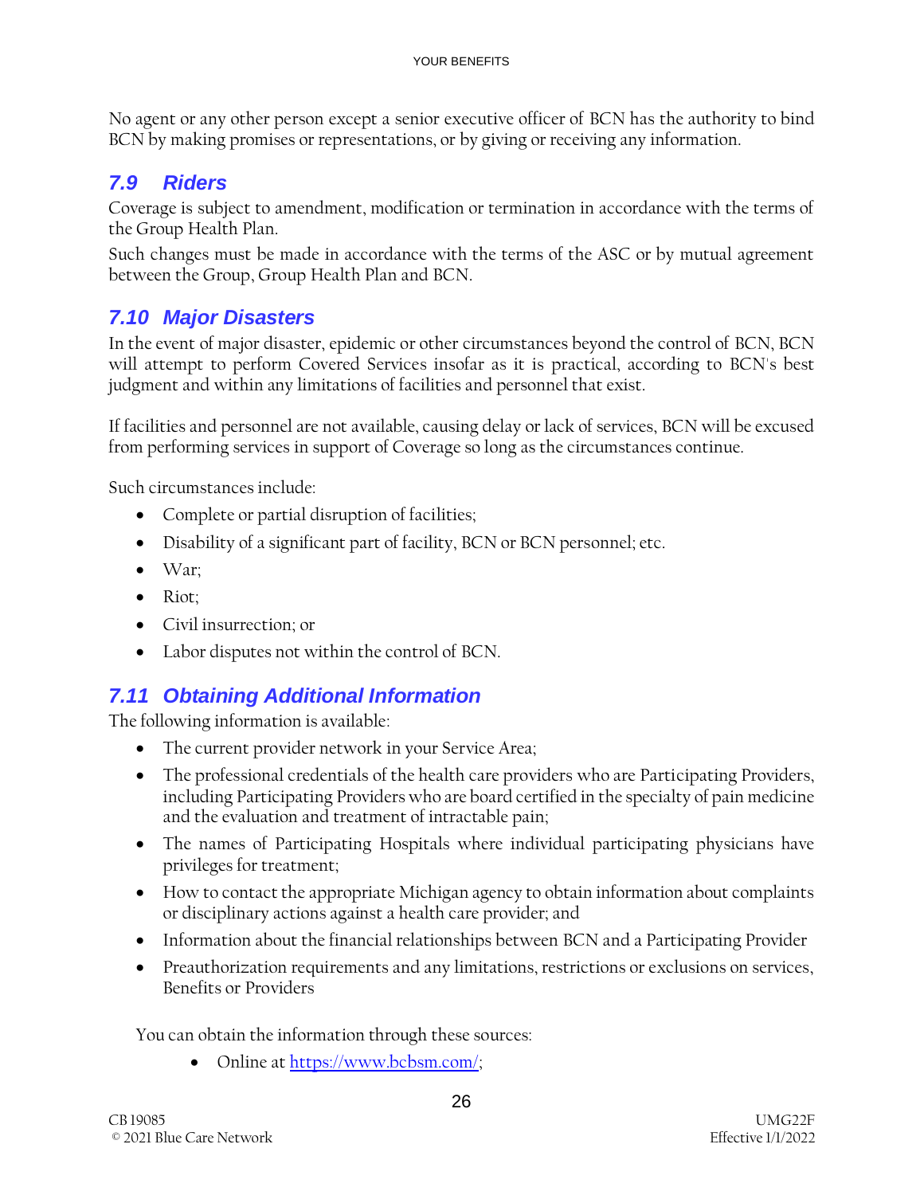No agent or any other person except a senior executive officer of BCN has the authority to bind BCN by making promises or representations, or by giving or receiving any information.

## 7.9 Riders

Coverage is subject to amendment, modification or termination in accordance with the terms of the Group Health Plan.

Such changes must be made in accordance with the terms of the ASC or by mutual agreement between the Group, Group Health Plan and BCN.

## 7.10 Major Disasters

In the event of major disaster, epidemic or other circumstances beyond the control of BCN, BCN will attempt to perform Covered Services insofar as it is practical, according to BCN's best judgment and within any limitations of facilities and personnel that exist.

If facilities and personnel are not available, causing delay or lack of services, BCN will be excused from performing services in support of Coverage so long as the circumstances continue.

Such circumstances include:

- Complete or partial disruption of facilities;
- Disability of a significant part of facility, BCN or BCN personnel; etc.
- War;
- Riot;
- Civil insurrection; or
- Labor disputes not within the control of BCN.

## 7.11 Obtaining Additional Information

The following information is available:

- The current provider network in your Service Area;
- The professional credentials of the health care providers who are Participating Providers, including Participating Providers who are board certified in the specialty of pain medicine and the evaluation and treatment of intractable pain;
- The names of Participating Hospitals where individual participating physicians have privileges for treatment;
- How to contact the appropriate Michigan agency to obtain information about complaints or disciplinary actions against a health care provider; and
- Information about the financial relationships between BCN and a Participating Provider
- Preauthorization requirements and any limitations, restrictions or exclusions on services, Benefits or Providers

You can obtain the information through these sources:

- Online at https://www.bcbsm.com/;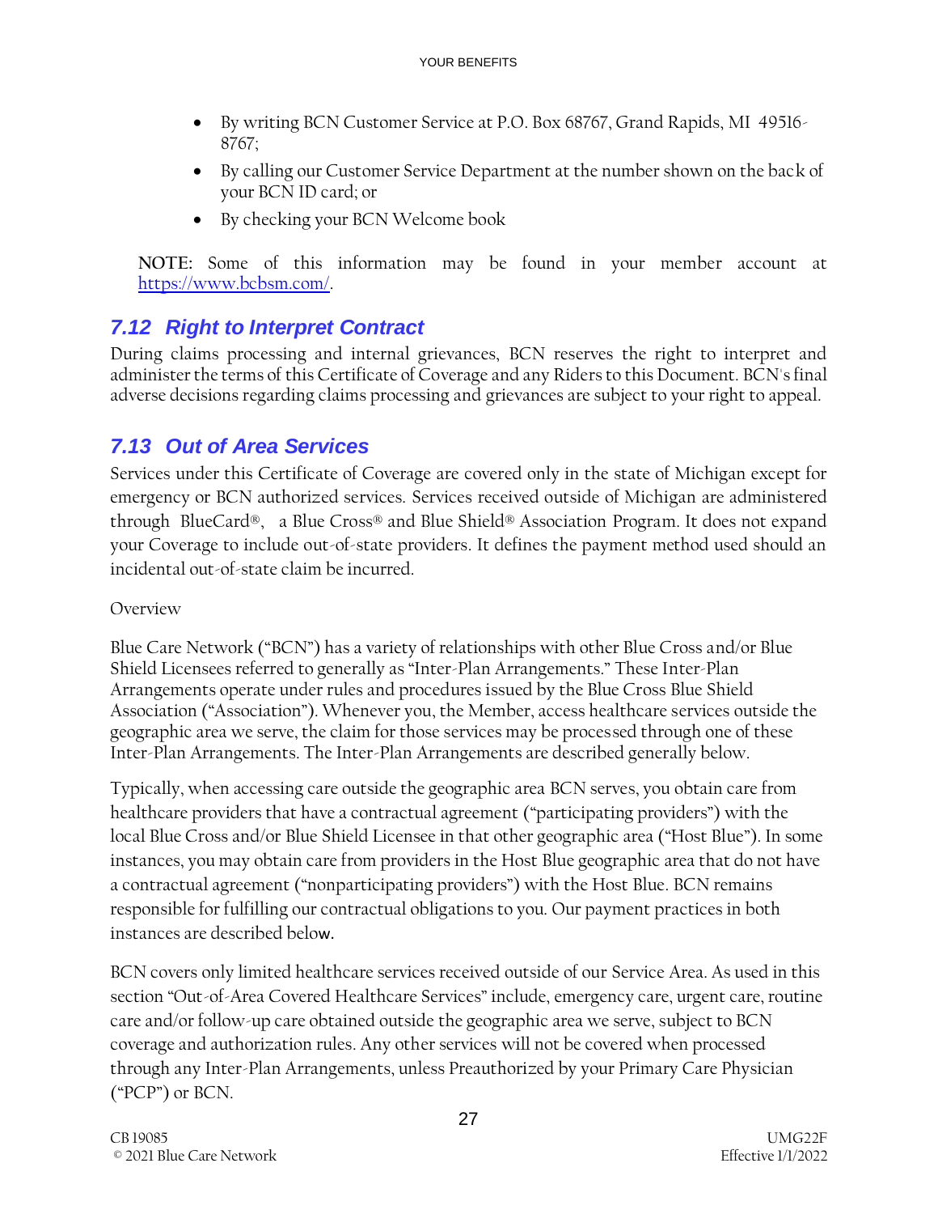- By writing BCN Customer Service at P.O. Box 68767, Grand Rapids, MI 49516-8767;
- By calling our Customer Service Department at the number shown on the back of your BCN ID card; or
- By checking your BCN Welcome book

**NOTE:** Some of this information may be found in your member account at https://www.bcbsm.com/.

## 7.12 Right to Interpret Contract

During claims processing and internal grievances, BCN reserves the right to interpret and administer the terms of this Certificate of Coverage and any Riders to this Document. BCN's final adverse decisions regarding claims processing and grievances are subject to your right to appeal.

## 7.13 Out of Area Services

Services under this Certificate of Coverage are covered only in the state of Michigan except for emergency or BCN authorized services. Services received outside of Michigan are administered through BlueCard®, a Blue Cross® and Blue Shield® Association Program. It does not expand your Coverage to include out-of-state providers. It defines the payment method used should an incidental out-of-state claim be incurred.

Overview

Blue Care Network ("BCN") has a variety of relationships with other Blue Cross and/or Blue Shield Licensees referred to generally as "Inter-Plan Arrangements." These Inter-Plan Arrangements operate under rules and procedures issued by the Blue Cross Blue Shield Association ("Association"). Whenever you, the Member, access healthcare services outside the geographic area we serve, the claim for those services may be processed through one of these Inter-Plan Arrangements. The Inter-Plan Arrangements are described generally below.

Typically, when accessing care outside the geographic area BCN serves, you obtain care from healthcare providers that have a contractual agreement ("participating providers") with the local Blue Cross and/or Blue Shield Licensee in that other geographic area ("Host Blue"). In some instances, you may obtain care from providers in the Host Blue geographic area that do not have a contractual agreement ("nonparticipating providers") with the Host Blue. BCN remains responsible for fulfilling our contractual obligations to you. Our payment practices in both instances are described below.

BCN covers only limited healthcare services received outside of our Service Area. As used in this section "Out-of-Area Covered Healthcare Services" include, emergency care, urgent care, routine care and/or follow-up care obtained outside the geographic area we serve, subject to BCN coverage and authorization rules. Any other services will not be covered when processed through any Inter-Plan Arrangements, unless Preauthorized by your Primary Care Physician ("PCP") or BCN.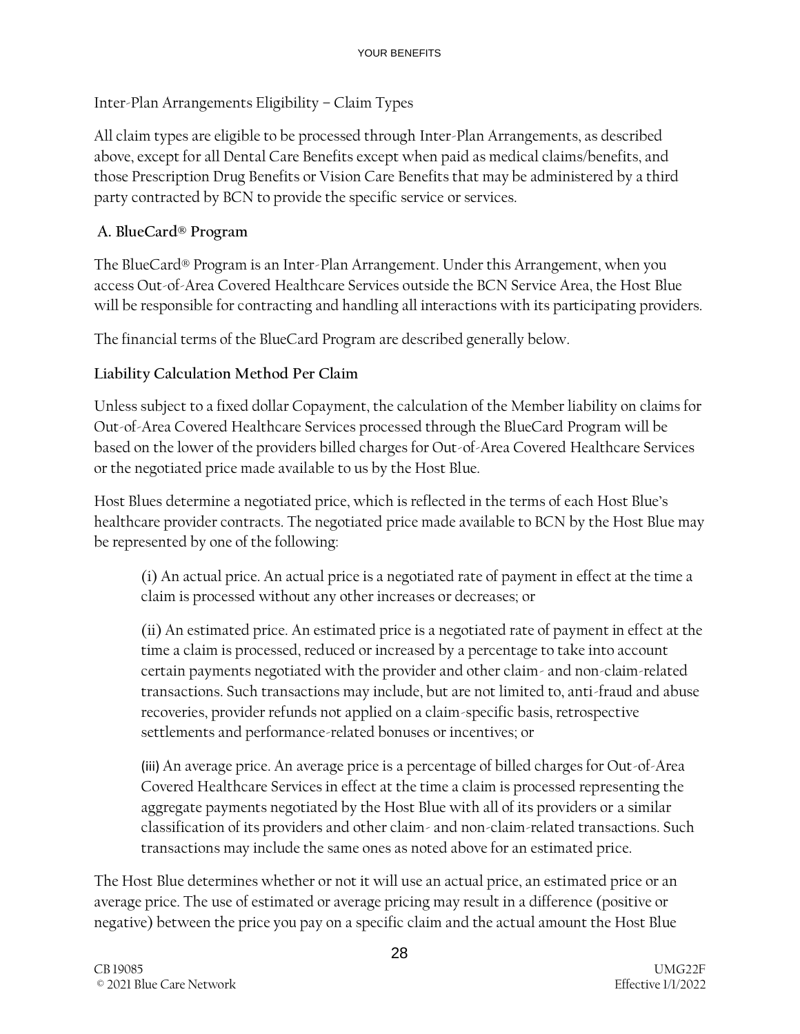Inter-Plan Arrangements Eligibility – Claim Types

All claim types are eligible to be processed through Inter-Plan Arrangements, as described above, except for all Dental Care Benefits except when paid as medical claims/benefits, and those Prescription Drug Benefits or Vision Care Benefits that may be administered by a third party contracted by BCN to provide the specific service or services.

### A. BlueCard® Program

The BlueCard® Program is an Inter-Plan Arrangement. Under this Arrangement, when you access Out-of-Area Covered Healthcare Services outside the BCN Service Area, the Host Blue will be responsible for contracting and handling all interactions with its participating providers.

The financial terms of the BlueCard Program are described generally below.

#### Liability Calculation Method Per Claim

Unless subject to a fixed dollar Copayment, the calculation of the Member liability on claims for Out-of-Area Covered Healthcare Services processed through the BlueCard Program will be based on the lower of the providers billed charges for Out-of-Area Covered Healthcare Services or the negotiated price made available to us by the Host Blue.

Host Blues determine a negotiated price, which is reflected in the terms of each Host Blue's healthcare provider contracts. The negotiated price made available to BCN by the Host Blue may be represented by one of the following:

(i) An actual price. An actual price is a negotiated rate of payment in effect at the time a claim is processed without any other increases or decreases; or

(ii) An estimated price. An estimated price is a negotiated rate of payment in effect at the time a claim is processed, reduced or increased by a percentage to take into account certain payments negotiated with the provider and other claim- and non-claim-related transactions. Such transactions may include, but are not limited to, anti-fraud and abuse recoveries, provider refunds not applied on a claim-specific basis, retrospective settlements and performance-related bonuses or incentives; or

(iii) An average price. An average price is a percentage of billed charges for Out-of-Area Covered Healthcare Services in effect at the time a claim is processed representing the aggregate payments negotiated by the Host Blue with all of its providers or a similar classification of its providers and other claim- and non-claim-related transactions. Such transactions may include the same ones as noted above for an estimated price.

The Host Blue determines whether or not it will use an actual price, an estimated price or an average price. The use of estimated or average pricing may result in a difference (positive or negative) between the price you pay on a specific claim and the actual amount the Host Blue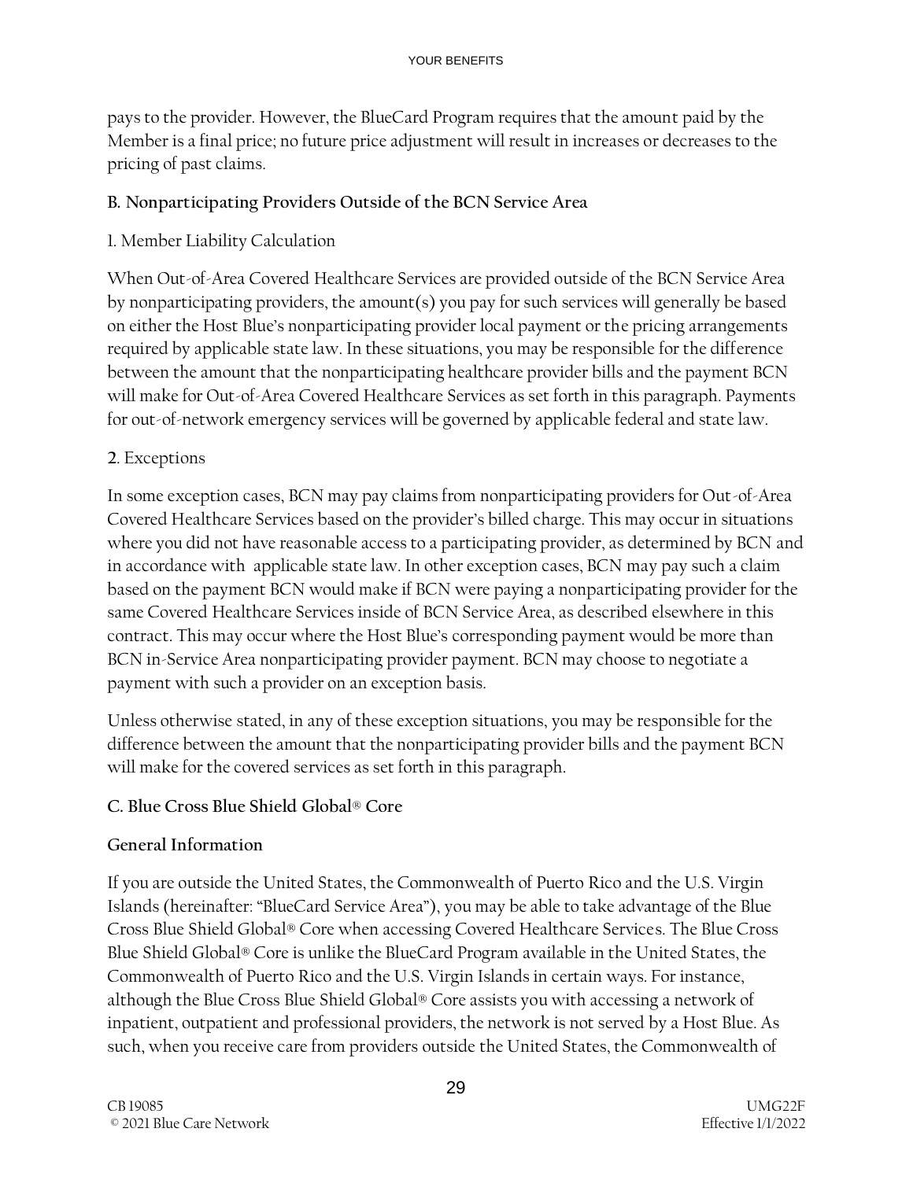pays to the provider. However, the BlueCard Program requires that the amount paid by the Member is a final price; no future price adjustment will result in increases or decreases to the pricing of past claims.

**B. Nonparticipating Providers Outside of the BCN Service Area**

1. Member Liability Calculation

When Out-of-Area Covered Healthcare Services are provided outside of the BCN Service Area by nonparticipating providers, the amount(s) you pay for such services will generally be based on either the Host Blue's nonparticipating provider local payment or the pricing arrangements required by applicable state law. In these situations, you may be responsible for the difference between the amount that the nonparticipating healthcare provider bills and the payment BCN will make for Out-of-Area Covered Healthcare Services as set forth in this paragraph. Payments for out-of-network emergency services will be governed by applicable federal and state law.

**2**. Exceptions

In some exception cases, BCN may pay claims from nonparticipating providers for Out-of-Area Covered Healthcare Services based on the provider's billed charge. This may occur in situations where you did not have reasonable access to a participating provider, as determined by BCN and in accordance with applicable state law. In other exception cases, BCN may pay such a claim based on the payment BCN would make if BCN were paying a nonparticipating provider for the same Covered Healthcare Services inside of BCN Service Area, as described elsewhere in this contract. This may occur where the Host Blue's corresponding payment would be more than BCN in-Service Area nonparticipating provider payment. BCN may choose to negotiate a payment with such a provider on an exception basis.

Unless otherwise stated, in any of these exception situations, you may be responsible for the difference between the amount that the nonparticipating provider bills and the payment BCN will make for the covered services as set forth in this paragraph.

**C. Blue Cross Blue Shield Global® Core**

**General Information**

If you are outside the United States, the Commonwealth of Puerto Rico and the U.S. Virgin Islands (hereinafter: "BlueCard Service Area"), you may be able to take advantage of the Blue Cross Blue Shield Global® Core when accessing Covered Healthcare Services. The Blue Cross Blue Shield Global® Core is unlike the BlueCard Program available in the United States, the Commonwealth of Puerto Rico and the U.S. Virgin Islands in certain ways. For instance, although the Blue Cross Blue Shield Global® Core assists you with accessing a network of inpatient, outpatient and professional providers, the network is not served by a Host Blue. As such, when you receive care from providers outside the United States, the Commonwealth of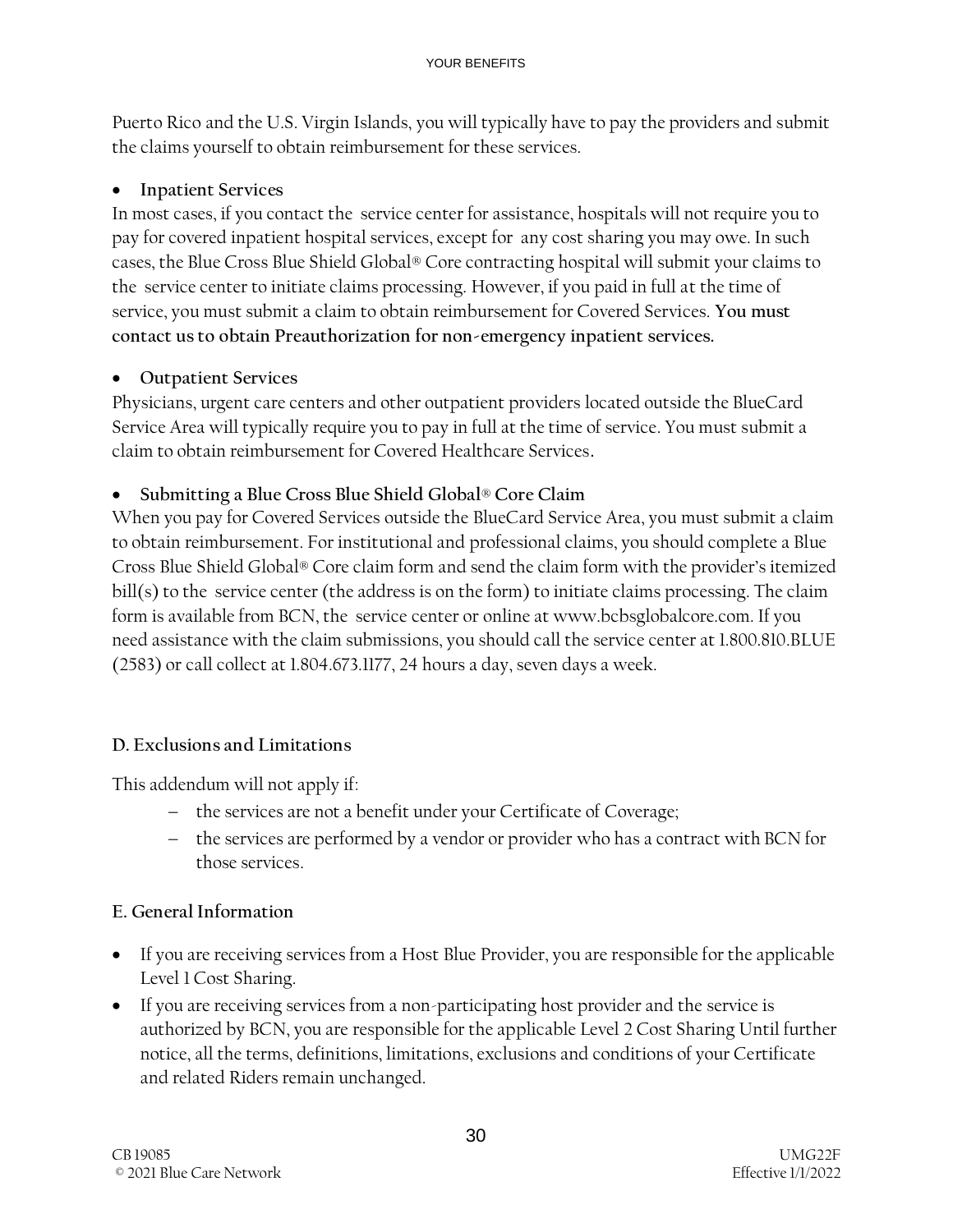Puerto Rico and the U.S. Virgin Islands, you will typically have to pay the providers and submit the claims yourself to obtain reimbursement for these services.

- **Inpatient Services**

In most cases, if you contact the service center for assistance, hospitals will not require you to pay for covered inpatient hospital services, except for any cost sharing you may owe. In such cases, the Blue Cross Blue Shield Global® Core contracting hospital will submit your claims to the service center to initiate claims processing. However, if you paid in full at the time of service, you must submit a claim to obtain reimbursement for Covered Services. **You must contact us to obtain Preauthorization for non-emergency inpatient services.**

- **Outpatient Services**

Physicians, urgent care centers and other outpatient providers located outside the BlueCard Service Area will typically require you to pay in full at the time of service. You must submit a claim to obtain reimbursement for Covered Healthcare Services.

- **Submitting a Blue Cross Blue Shield Global® Core Claim**

When you pay for Covered Services outside the BlueCard Service Area, you must submit a claim to obtain reimbursement. For institutional and professional claims, you should complete a Blue Cross Blue Shield Global® Core claim form and send the claim form with the provider's itemized bill(s) to the service center (the address is on the form) to initiate claims processing. The claim form is available from BCN, the service center or online at www.bcbsglobalcore.com. If you need assistance with the claim submissions, you should call the service center at 1.800.810.BLUE (2583) or call collect at 1.804.673.1177, 24 hours a day, seven days a week.

### D. Exclusions and Limitations

This addendum will not apply if:

- the services are not a benefit under your Certificate of Coverage;
- the services are performed by a vendor or provider who has a contract with BCN for those services.

### E. General Information

- If you are receiving services from a Host Blue Provider, you are responsible for the applicable Level 1 Cost Sharing.
- If you are receiving services from a non-participating host provider and the service is authorized by BCN, you are responsible for the applicable Level 2 Cost Sharing Until further notice, all the terms, definitions, limitations, exclusions and conditions of your Certificate and related Riders remain unchanged.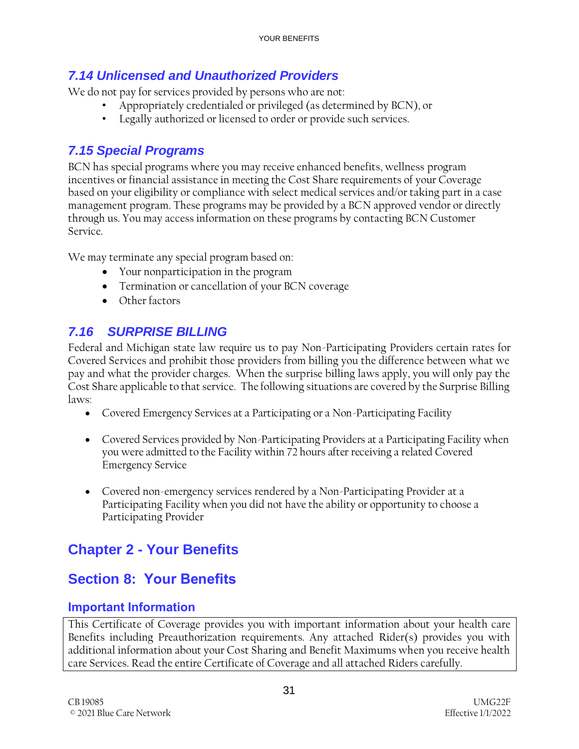### *7.14 Unlicensed and Unauthorized Providers*

We do not pay for services provided by persons who are not:

- Appropriately credentialed or privileged (as determined by BCN), or
- Legally authorized or licensed to order or provide such services.

### *7.15 Special Programs*

BCN has special programs where you may receive enhanced benefits, wellness program incentives or financial assistance in meeting the Cost Share requirements of your Coverage based on your eligibility or compliance with select medical services and/or taking part in a case management program. These programs may be provided by a BCN approved vendor or directly through us. You may access information on these programs by contacting BCN Customer Service.

We may terminate any special program based on:

- Your nonparticipation in the program
- Termination or cancellation of your BCN coverage
- Other factors

### *7.16 SURPRISE BILLING*

Federal and Michigan state law require us to pay Non-Participating Providers certain rates for Covered Services and prohibit those providers from billing you the difference between what we pay and what the provider charges. When the surprise billing laws apply, you will only pay the Cost Share applicable to that service. The following situations are covered by the Surprise Billing laws:

- Covered Emergency Services at a Participating or a Non-Participating Facility
- Covered Services provided by Non-Participating Providers at a Participating Facility when you were admitted to the Facility within 72 hours after receiving a related Covered Emergency Service
- Covered non-emergency services rendered by a Non-Participating Provider at a Participating Facility when you did not have the ability or opportunity to choose a Participating Provider

# Chapter 2 - Your Benefits

## Section 8: Your Benefits

### Important Information

This Certificate of Coverage provides you with important information about your health care Benefits including Preauthorization requirements. Any attached Rider(s) provides you with additional information about your Cost Sharing and Benefit Maximums when you receive health care Services. Read the entire Certificate of Coverage and all attached Riders carefully.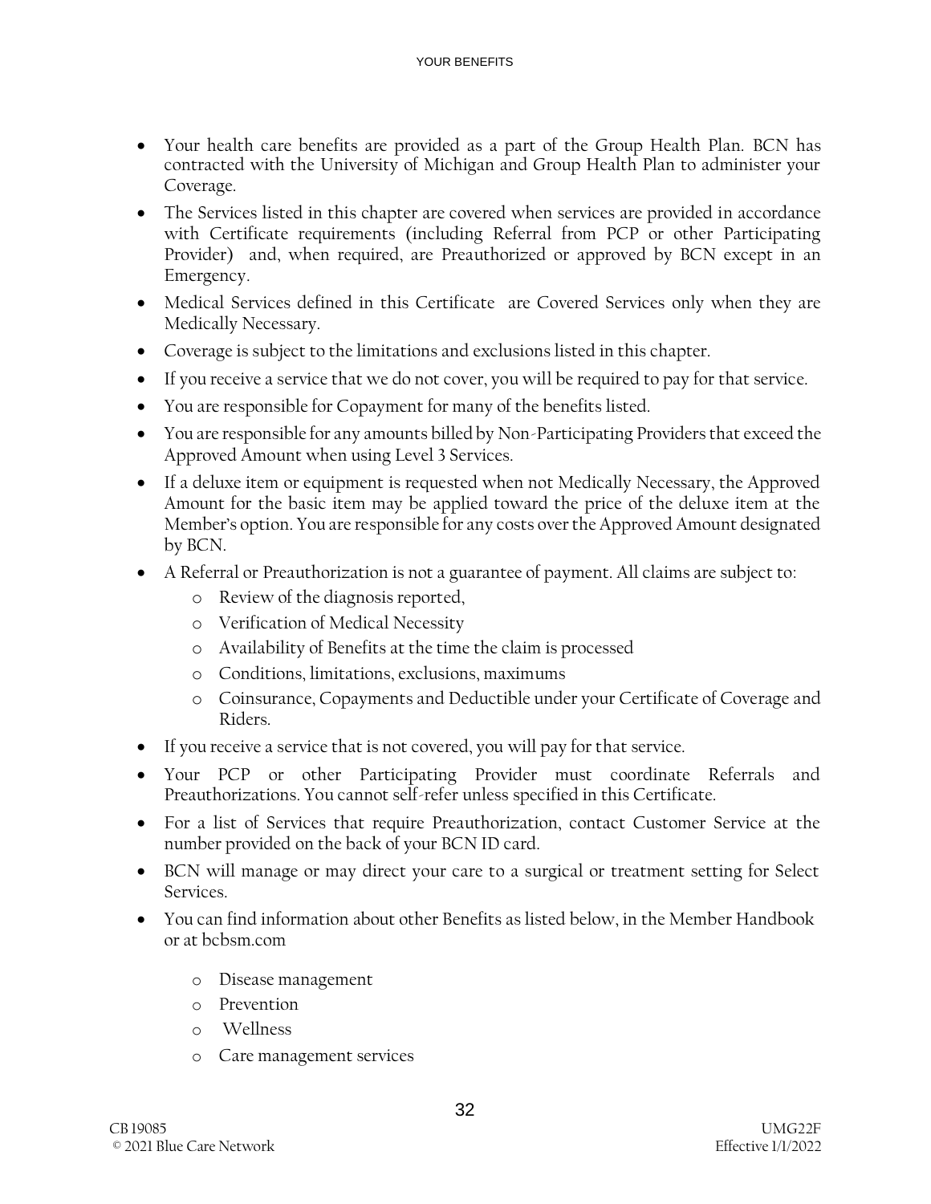- Your health care benefits are provided as a part of the Group Health Plan. BCN has contracted with the University of Michigan and Group Health Plan to administer your Coverage.
- The Services listed in this chapter are covered when services are provided in accordance with Certificate requirements (including Referral from PCP or other Participating Provider) and, when required, are Preauthorized or approved by BCN except in an Emergency.
- Medical Services defined in this Certificate are Covered Services only when they are Medically Necessary.
- Coverage is subject to the limitations and exclusions listed in this chapter.
- If you receive a service that we do not cover, you will be required to pay for that service.
- You are responsible for Copayment for many of the benefits listed.
- You are responsible for any amounts billed by Non-Participating Providers that exceed the Approved Amount when using Level 3 Services.
- If a deluxe item or equipment is requested when not Medically Necessary, the Approved Amount for the basic item may be applied toward the price of the deluxe item at the Member's option. You are responsible for any costs over the Approved Amount designated by BCN.
- A Referral or Preauthorization is not a guarantee of payment. All claims are subject to:
  - Review of the diagnosis reported,
  - Verification of Medical Necessity
  - Availability of Benefits at the time the claim is processed
  - Conditions, limitations, exclusions, maximums
  - Coinsurance, Copayments and Deductible under your Certificate of Coverage and Riders.
- If you receive a service that is not covered, you will pay for that service.
- Your PCP or other Participating Provider must coordinate Referrals and Preauthorizations. You cannot self-refer unless specified in this Certificate.
- For a list of Services that require Preauthorization, contact Customer Service at the number provided on the back of your BCN ID card.
- BCN will manage or may direct your care to a surgical or treatment setting for Select Services.
- You can find information about other Benefits as listed below, in the Member Handbook or at bcbsm.com
  - Disease management
  - Prevention
  - Wellness
  - Care management services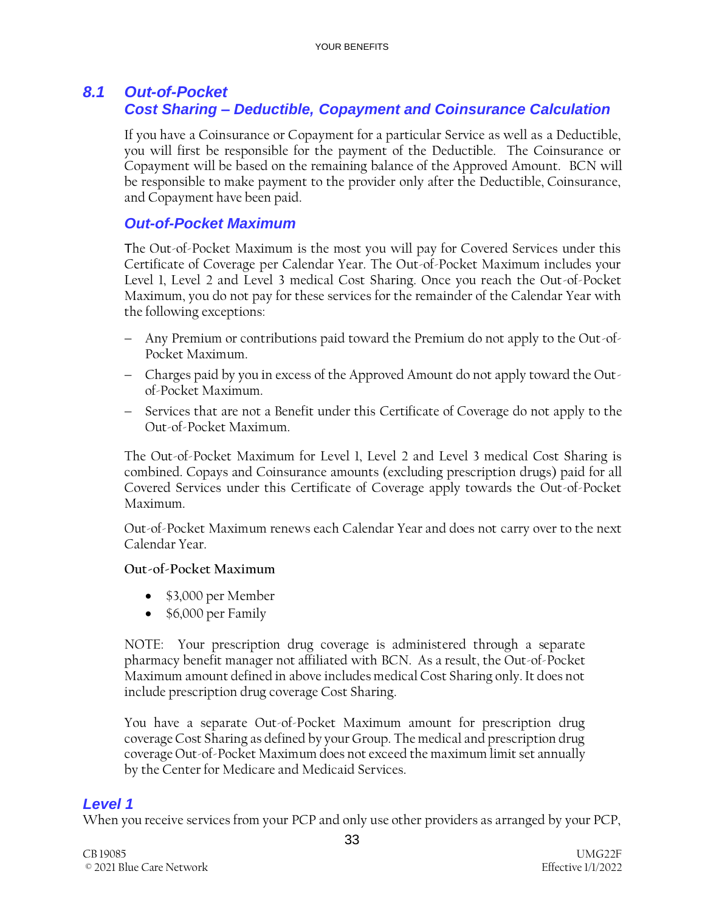## 8.1 Out-of-Pocket Cost Sharing – Deductible, Copayment and Coinsurance Calculation

If you have a Coinsurance or Copayment for a particular Service as well as a Deductible, you will first be responsible for the payment of the Deductible. The Coinsurance or Copayment will be based on the remaining balance of the Approved Amount. BCN will be responsible to make payment to the provider only after the Deductible, Coinsurance, and Copayment have been paid.

### Out-of-Pocket Maximum

The Out-of-Pocket Maximum is the most you will pay for Covered Services under this Certificate of Coverage per Calendar Year. The Out-of-Pocket Maximum includes your Level 1, Level 2 and Level 3 medical Cost Sharing. Once you reach the Out-of-Pocket Maximum, you do not pay for these services for the remainder of the Calendar Year with the following exceptions:

– Any Premium or contributions paid toward the Premium do not apply to the Out-of-Pocket Maximum.

– Charges paid by you in excess of the Approved Amount do not apply toward the Out-of-Pocket Maximum.

– Services that are not a Benefit under this Certificate of Coverage do not apply to the Out-of-Pocket Maximum.

The Out-of-Pocket Maximum for Level 1, Level 2 and Level 3 medical Cost Sharing is combined. Copays and Coinsurance amounts (excluding prescription drugs) paid for all Covered Services under this Certificate of Coverage apply towards the Out-of-Pocket Maximum.

Out-of-Pocket Maximum renews each Calendar Year and does not carry over to the next Calendar Year.

**Out-of-Pocket Maximum**

- $3,000 per Member
- $6,000 per Family

NOTE: Your prescription drug coverage is administered through a separate pharmacy benefit manager not affiliated with BCN. As a result, the Out-of-Pocket Maximum amount defined in above includes medical Cost Sharing only. It does not include prescription drug coverage Cost Sharing.

You have a separate Out-of-Pocket Maximum amount for prescription drug coverage Cost Sharing as defined by your Group. The medical and prescription drug coverage Out-of-Pocket Maximum does not exceed the maximum limit set annually by the Center for Medicare and Medicaid Services.

### Level 1

When you receive services from your PCP and only use other providers as arranged by your PCP,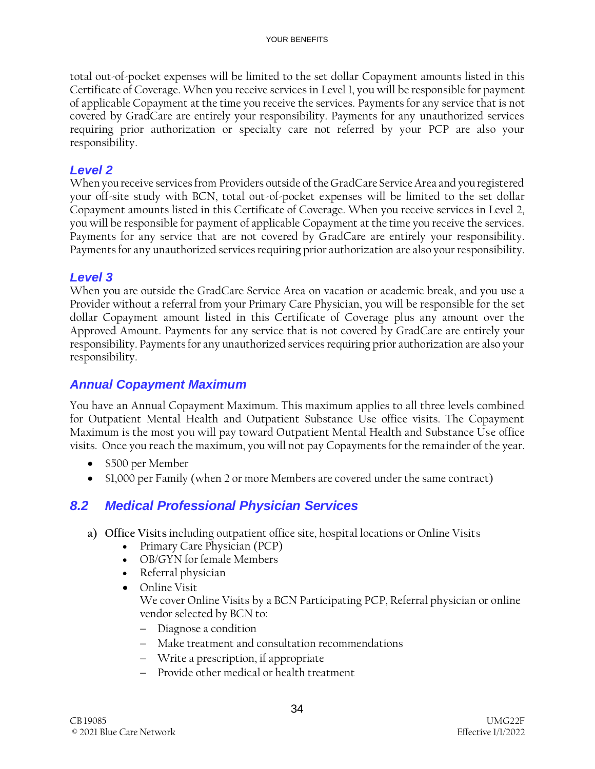total out-of-pocket expenses will be limited to the set dollar Copayment amounts listed in this Certificate of Coverage. When you receive services in Level 1, you will be responsible for payment of applicable Copayment at the time you receive the services. Payments for any service that is not covered by GradCare are entirely your responsibility. Payments for any unauthorized services requiring prior authorization or specialty care not referred by your PCP are also your responsibility.

### *Level 2*

When you receive services from Providers outside of the GradCare Service Area and you registered your off-site study with BCN, total out-of-pocket expenses will be limited to the set dollar Copayment amounts listed in this Certificate of Coverage. When you receive services in Level 2, you will be responsible for payment of applicable Copayment at the time you receive the services. Payments for any service that are not covered by GradCare are entirely your responsibility. Payments for any unauthorized services requiring prior authorization are also your responsibility.

### *Level 3*

When you are outside the GradCare Service Area on vacation or academic break, and you use a Provider without a referral from your Primary Care Physician, you will be responsible for the set dollar Copayment amount listed in this Certificate of Coverage plus any amount over the Approved Amount. Payments for any service that is not covered by GradCare are entirely your responsibility. Payments for any unauthorized services requiring prior authorization are also your responsibility.

### *Annual Copayment Maximum*

You have an Annual Copayment Maximum. This maximum applies to all three levels combined for Outpatient Mental Health and Outpatient Substance Use office visits. The Copayment Maximum is the most you will pay toward Outpatient Mental Health and Substance Use office visits. Once you reach the maximum, you will not pay Copayments for the remainder of the year.

- $500 per Member
- $1,000 per Family (when 2 or more Members are covered under the same contract)

## *8.2 Medical Professional Physician Services*

a) **Office Visits** including outpatient office site, hospital locations or Online Visits
   - Primary Care Physician (PCP)
   - OB/GYN for female Members
   - Referral physician
   - Online Visit
     We cover Online Visits by a BCN Participating PCP, Referral physician or online vendor selected by BCN to:
     - Diagnose a condition
     - Make treatment and consultation recommendations
     - Write a prescription, if appropriate
     - Provide other medical or health treatment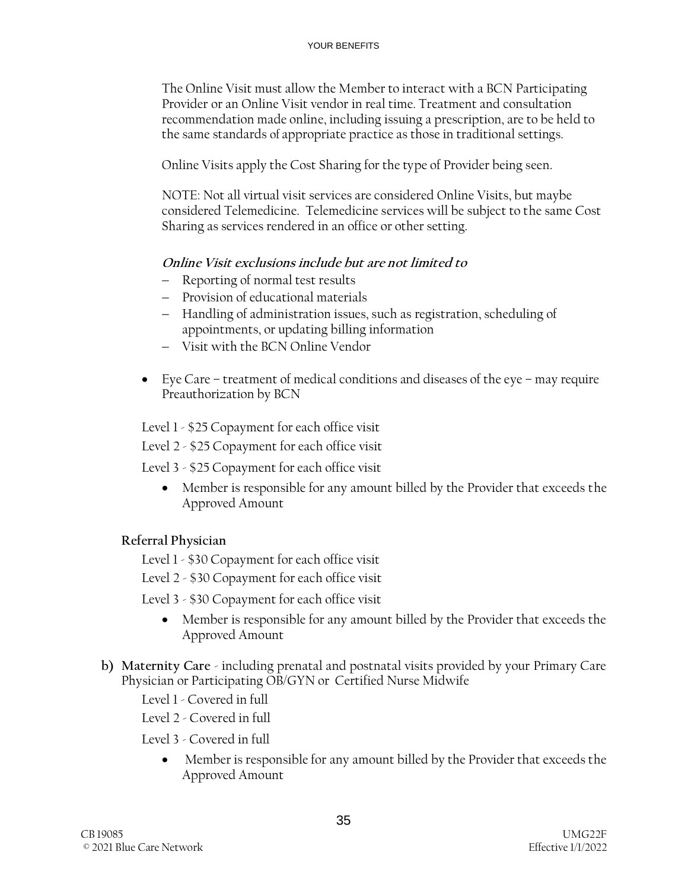The Online Visit must allow the Member to interact with a BCN Participating Provider or an Online Visit vendor in real time. Treatment and consultation recommendation made online, including issuing a prescription, are to be held to the same standards of appropriate practice as those in traditional settings.

Online Visits apply the Cost Sharing for the type of Provider being seen.

NOTE: Not all virtual visit services are considered Online Visits, but maybe considered Telemedicine. Telemedicine services will be subject to the same Cost Sharing as services rendered in an office or other setting.

***Online Visit exclusions include but are not limited to***

- Reporting of normal test results
- Provision of educational materials
- Handling of administration issues, such as registration, scheduling of appointments, or updating billing information
- Visit with the BCN Online Vendor

- Eye Care – treatment of medical conditions and diseases of the eye – may require Preauthorization by BCN

Level 1 - $25 Copayment for each office visit

Level 2 - $25 Copayment for each office visit

Level 3 - $25 Copayment for each office visit

- Member is responsible for any amount billed by the Provider that exceeds the Approved Amount

**Referral Physician**

Level 1 - $30 Copayment for each office visit

Level 2 - $30 Copayment for each office visit

Level 3 - $30 Copayment for each office visit

- Member is responsible for any amount billed by the Provider that exceeds the Approved Amount

**b) Maternity Care** - including prenatal and postnatal visits provided by your Primary Care Physician or Participating OB/GYN or Certified Nurse Midwife

Level 1 - Covered in full

Level 2 - Covered in full

Level 3 - Covered in full

- Member is responsible for any amount billed by the Provider that exceeds the Approved Amount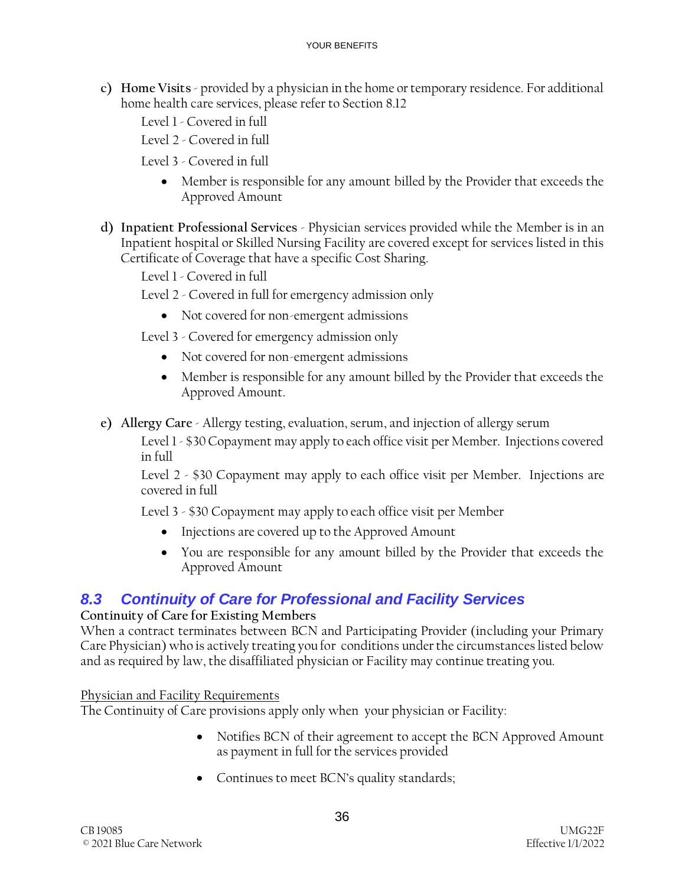c) **Home Visits** - provided by a physician in the home or temporary residence. For additional home health care services, please refer to Section 8.12

Level 1 - Covered in full

Level 2 - Covered in full

Level 3 - Covered in full

- Member is responsible for any amount billed by the Provider that exceeds the Approved Amount

d) **Inpatient Professional Services** - Physician services provided while the Member is in an Inpatient hospital or Skilled Nursing Facility are covered except for services listed in this Certificate of Coverage that have a specific Cost Sharing.

Level 1 - Covered in full

Level 2 - Covered in full for emergency admission only

- Not covered for non-emergent admissions

Level 3 - Covered for emergency admission only

- Not covered for non-emergent admissions
- Member is responsible for any amount billed by the Provider that exceeds the Approved Amount.

e) **Allergy Care** - Allergy testing, evaluation, serum, and injection of allergy serum

Level 1 - $30 Copayment may apply to each office visit per Member. Injections covered in full

Level 2 - $30 Copayment may apply to each office visit per Member. Injections are covered in full

Level 3 - $30 Copayment may apply to each office visit per Member

- Injections are covered up to the Approved Amount
- You are responsible for any amount billed by the Provider that exceeds the Approved Amount

## 8.3 Continuity of Care for Professional and Facility Services

**Continuity of Care for Existing Members**

When a contract terminates between BCN and Participating Provider (including your Primary Care Physician) who is actively treating you for conditions under the circumstances listed below and as required by law, the disaffiliated physician or Facility may continue treating you.

Physician and Facility Requirements

The Continuity of Care provisions apply only when your physician or Facility:

- Notifies BCN of their agreement to accept the BCN Approved Amount as payment in full for the services provided
- Continues to meet BCN's quality standards;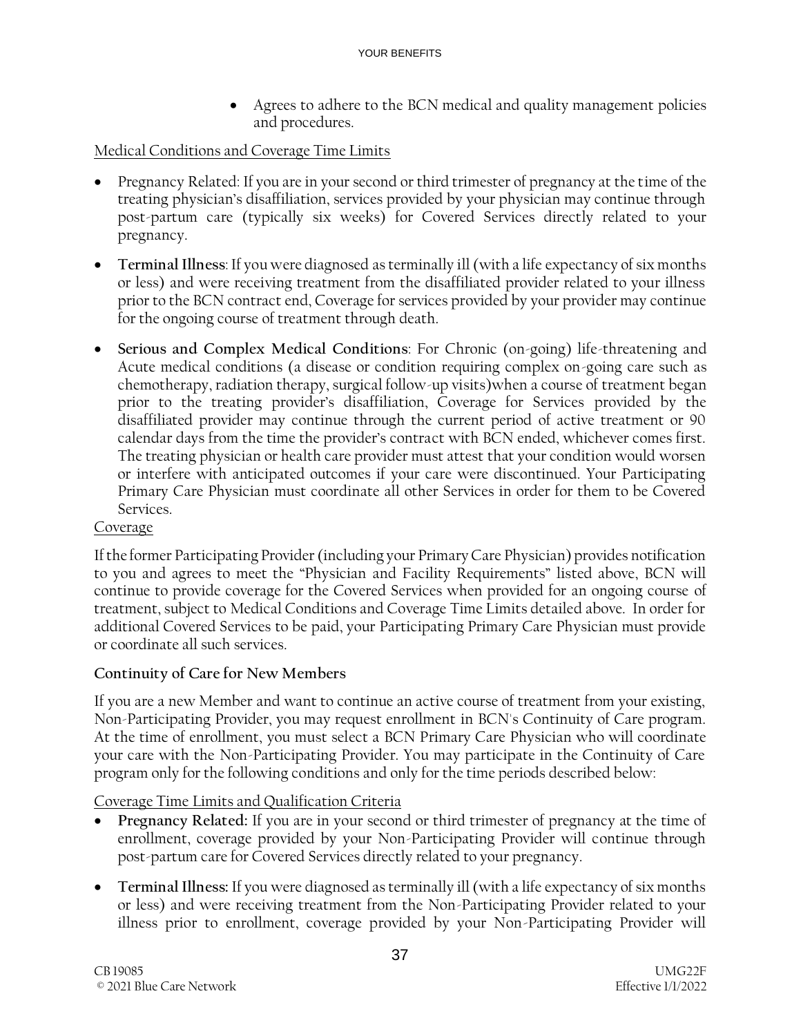- Agrees to adhere to the BCN medical and quality management policies and procedures.

Medical Conditions and Coverage Time Limits

- Pregnancy Related: If you are in your second or third trimester of pregnancy at the time of the treating physician's disaffiliation, services provided by your physician may continue through post-partum care (typically six weeks) for Covered Services directly related to your pregnancy.
- **Terminal Illness**: If you were diagnosed as terminally ill (with a life expectancy of six months or less) and were receiving treatment from the disaffiliated provider related to your illness prior to the BCN contract end, Coverage for services provided by your provider may continue for the ongoing course of treatment through death.
- **Serious and Complex Medical Conditions**: For Chronic (on-going) life-threatening and Acute medical conditions (a disease or condition requiring complex on-going care such as chemotherapy, radiation therapy, surgical follow-up visits)when a course of treatment began prior to the treating provider's disaffiliation, Coverage for Services provided by the disaffiliated provider may continue through the current period of active treatment or 90 calendar days from the time the provider's contract with BCN ended, whichever comes first. The treating physician or health care provider must attest that your condition would worsen or interfere with anticipated outcomes if your care were discontinued. Your Participating Primary Care Physician must coordinate all other Services in order for them to be Covered Services.

Coverage

If the former Participating Provider (including your Primary Care Physician) provides notification to you and agrees to meet the "Physician and Facility Requirements" listed above, BCN will continue to provide coverage for the Covered Services when provided for an ongoing course of treatment, subject to Medical Conditions and Coverage Time Limits detailed above. In order for additional Covered Services to be paid, your Participating Primary Care Physician must provide or coordinate all such services.

**Continuity of Care for New Members**

If you are a new Member and want to continue an active course of treatment from your existing, Non-Participating Provider, you may request enrollment in BCN's Continuity of Care program. At the time of enrollment, you must select a BCN Primary Care Physician who will coordinate your care with the Non-Participating Provider. You may participate in the Continuity of Care program only for the following conditions and only for the time periods described below:

Coverage Time Limits and Qualification Criteria

- **Pregnancy Related:** If you are in your second or third trimester of pregnancy at the time of enrollment, coverage provided by your Non-Participating Provider will continue through post-partum care for Covered Services directly related to your pregnancy.
- **Terminal Illness:** If you were diagnosed as terminally ill (with a life expectancy of six months or less) and were receiving treatment from the Non-Participating Provider related to your illness prior to enrollment, coverage provided by your Non-Participating Provider will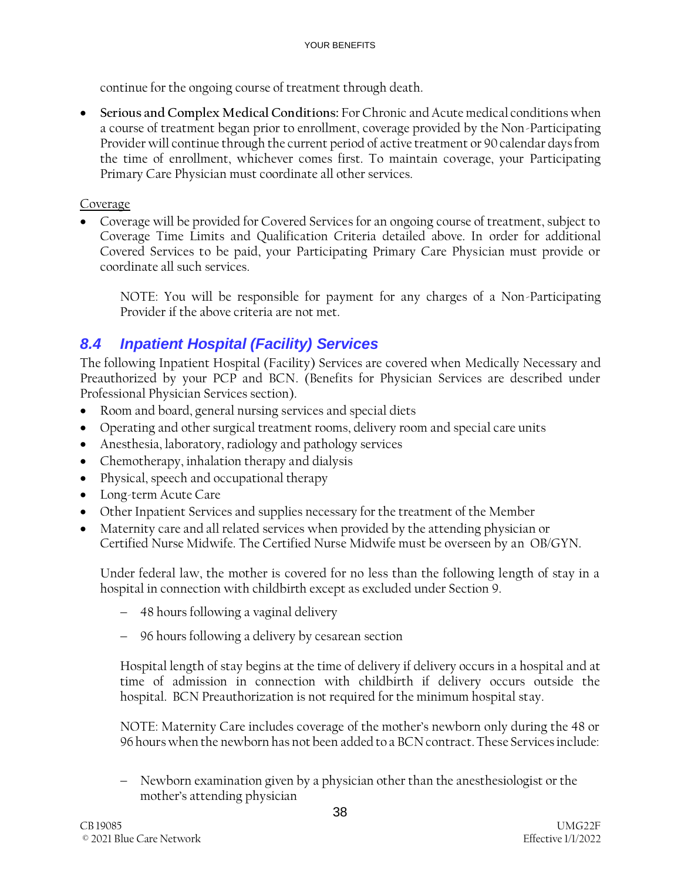continue for the ongoing course of treatment through death.

- **Serious and Complex Medical Conditions:** For Chronic and Acute medical conditions when a course of treatment began prior to enrollment, coverage provided by the Non-Participating Provider will continue through the current period of active treatment or 90 calendar days from the time of enrollment, whichever comes first. To maintain coverage, your Participating Primary Care Physician must coordinate all other services.

Coverage

- Coverage will be provided for Covered Services for an ongoing course of treatment, subject to Coverage Time Limits and Qualification Criteria detailed above. In order for additional Covered Services to be paid, your Participating Primary Care Physician must provide or coordinate all such services.

  NOTE: You will be responsible for payment for any charges of a Non-Participating Provider if the above criteria are not met.

## 8.4 Inpatient Hospital (Facility) Services

The following Inpatient Hospital (Facility) Services are covered when Medically Necessary and Preauthorized by your PCP and BCN. (Benefits for Physician Services are described under Professional Physician Services section).

- Room and board, general nursing services and special diets
- Operating and other surgical treatment rooms, delivery room and special care units
- Anesthesia, laboratory, radiology and pathology services
- Chemotherapy, inhalation therapy and dialysis
- Physical, speech and occupational therapy
- Long-term Acute Care
- Other Inpatient Services and supplies necessary for the treatment of the Member
- Maternity care and all related services when provided by the attending physician or Certified Nurse Midwife. The Certified Nurse Midwife must be overseen by an OB/GYN.

  Under federal law, the mother is covered for no less than the following length of stay in a hospital in connection with childbirth except as excluded under Section 9.

  - 48 hours following a vaginal delivery
  - 96 hours following a delivery by cesarean section

  Hospital length of stay begins at the time of delivery if delivery occurs in a hospital and at time of admission in connection with childbirth if delivery occurs outside the hospital. BCN Preauthorization is not required for the minimum hospital stay.

  NOTE: Maternity Care includes coverage of the mother's newborn only during the 48 or 96 hours when the newborn has not been added to a BCN contract. These Services include:

  - Newborn examination given by a physician other than the anesthesiologist or the mother's attending physician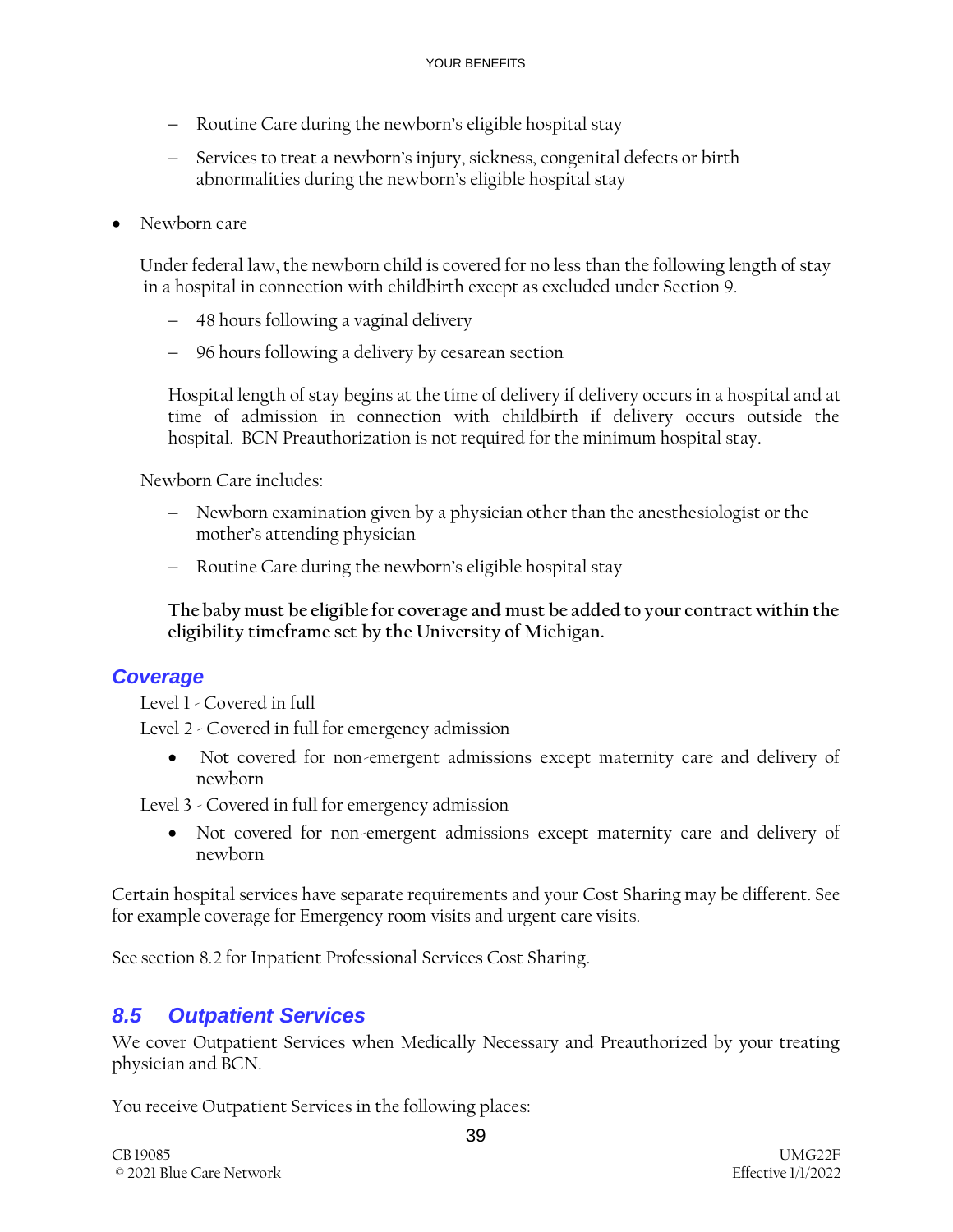- Routine Care during the newborn's eligible hospital stay
- Services to treat a newborn's injury, sickness, congenital defects or birth abnormalities during the newborn's eligible hospital stay

- Newborn care

  Under federal law, the newborn child is covered for no less than the following length of stay in a hospital in connection with childbirth except as excluded under Section 9.

  - 48 hours following a vaginal delivery
  - 96 hours following a delivery by cesarean section

    Hospital length of stay begins at the time of delivery if delivery occurs in a hospital and at time of admission in connection with childbirth if delivery occurs outside the hospital. BCN Preauthorization is not required for the minimum hospital stay.

  Newborn Care includes:

  - Newborn examination given by a physician other than the anesthesiologist or the mother's attending physician
  - Routine Care during the newborn's eligible hospital stay

    **The baby must be eligible for coverage and must be added to your contract within the eligibility timeframe set by the University of Michigan.**

### *Coverage*

Level 1 - Covered in full

Level 2 - Covered in full for emergency admission

- Not covered for non-emergent admissions except maternity care and delivery of newborn

Level 3 - Covered in full for emergency admission

- Not covered for non-emergent admissions except maternity care and delivery of newborn

Certain hospital services have separate requirements and your Cost Sharing may be different. See for example coverage for Emergency room visits and urgent care visits.

See section 8.2 for Inpatient Professional Services Cost Sharing.

## *8.5 Outpatient Services*

We cover Outpatient Services when Medically Necessary and Preauthorized by your treating physician and BCN.

You receive Outpatient Services in the following places: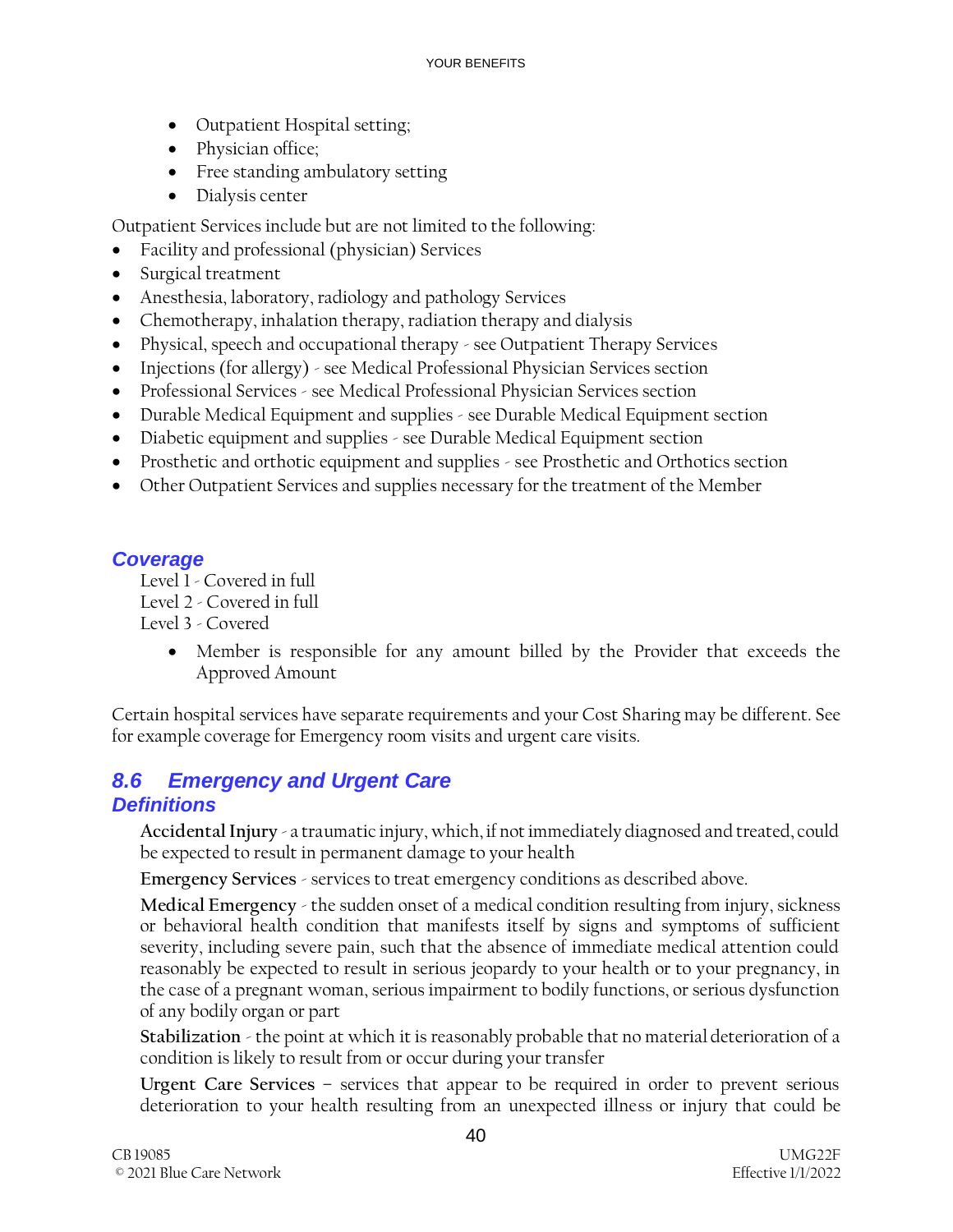- Outpatient Hospital setting;
- Physician office;
- Free standing ambulatory setting
- Dialysis center

Outpatient Services include but are not limited to the following:

- Facility and professional (physician) Services
- Surgical treatment
- Anesthesia, laboratory, radiology and pathology Services
- Chemotherapy, inhalation therapy, radiation therapy and dialysis
- Physical, speech and occupational therapy - see Outpatient Therapy Services
- Injections (for allergy) - see Medical Professional Physician Services section
- Professional Services - see Medical Professional Physician Services section
- Durable Medical Equipment and supplies - see Durable Medical Equipment section
- Diabetic equipment and supplies - see Durable Medical Equipment section
- Prosthetic and orthotic equipment and supplies - see Prosthetic and Orthotics section
- Other Outpatient Services and supplies necessary for the treatment of the Member

### *Coverage*

Level 1 - Covered in full
Level 2 - Covered in full
Level 3 - Covered

- Member is responsible for any amount billed by the Provider that exceeds the Approved Amount

Certain hospital services have separate requirements and your Cost Sharing may be different. See for example coverage for Emergency room visits and urgent care visits.

## *8.6 Emergency and Urgent Care*

### *Definitions*

**Accidental Injury** - a traumatic injury, which, if not immediately diagnosed and treated, could be expected to result in permanent damage to your health

**Emergency Services** - services to treat emergency conditions as described above.

**Medical Emergency** - the sudden onset of a medical condition resulting from injury, sickness or behavioral health condition that manifests itself by signs and symptoms of sufficient severity, including severe pain, such that the absence of immediate medical attention could reasonably be expected to result in serious jeopardy to your health or to your pregnancy, in the case of a pregnant woman, serious impairment to bodily functions, or serious dysfunction of any bodily organ or part

**Stabilization** - the point at which it is reasonably probable that no material deterioration of a condition is likely to result from or occur during your transfer

**Urgent Care Services** – services that appear to be required in order to prevent serious deterioration to your health resulting from an unexpected illness or injury that could be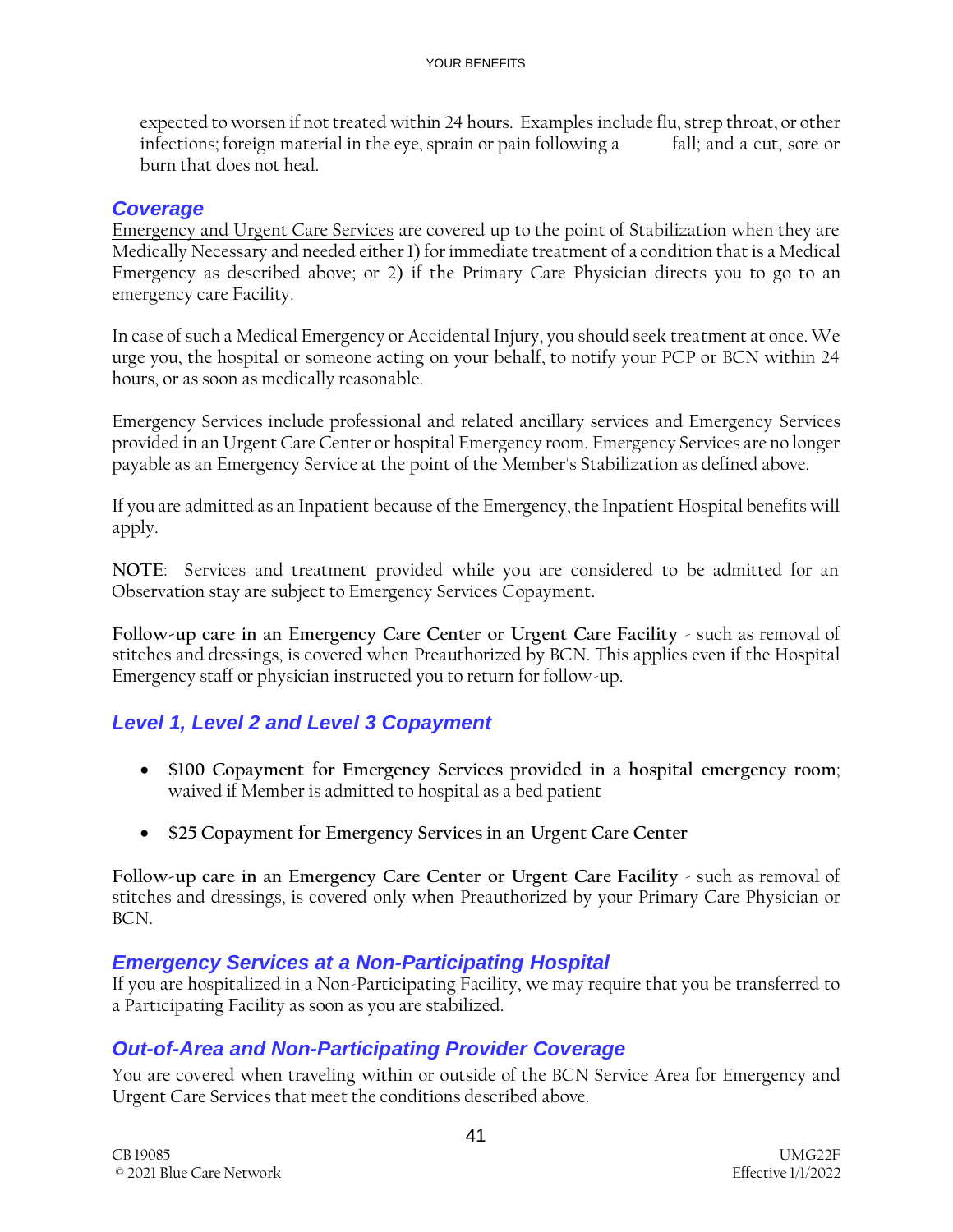expected to worsen if not treated within 24 hours. Examples include flu, strep throat, or other infections; foreign material in the eye, sprain or pain following a fall; and a cut, sore or burn that does not heal.

### Coverage

Emergency and Urgent Care Services are covered up to the point of Stabilization when they are Medically Necessary and needed either 1) for immediate treatment of a condition that is a Medical Emergency as described above; or 2) if the Primary Care Physician directs you to go to an emergency care Facility.

In case of such a Medical Emergency or Accidental Injury, you should seek treatment at once. We urge you, the hospital or someone acting on your behalf, to notify your PCP or BCN within 24 hours, or as soon as medically reasonable.

Emergency Services include professional and related ancillary services and Emergency Services provided in an Urgent Care Center or hospital Emergency room. Emergency Services are no longer payable as an Emergency Service at the point of the Member's Stabilization as defined above.

If you are admitted as an Inpatient because of the Emergency, the Inpatient Hospital benefits will apply.

**NOTE**: Services and treatment provided while you are considered to be admitted for an Observation stay are subject to Emergency Services Copayment.

**Follow-up care in an Emergency Care Center or Urgent Care Facility** - such as removal of stitches and dressings, is covered when Preauthorized by BCN. This applies even if the Hospital Emergency staff or physician instructed you to return for follow-up.

### Level 1, Level 2 and Level 3 Copayment

- **$100 Copayment for Emergency Services provided in a hospital emergency room**; waived if Member is admitted to hospital as a bed patient
- **$25 Copayment for Emergency Services in an Urgent Care Center**

**Follow-up care in an Emergency Care Center or Urgent Care Facility** - such as removal of stitches and dressings, is covered only when Preauthorized by your Primary Care Physician or BCN.

### Emergency Services at a Non-Participating Hospital

If you are hospitalized in a Non-Participating Facility, we may require that you be transferred to a Participating Facility as soon as you are stabilized.

### Out-of-Area and Non-Participating Provider Coverage

You are covered when traveling within or outside of the BCN Service Area for Emergency and Urgent Care Services that meet the conditions described above.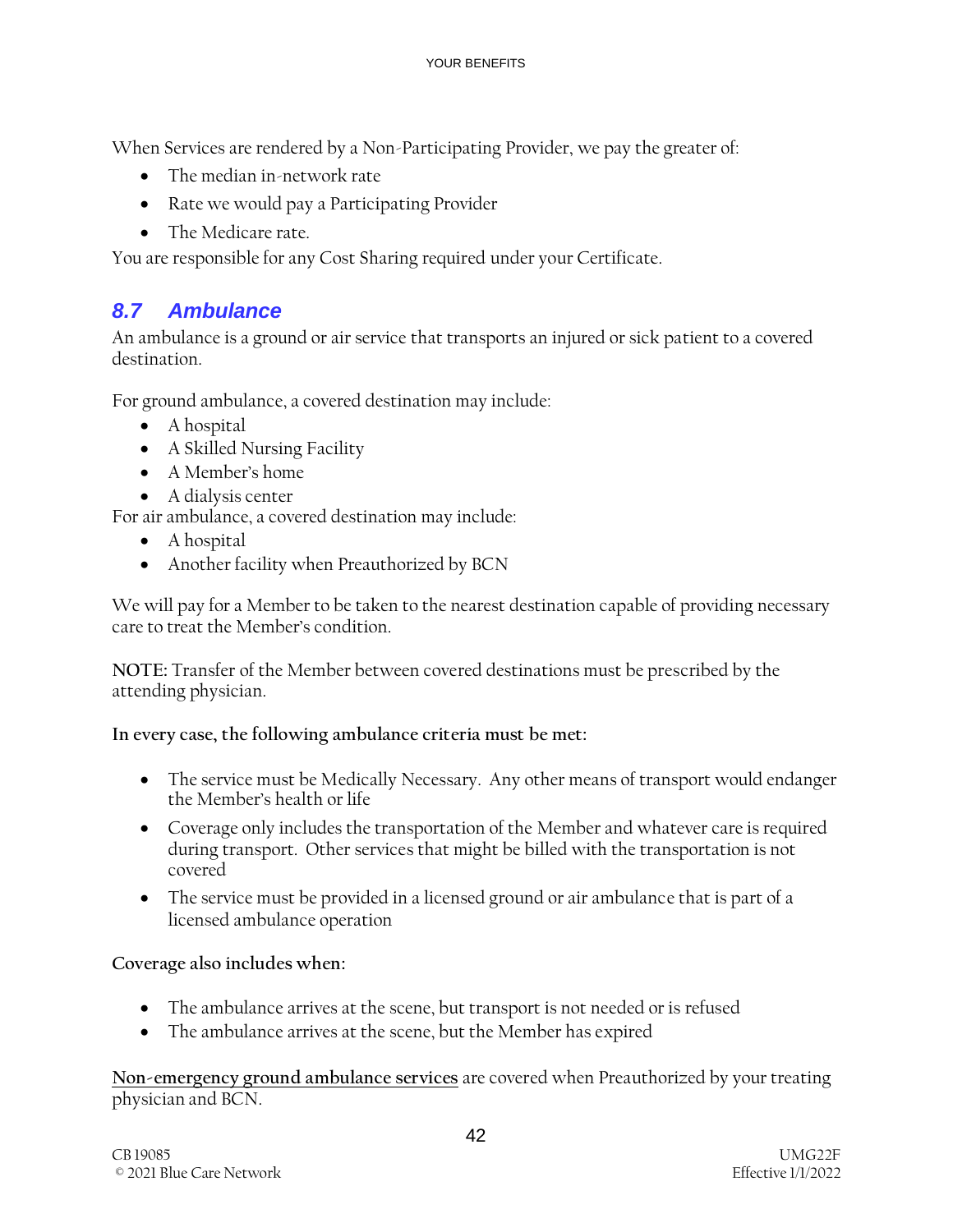When Services are rendered by a Non-Participating Provider, we pay the greater of:

- The median in-network rate
- Rate we would pay a Participating Provider
- The Medicare rate.

You are responsible for any Cost Sharing required under your Certificate.

## 8.7 Ambulance

An ambulance is a ground or air service that transports an injured or sick patient to a covered destination.

For ground ambulance, a covered destination may include:

- A hospital
- A Skilled Nursing Facility
- A Member's home
- A dialysis center

For air ambulance, a covered destination may include:

- A hospital
- Another facility when Preauthorized by BCN

We will pay for a Member to be taken to the nearest destination capable of providing necessary care to treat the Member's condition.

**NOTE:** Transfer of the Member between covered destinations must be prescribed by the attending physician.

**In every case, the following ambulance criteria must be met:**

- The service must be Medically Necessary. Any other means of transport would endanger the Member's health or life
- Coverage only includes the transportation of the Member and whatever care is required during transport. Other services that might be billed with the transportation is not covered
- The service must be provided in a licensed ground or air ambulance that is part of a licensed ambulance operation

**Coverage also includes when:**

- The ambulance arrives at the scene, but transport is not needed or is refused
- The ambulance arrives at the scene, but the Member has expired

**Non-emergency ground ambulance services** are covered when Preauthorized by your treating physician and BCN.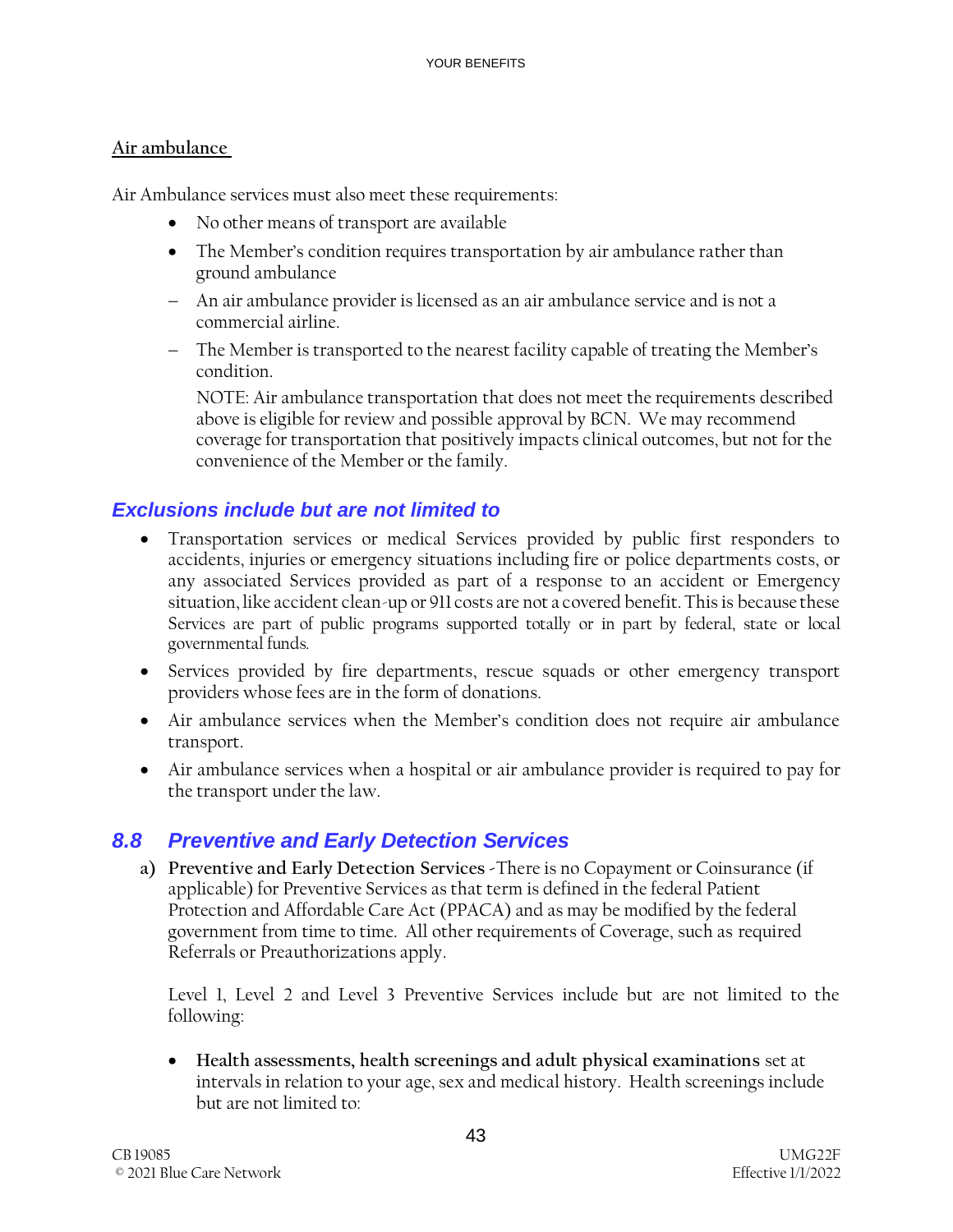**Air ambulance**

Air Ambulance services must also meet these requirements:

- No other means of transport are available
- The Member's condition requires transportation by air ambulance rather than ground ambulance
- An air ambulance provider is licensed as an air ambulance service and is not a commercial airline.
- The Member is transported to the nearest facility capable of treating the Member's condition.

  NOTE: Air ambulance transportation that does not meet the requirements described above is eligible for review and possible approval by BCN. We may recommend coverage for transportation that positively impacts clinical outcomes, but not for the convenience of the Member or the family.

### *Exclusions include but are not limited to*

- Transportation services or medical Services provided by public first responders to accidents, injuries or emergency situations including fire or police departments costs, or any associated Services provided as part of a response to an accident or Emergency situation, like accident clean-up or 911 costs are not a covered benefit. This is because these Services are part of public programs supported totally or in part by federal, state or local governmental funds.
- Services provided by fire departments, rescue squads or other emergency transport providers whose fees are in the form of donations.
- Air ambulance services when the Member's condition does not require air ambulance transport.
- Air ambulance services when a hospital or air ambulance provider is required to pay for the transport under the law.

## *8.8 Preventive and Early Detection Services*

**a) Preventive and Early Detection Services** -There is no Copayment or Coinsurance (if applicable) for Preventive Services as that term is defined in the federal Patient Protection and Affordable Care Act (PPACA) and as may be modified by the federal government from time to time. All other requirements of Coverage, such as required Referrals or Preauthorizations apply.

Level 1, Level 2 and Level 3 Preventive Services include but are not limited to the following:

- **Health assessments, health screenings and adult physical examinations** set at intervals in relation to your age, sex and medical history. Health screenings include but are not limited to: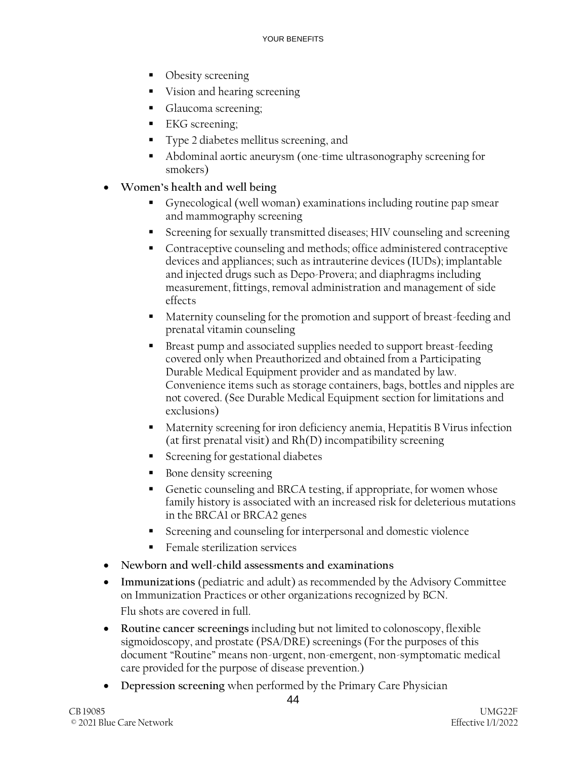- Obesity screening
    - Vision and hearing screening
    - Glaucoma screening;
    - EKG screening;
    - Type 2 diabetes mellitus screening, and
    - Abdominal aortic aneurysm (one-time ultrasonography screening for smokers)
- **Women's health and well being**
    - Gynecological (well woman) examinations including routine pap smear and mammography screening
    - Screening for sexually transmitted diseases; HIV counseling and screening
    - Contraceptive counseling and methods; office administered contraceptive devices and appliances; such as intrauterine devices (IUDs); implantable and injected drugs such as Depo-Provera; and diaphragms including measurement, fittings, removal administration and management of side effects
    - Maternity counseling for the promotion and support of breast-feeding and prenatal vitamin counseling
    - Breast pump and associated supplies needed to support breast-feeding covered only when Preauthorized and obtained from a Participating Durable Medical Equipment provider and as mandated by law. Convenience items such as storage containers, bags, bottles and nipples are not covered. (See Durable Medical Equipment section for limitations and exclusions)
    - Maternity screening for iron deficiency anemia, Hepatitis B Virus infection (at first prenatal visit) and Rh(D) incompatibility screening
    - Screening for gestational diabetes
    - Bone density screening
    - Genetic counseling and BRCA testing, if appropriate, for women whose family history is associated with an increased risk for deleterious mutations in the BRCA1 or BRCA2 genes
    - Screening and counseling for interpersonal and domestic violence
    - Female sterilization services
- **Newborn and well-child assessments and examinations**
- **Immunizations** (pediatric and adult) as recommended by the Advisory Committee on Immunization Practices or other organizations recognized by BCN.

  Flu shots are covered in full.
- **Routine cancer screenings** including but not limited to colonoscopy, flexible sigmoidoscopy, and prostate (PSA/DRE) screenings (For the purposes of this document "Routine" means non-urgent, non-emergent, non-symptomatic medical care provided for the purpose of disease prevention.)
- **Depression screening** when performed by the Primary Care Physician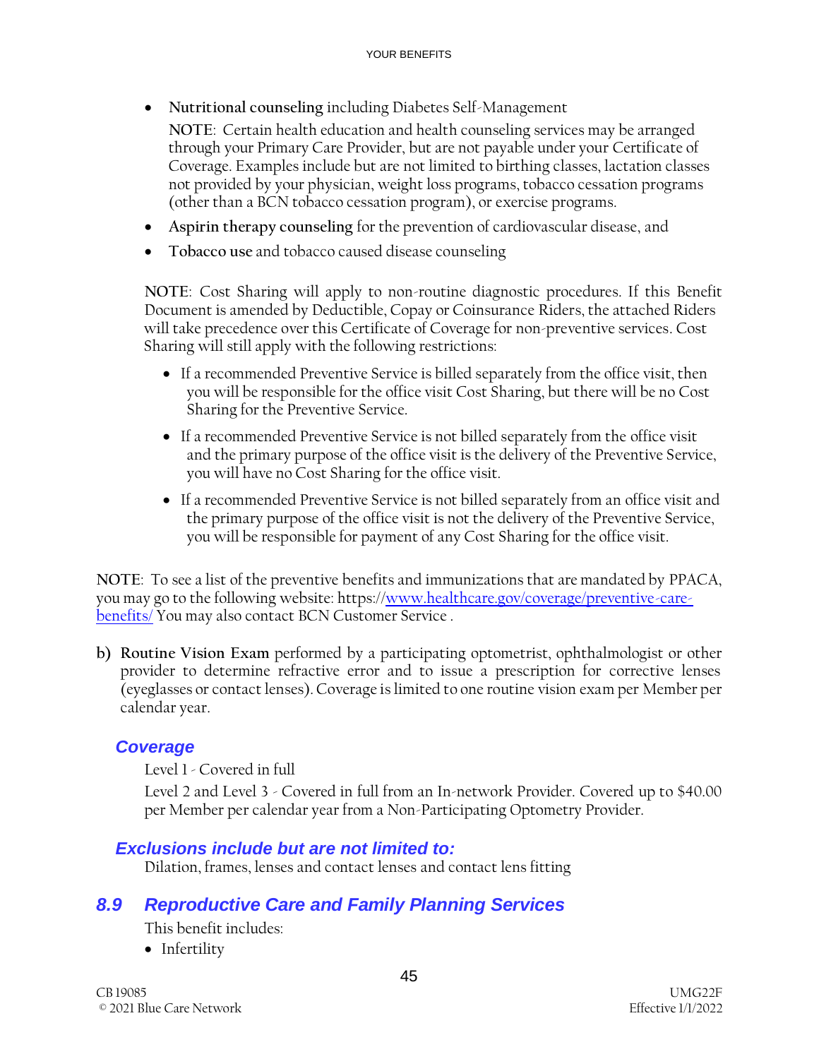- **Nutritional counseling** including Diabetes Self-Management

  **NOTE**: Certain health education and health counseling services may be arranged through your Primary Care Provider, but are not payable under your Certificate of Coverage. Examples include but are not limited to birthing classes, lactation classes not provided by your physician, weight loss programs, tobacco cessation programs (other than a BCN tobacco cessation program), or exercise programs.

- **Aspirin therapy counseling** for the prevention of cardiovascular disease, and
- **Tobacco use** and tobacco caused disease counseling

**NOTE**: Cost Sharing will apply to non-routine diagnostic procedures. If this Benefit Document is amended by Deductible, Copay or Coinsurance Riders, the attached Riders will take precedence over this Certificate of Coverage for non-preventive services. Cost Sharing will still apply with the following restrictions:

- If a recommended Preventive Service is billed separately from the office visit, then you will be responsible for the office visit Cost Sharing, but there will be no Cost Sharing for the Preventive Service.
- If a recommended Preventive Service is not billed separately from the office visit and the primary purpose of the office visit is the delivery of the Preventive Service, you will have no Cost Sharing for the office visit.
- If a recommended Preventive Service is not billed separately from an office visit and the primary purpose of the office visit is not the delivery of the Preventive Service, you will be responsible for payment of any Cost Sharing for the office visit.

**NOTE**: To see a list of the preventive benefits and immunizations that are mandated by PPACA, you may go to the following website: https://www.healthcare.gov/coverage/preventive-care-benefits/ You may also contact BCN Customer Service .

b) **Routine Vision Exam** performed by a participating optometrist, ophthalmologist or other provider to determine refractive error and to issue a prescription for corrective lenses (eyeglasses or contact lenses). Coverage is limited to one routine vision exam per Member per calendar year.

### Coverage

Level 1 - Covered in full

Level 2 and Level 3 - Covered in full from an In-network Provider. Covered up to $40.00 per Member per calendar year from a Non-Participating Optometry Provider.

### Exclusions include but are not limited to:

Dilation, frames, lenses and contact lenses and contact lens fitting

## 8.9 Reproductive Care and Family Planning Services

This benefit includes:

- Infertility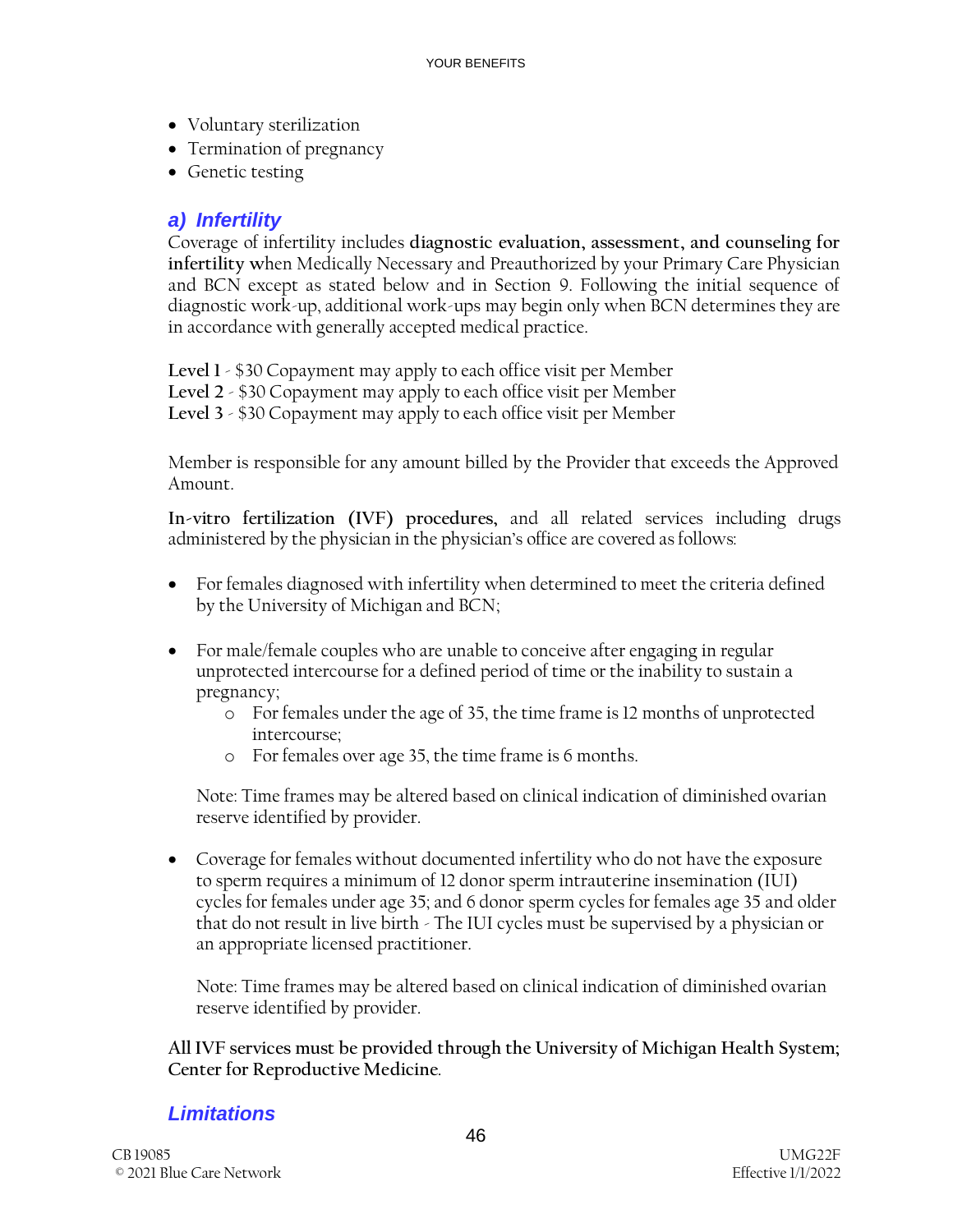- Voluntary sterilization
- Termination of pregnancy
- Genetic testing

### *a) Infertility*

Coverage of infertility includes **diagnostic evaluation, assessment, and counseling for infertility** when Medically Necessary and Preauthorized by your Primary Care Physician and BCN except as stated below and in Section 9. Following the initial sequence of diagnostic work-up, additional work-ups may begin only when BCN determines they are in accordance with generally accepted medical practice.

**Level 1** - $30 Copayment may apply to each office visit per Member
**Level 2** - $30 Copayment may apply to each office visit per Member
**Level 3** - $30 Copayment may apply to each office visit per Member

Member is responsible for any amount billed by the Provider that exceeds the Approved Amount.

**In-vitro fertilization (IVF) procedures,** and all related services including drugs administered by the physician in the physician's office are covered as follows:

- For females diagnosed with infertility when determined to meet the criteria defined by the University of Michigan and BCN;

- For male/female couples who are unable to conceive after engaging in regular unprotected intercourse for a defined period of time or the inability to sustain a pregnancy;
    - For females under the age of 35, the time frame is 12 months of unprotected intercourse;
    - For females over age 35, the time frame is 6 months.

  Note: Time frames may be altered based on clinical indication of diminished ovarian reserve identified by provider.

- Coverage for females without documented infertility who do not have the exposure to sperm requires a minimum of 12 donor sperm intrauterine insemination (IUI) cycles for females under age 35; and 6 donor sperm cycles for females age 35 and older that do not result in live birth - The IUI cycles must be supervised by a physician or an appropriate licensed practitioner.

  Note: Time frames may be altered based on clinical indication of diminished ovarian reserve identified by provider.

**All IVF services must be provided through the University of Michigan Health System; Center for Reproductive Medicine**.

### *Limitations*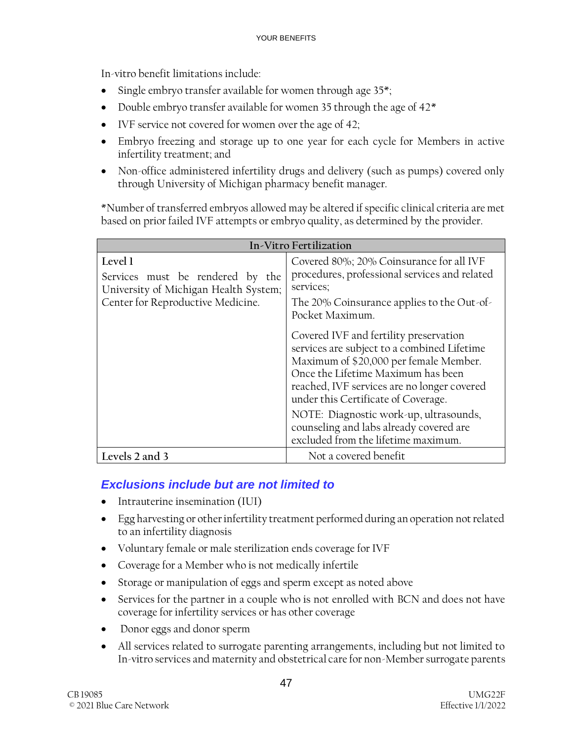In-vitro benefit limitations include:

- Single embryo transfer available for women through age 35*;
- Double embryo transfer available for women 35 through the age of 42*
- IVF service not covered for women over the age of 42;
- Embryo freezing and storage up to one year for each cycle for Members in active infertility treatment; and
- Non-office administered infertility drugs and delivery (such as pumps) covered only through University of Michigan pharmacy benefit manager.

*Number of transferred embryos allowed may be altered if specific clinical criteria are met based on prior failed IVF attempts or embryo quality, as determined by the provider.

| In-Vitro Fertilization | |
|---|---|
| **Level 1**<br>Services must be rendered by the University of Michigan Health System; Center for Reproductive Medicine. | Covered 80%; 20% Coinsurance for all IVF procedures, professional services and related services;<br>The 20% Coinsurance applies to the Out-of-Pocket Maximum.<br><br>Covered IVF and fertility preservation services are subject to a combined Lifetime Maximum of $20,000 per female Member. Once the Lifetime Maximum has been reached, IVF services are no longer covered under this Certificate of Coverage.<br>NOTE: Diagnostic work-up, ultrasounds, counseling and labs already covered are excluded from the lifetime maximum. |
| **Levels 2 and 3** | Not a covered benefit |

## *Exclusions include but are not limited to*

- Intrauterine insemination (IUI)
- Egg harvesting or other infertility treatment performed during an operation not related to an infertility diagnosis
- Voluntary female or male sterilization ends coverage for IVF
- Coverage for a Member who is not medically infertile
- Storage or manipulation of eggs and sperm except as noted above
- Services for the partner in a couple who is not enrolled with BCN and does not have coverage for infertility services or has other coverage
- Donor eggs and donor sperm
- All services related to surrogate parenting arrangements, including but not limited to In-vitro services and maternity and obstetrical care for non-Member surrogate parents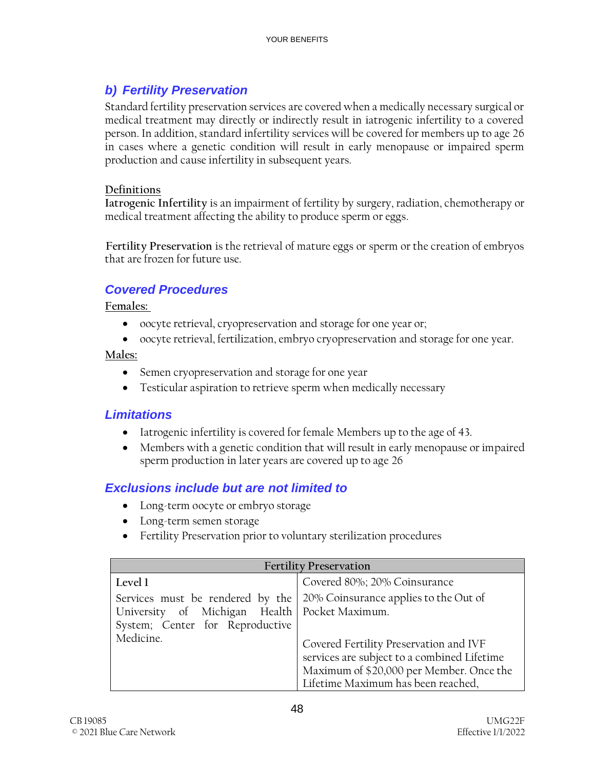## b) Fertility Preservation

Standard fertility preservation services are covered when a medically necessary surgical or medical treatment may directly or indirectly result in iatrogenic infertility to a covered person. In addition, standard infertility services will be covered for members up to age 26 in cases where a genetic condition will result in early menopause or impaired sperm production and cause infertility in subsequent years.

**Definitions**

**Iatrogenic Infertility** is an impairment of fertility by surgery, radiation, chemotherapy or medical treatment affecting the ability to produce sperm or eggs.

**Fertility Preservation** is the retrieval of mature eggs or sperm or the creation of embryos that are frozen for future use.

### Covered Procedures

**Females:**

- oocyte retrieval, cryopreservation and storage for one year or;
- oocyte retrieval, fertilization, embryo cryopreservation and storage for one year.

**Males:**

- Semen cryopreservation and storage for one year
- Testicular aspiration to retrieve sperm when medically necessary

### Limitations

- Iatrogenic infertility is covered for female Members up to the age of 43.
- Members with a genetic condition that will result in early menopause or impaired sperm production in later years are covered up to age 26

### Exclusions include but are not limited to

- Long-term oocyte or embryo storage
- Long-term semen storage
- Fertility Preservation prior to voluntary sterilization procedures

| Fertility Preservation | |
|---|---|
| Level 1<br><br>Services must be rendered by the University of Michigan Health System; Center for Reproductive Medicine. | Covered 80%; 20% Coinsurance<br><br>20% Coinsurance applies to the Out of Pocket Maximum.<br><br>Covered Fertility Preservation and IVF services are subject to a combined Lifetime Maximum of $20,000 per Member. Once the Lifetime Maximum has been reached, |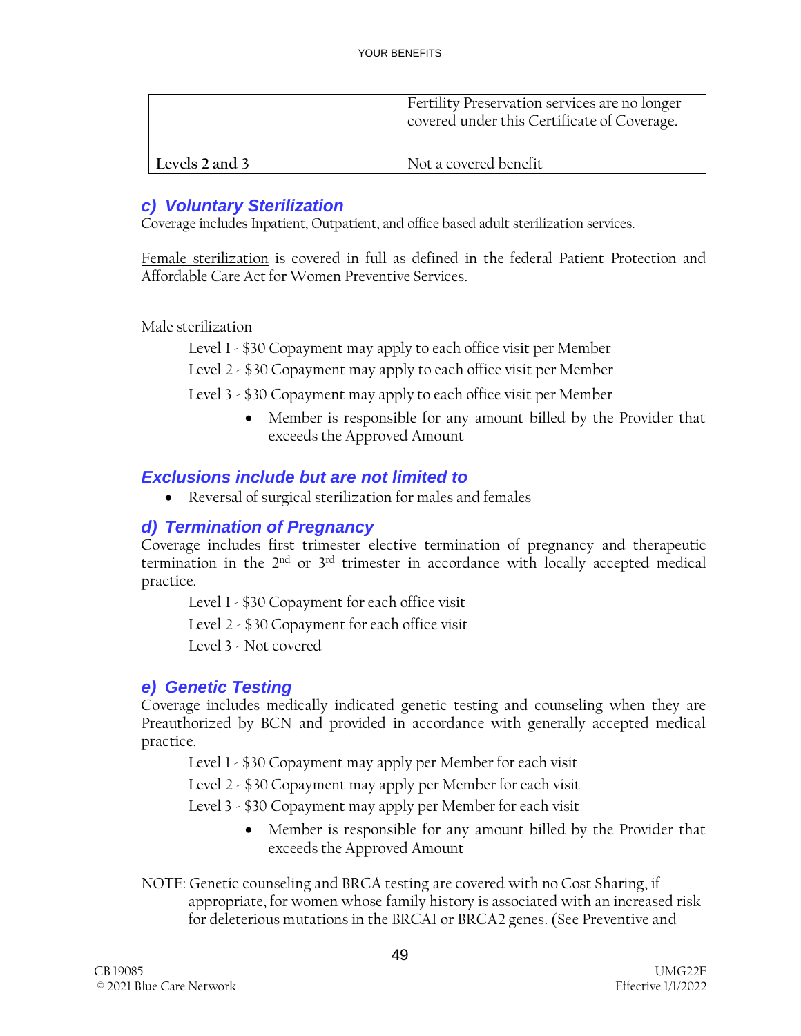| | |
|---|---|
| | Fertility Preservation services are no longer covered under this Certificate of Coverage. |
| Levels 2 and 3 | Not a covered benefit |

### *c) Voluntary Sterilization*

Coverage includes Inpatient, Outpatient, and office based adult sterilization services.

Female sterilization is covered in full as defined in the federal Patient Protection and Affordable Care Act for Women Preventive Services.

Male sterilization

Level 1 - $30 Copayment may apply to each office visit per Member

Level 2 - $30 Copayment may apply to each office visit per Member

Level 3 - $30 Copayment may apply to each office visit per Member

- Member is responsible for any amount billed by the Provider that exceeds the Approved Amount

### *Exclusions include but are not limited to*

- Reversal of surgical sterilization for males and females

### *d) Termination of Pregnancy*

Coverage includes first trimester elective termination of pregnancy and therapeutic termination in the 2nd or 3rd trimester in accordance with locally accepted medical practice.

Level 1 - $30 Copayment for each office visit

Level 2 - $30 Copayment for each office visit

Level 3 - Not covered

### *e) Genetic Testing*

Coverage includes medically indicated genetic testing and counseling when they are Preauthorized by BCN and provided in accordance with generally accepted medical practice.

Level 1 - $30 Copayment may apply per Member for each visit

Level 2 - $30 Copayment may apply per Member for each visit

Level 3 - $30 Copayment may apply per Member for each visit

- Member is responsible for any amount billed by the Provider that exceeds the Approved Amount

NOTE: Genetic counseling and BRCA testing are covered with no Cost Sharing, if appropriate, for women whose family history is associated with an increased risk for deleterious mutations in the BRCA1 or BRCA2 genes. (See Preventive and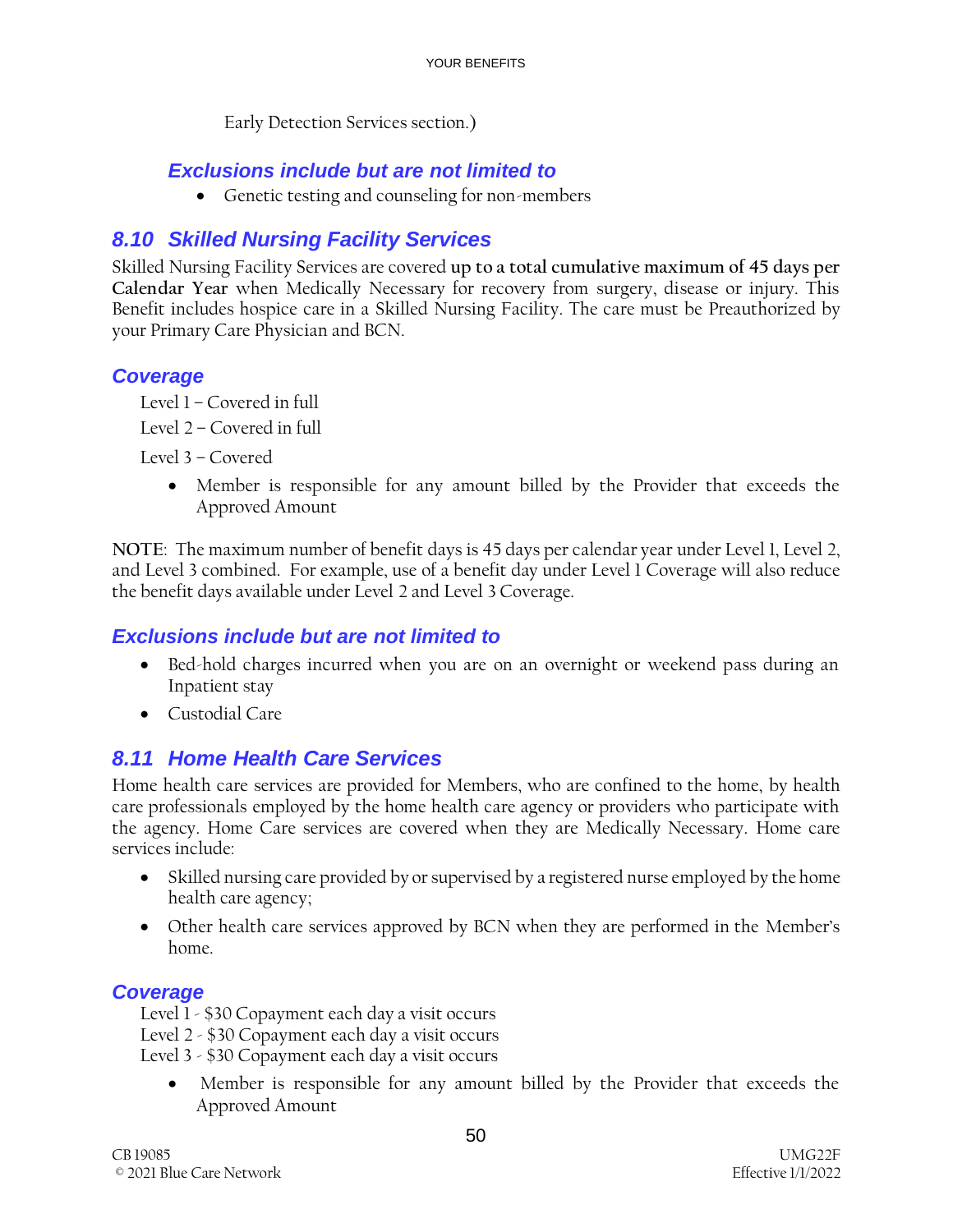Early Detection Services section.)

### *Exclusions include but are not limited to*

- Genetic testing and counseling for non-members

## *8.10 Skilled Nursing Facility Services*

Skilled Nursing Facility Services are covered **up to a total cumulative maximum of 45 days per Calendar Year** when Medically Necessary for recovery from surgery, disease or injury. This Benefit includes hospice care in a Skilled Nursing Facility. The care must be Preauthorized by your Primary Care Physician and BCN.

### *Coverage*

Level 1 – Covered in full

Level 2 – Covered in full

Level 3 – Covered

- Member is responsible for any amount billed by the Provider that exceeds the Approved Amount

**NOTE**: The maximum number of benefit days is 45 days per calendar year under Level 1, Level 2, and Level 3 combined. For example, use of a benefit day under Level 1 Coverage will also reduce the benefit days available under Level 2 and Level 3 Coverage.

### *Exclusions include but are not limited to*

- Bed-hold charges incurred when you are on an overnight or weekend pass during an Inpatient stay
- Custodial Care

## *8.11 Home Health Care Services*

Home health care services are provided for Members, who are confined to the home, by health care professionals employed by the home health care agency or providers who participate with the agency. Home Care services are covered when they are Medically Necessary. Home care services include:

- Skilled nursing care provided by or supervised by a registered nurse employed by the home health care agency;
- Other health care services approved by BCN when they are performed in the Member's home.

### *Coverage*

Level 1 - $30 Copayment each day a visit occurs
Level 2 - $30 Copayment each day a visit occurs
Level 3 - $30 Copayment each day a visit occurs

- Member is responsible for any amount billed by the Provider that exceeds the Approved Amount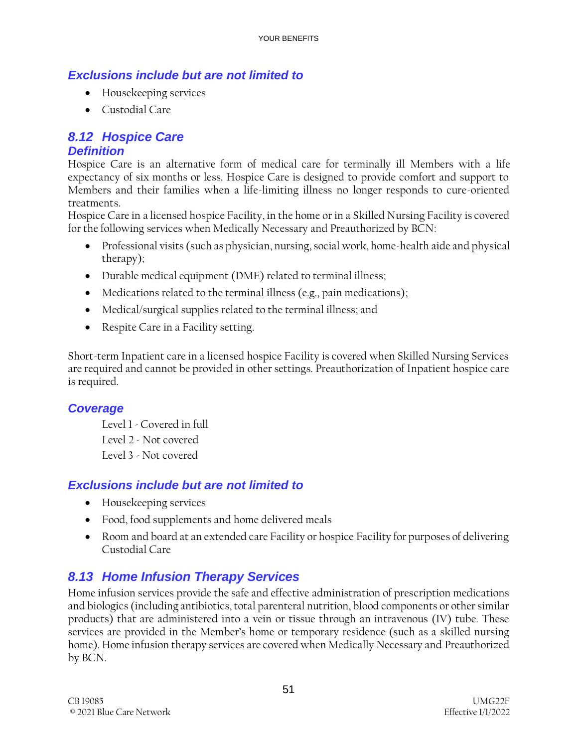### *Exclusions include but are not limited to*

- Housekeeping services
- Custodial Care

## *8.12 Hospice Care*

### *Definition*

Hospice Care is an alternative form of medical care for terminally ill Members with a life expectancy of six months or less. Hospice Care is designed to provide comfort and support to Members and their families when a life-limiting illness no longer responds to cure-oriented treatments.

Hospice Care in a licensed hospice Facility, in the home or in a Skilled Nursing Facility is covered for the following services when Medically Necessary and Preauthorized by BCN:

- Professional visits (such as physician, nursing, social work, home-health aide and physical therapy);
- Durable medical equipment (DME) related to terminal illness;
- Medications related to the terminal illness (e.g., pain medications);
- Medical/surgical supplies related to the terminal illness; and
- Respite Care in a Facility setting.

Short-term Inpatient care in a licensed hospice Facility is covered when Skilled Nursing Services are required and cannot be provided in other settings. Preauthorization of Inpatient hospice care is required.

### *Coverage*

Level 1 - Covered in full
Level 2 - Not covered
Level 3 - Not covered

### *Exclusions include but are not limited to*

- Housekeeping services
- Food, food supplements and home delivered meals
- Room and board at an extended care Facility or hospice Facility for purposes of delivering Custodial Care

## *8.13 Home Infusion Therapy Services*

Home infusion services provide the safe and effective administration of prescription medications and biologics (including antibiotics, total parenteral nutrition, blood components or other similar products) that are administered into a vein or tissue through an intravenous (IV) tube. These services are provided in the Member's home or temporary residence (such as a skilled nursing home). Home infusion therapy services are covered when Medically Necessary and Preauthorized by BCN.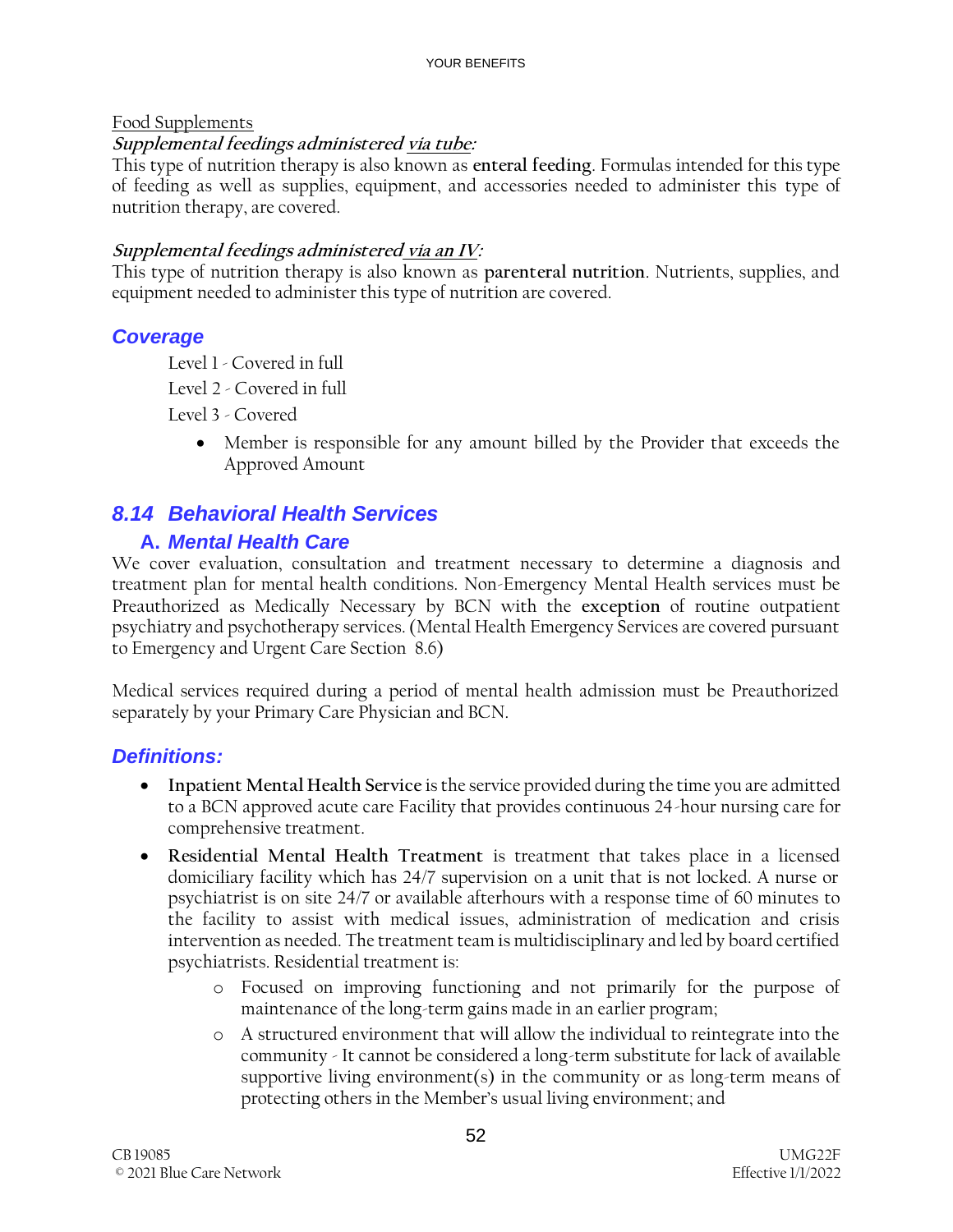Food Supplements

***Supplemental feedings administered via tube:***

This type of nutrition therapy is also known as **enteral feeding**. Formulas intended for this type of feeding as well as supplies, equipment, and accessories needed to administer this type of nutrition therapy, are covered.

***Supplemental feedings administered via an IV:***

This type of nutrition therapy is also known as **parenteral nutrition**. Nutrients, supplies, and equipment needed to administer this type of nutrition are covered.

### *Coverage*

Level 1 - Covered in full

Level 2 - Covered in full

Level 3 - Covered

- Member is responsible for any amount billed by the Provider that exceeds the Approved Amount

## *8.14 Behavioral Health Services*

### A. *Mental Health Care*

We cover evaluation, consultation and treatment necessary to determine a diagnosis and treatment plan for mental health conditions. Non-Emergency Mental Health services must be Preauthorized as Medically Necessary by BCN with the **exception** of routine outpatient psychiatry and psychotherapy services. (Mental Health Emergency Services are covered pursuant to Emergency and Urgent Care Section 8.6)

Medical services required during a period of mental health admission must be Preauthorized separately by your Primary Care Physician and BCN.

### *Definitions:*

- **Inpatient Mental Health Service** is the service provided during the time you are admitted to a BCN approved acute care Facility that provides continuous 24-hour nursing care for comprehensive treatment.
- **Residential Mental Health Treatment** is treatment that takes place in a licensed domiciliary facility which has 24/7 supervision on a unit that is not locked. A nurse or psychiatrist is on site 24/7 or available afterhours with a response time of 60 minutes to the facility to assist with medical issues, administration of medication and crisis intervention as needed. The treatment team is multidisciplinary and led by board certified psychiatrists. Residential treatment is:
  - Focused on improving functioning and not primarily for the purpose of maintenance of the long-term gains made in an earlier program;
  - A structured environment that will allow the individual to reintegrate into the community - It cannot be considered a long-term substitute for lack of available supportive living environment(s) in the community or as long-term means of protecting others in the Member's usual living environment; and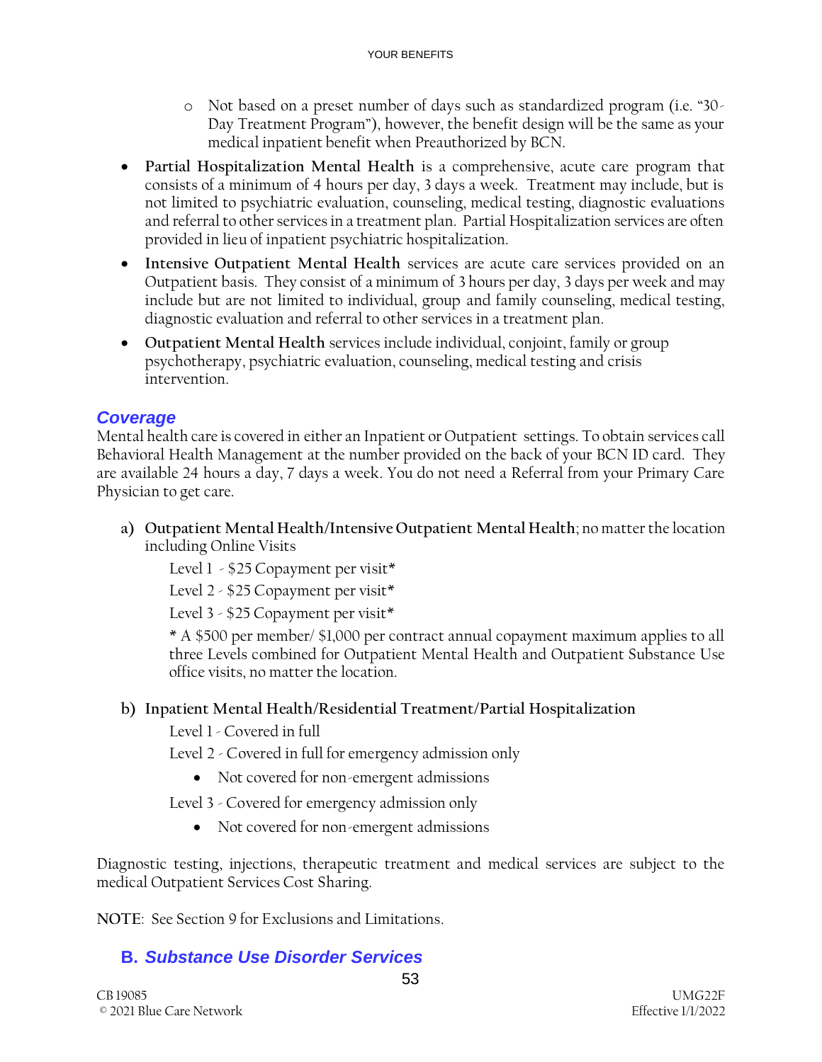- Not based on a preset number of days such as standardized program (i.e. "30-Day Treatment Program"), however, the benefit design will be the same as your medical inpatient benefit when Preauthorized by BCN.

- **Partial Hospitalization Mental Health** is a comprehensive, acute care program that consists of a minimum of 4 hours per day, 3 days a week. Treatment may include, but is not limited to psychiatric evaluation, counseling, medical testing, diagnostic evaluations and referral to other services in a treatment plan. Partial Hospitalization services are often provided in lieu of inpatient psychiatric hospitalization.
- **Intensive Outpatient Mental Health** services are acute care services provided on an Outpatient basis. They consist of a minimum of 3 hours per day, 3 days per week and may include but are not limited to individual, group and family counseling, medical testing, diagnostic evaluation and referral to other services in a treatment plan.
- **Outpatient Mental Health** services include individual, conjoint, family or group psychotherapy, psychiatric evaluation, counseling, medical testing and crisis intervention.

### Coverage

Mental health care is covered in either an Inpatient or Outpatient settings. To obtain services call Behavioral Health Management at the number provided on the back of your BCN ID card. They are available 24 hours a day, 7 days a week. You do not need a Referral from your Primary Care Physician to get care.

a) **Outpatient Mental Health/Intensive Outpatient Mental Health**; no matter the location including Online Visits

   Level 1 - $25 Copayment per visit*

   Level 2 - $25 Copayment per visit*

   Level 3 - $25 Copayment per visit*

   * A $500 per member/ $1,000 per contract annual copayment maximum applies to all three Levels combined for Outpatient Mental Health and Outpatient Substance Use office visits, no matter the location.

b) **Inpatient Mental Health/Residential Treatment/Partial Hospitalization**

   Level 1 - Covered in full

   Level 2 - Covered in full for emergency admission only

   - Not covered for non-emergent admissions

   Level 3 - Covered for emergency admission only

   - Not covered for non-emergent admissions

Diagnostic testing, injections, therapeutic treatment and medical services are subject to the medical Outpatient Services Cost Sharing.

**NOTE**: See Section 9 for Exclusions and Limitations.

## B. Substance Use Disorder Services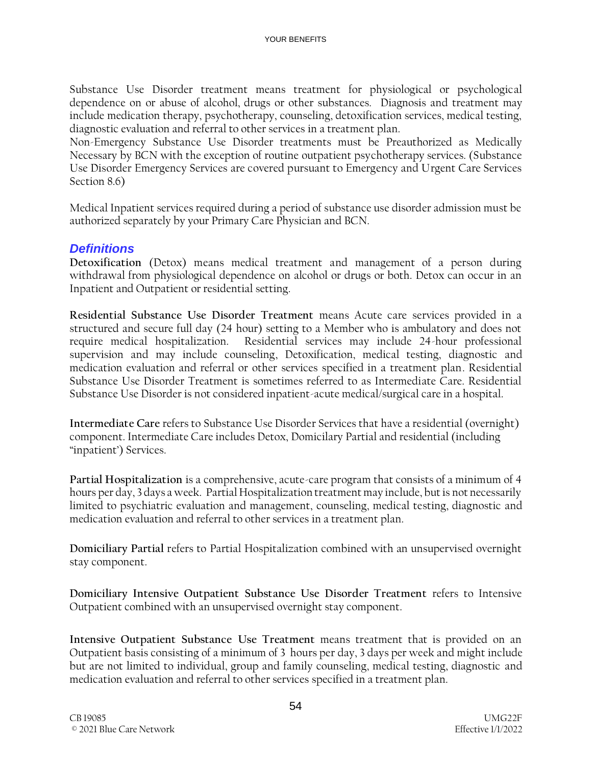Substance Use Disorder treatment means treatment for physiological or psychological dependence on or abuse of alcohol, drugs or other substances. Diagnosis and treatment may include medication therapy, psychotherapy, counseling, detoxification services, medical testing, diagnostic evaluation and referral to other services in a treatment plan.
Non-Emergency Substance Use Disorder treatments must be Preauthorized as Medically Necessary by BCN with the exception of routine outpatient psychotherapy services. (Substance Use Disorder Emergency Services are covered pursuant to Emergency and Urgent Care Services Section 8.6)

Medical Inpatient services required during a period of substance use disorder admission must be authorized separately by your Primary Care Physician and BCN.

### *Definitions*

**Detoxification** (Detox) means medical treatment and management of a person during withdrawal from physiological dependence on alcohol or drugs or both. Detox can occur in an Inpatient and Outpatient or residential setting.

**Residential Substance Use Disorder Treatment** means Acute care services provided in a structured and secure full day (24 hour) setting to a Member who is ambulatory and does not require medical hospitalization. Residential services may include 24-hour professional supervision and may include counseling, Detoxification, medical testing, diagnostic and medication evaluation and referral or other services specified in a treatment plan. Residential Substance Use Disorder Treatment is sometimes referred to as Intermediate Care. Residential Substance Use Disorder is not considered inpatient-acute medical/surgical care in a hospital.

**Intermediate Care** refers to Substance Use Disorder Services that have a residential (overnight) component. Intermediate Care includes Detox, Domicilary Partial and residential (including "inpatient') Services.

**Partial Hospitalization** is a comprehensive, acute-care program that consists of a minimum of 4 hours per day, 3 days a week. Partial Hospitalization treatment may include, but is not necessarily limited to psychiatric evaluation and management, counseling, medical testing, diagnostic and medication evaluation and referral to other services in a treatment plan.

**Domiciliary Partial** refers to Partial Hospitalization combined with an unsupervised overnight stay component.

**Domiciliary Intensive Outpatient Substance Use Disorder Treatment** refers to Intensive Outpatient combined with an unsupervised overnight stay component.

**Intensive Outpatient Substance Use Treatment** means treatment that is provided on an Outpatient basis consisting of a minimum of 3 hours per day, 3 days per week and might include but are not limited to individual, group and family counseling, medical testing, diagnostic and medication evaluation and referral to other services specified in a treatment plan.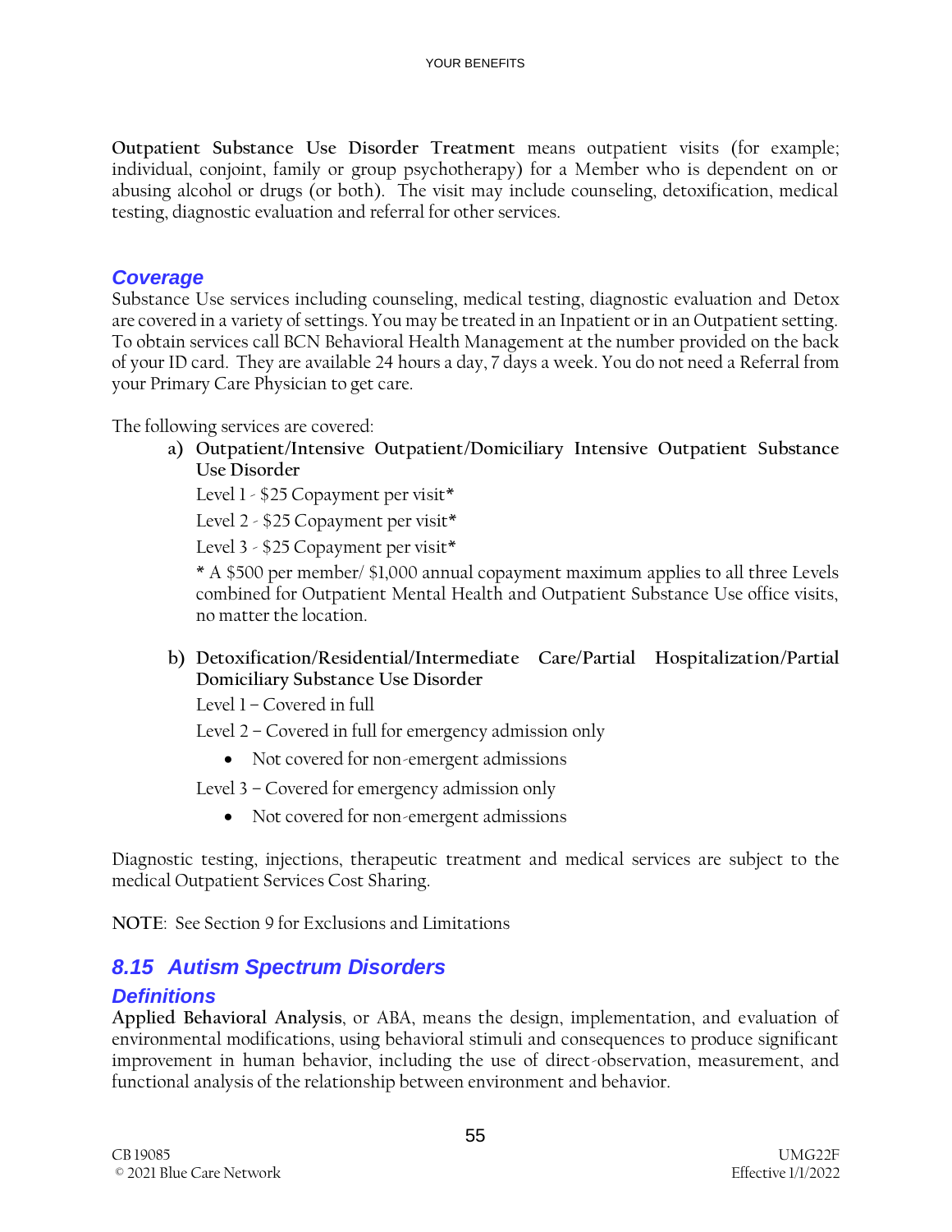**Outpatient Substance Use Disorder Treatment** means outpatient visits (for example; individual, conjoint, family or group psychotherapy) for a Member who is dependent on or abusing alcohol or drugs (or both). The visit may include counseling, detoxification, medical testing, diagnostic evaluation and referral for other services.

### *Coverage*

Substance Use services including counseling, medical testing, diagnostic evaluation and Detox are covered in a variety of settings. You may be treated in an Inpatient or in an Outpatient setting. To obtain services call BCN Behavioral Health Management at the number provided on the back of your ID card. They are available 24 hours a day, 7 days a week. You do not need a Referral from your Primary Care Physician to get care.

The following services are covered:

a) **Outpatient/Intensive Outpatient/Domiciliary Intensive Outpatient Substance Use Disorder**

   Level 1 - $25 Copayment per visit*

   Level 2 - $25 Copayment per visit*

   Level 3 - $25 Copayment per visit*

   * A $500 per member/ $1,000 annual copayment maximum applies to all three Levels combined for Outpatient Mental Health and Outpatient Substance Use office visits, no matter the location.

b) **Detoxification/Residential/Intermediate Care/Partial Hospitalization/Partial Domiciliary Substance Use Disorder**

   Level 1 – Covered in full

   Level 2 – Covered in full for emergency admission only

   - Not covered for non-emergent admissions

   Level 3 – Covered for emergency admission only

   - Not covered for non-emergent admissions

Diagnostic testing, injections, therapeutic treatment and medical services are subject to the medical Outpatient Services Cost Sharing.

**NOTE**: See Section 9 for Exclusions and Limitations

## *8.15 Autism Spectrum Disorders*

### *Definitions*

**Applied Behavioral Analysis**, or ABA, means the design, implementation, and evaluation of environmental modifications, using behavioral stimuli and consequences to produce significant improvement in human behavior, including the use of direct-observation, measurement, and functional analysis of the relationship between environment and behavior.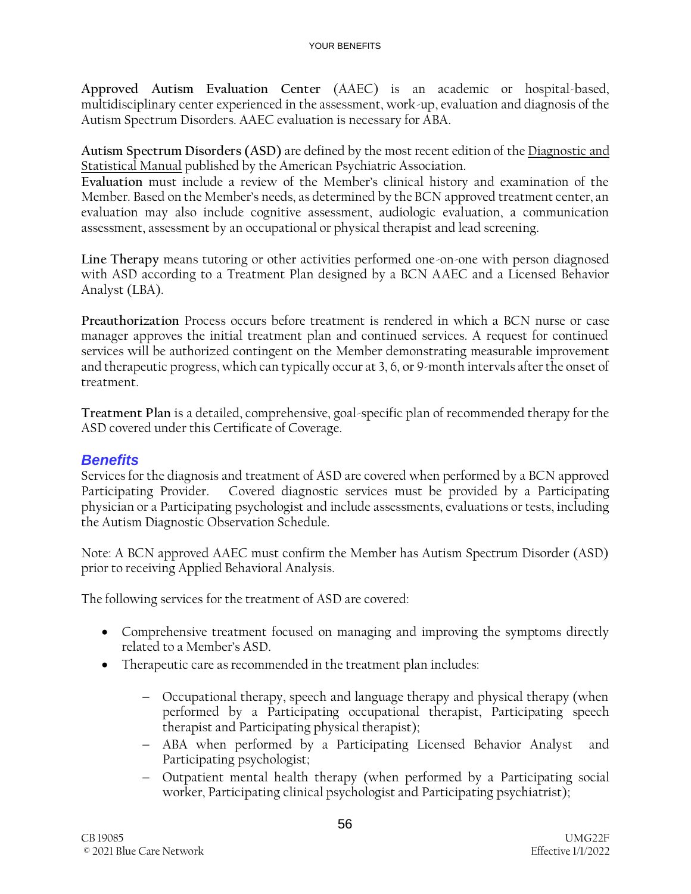**Approved Autism Evaluation Center** (AAEC) is an academic or hospital-based, multidisciplinary center experienced in the assessment, work-up, evaluation and diagnosis of the Autism Spectrum Disorders. AAEC evaluation is necessary for ABA.

**Autism Spectrum Disorders (ASD)** are defined by the most recent edition of the Diagnostic and Statistical Manual published by the American Psychiatric Association.

**Evaluation** must include a review of the Member's clinical history and examination of the Member. Based on the Member's needs, as determined by the BCN approved treatment center, an evaluation may also include cognitive assessment, audiologic evaluation, a communication assessment, assessment by an occupational or physical therapist and lead screening.

**Line Therapy** means tutoring or other activities performed one-on-one with person diagnosed with ASD according to a Treatment Plan designed by a BCN AAEC and a Licensed Behavior Analyst (LBA).

**Preauthorization** Process occurs before treatment is rendered in which a BCN nurse or case manager approves the initial treatment plan and continued services. A request for continued services will be authorized contingent on the Member demonstrating measurable improvement and therapeutic progress, which can typically occur at 3, 6, or 9-month intervals after the onset of treatment.

**Treatment Plan** is a detailed, comprehensive, goal-specific plan of recommended therapy for the ASD covered under this Certificate of Coverage.

## Benefits

Services for the diagnosis and treatment of ASD are covered when performed by a BCN approved Participating Provider. Covered diagnostic services must be provided by a Participating physician or a Participating psychologist and include assessments, evaluations or tests, including the Autism Diagnostic Observation Schedule.

Note: A BCN approved AAEC must confirm the Member has Autism Spectrum Disorder (ASD) prior to receiving Applied Behavioral Analysis.

The following services for the treatment of ASD are covered:

- Comprehensive treatment focused on managing and improving the symptoms directly related to a Member's ASD.
- Therapeutic care as recommended in the treatment plan includes:
  - Occupational therapy, speech and language therapy and physical therapy (when performed by a Participating occupational therapist, Participating speech therapist and Participating physical therapist);
  - ABA when performed by a Participating Licensed Behavior Analyst and Participating psychologist;
  - Outpatient mental health therapy (when performed by a Participating social worker, Participating clinical psychologist and Participating psychiatrist);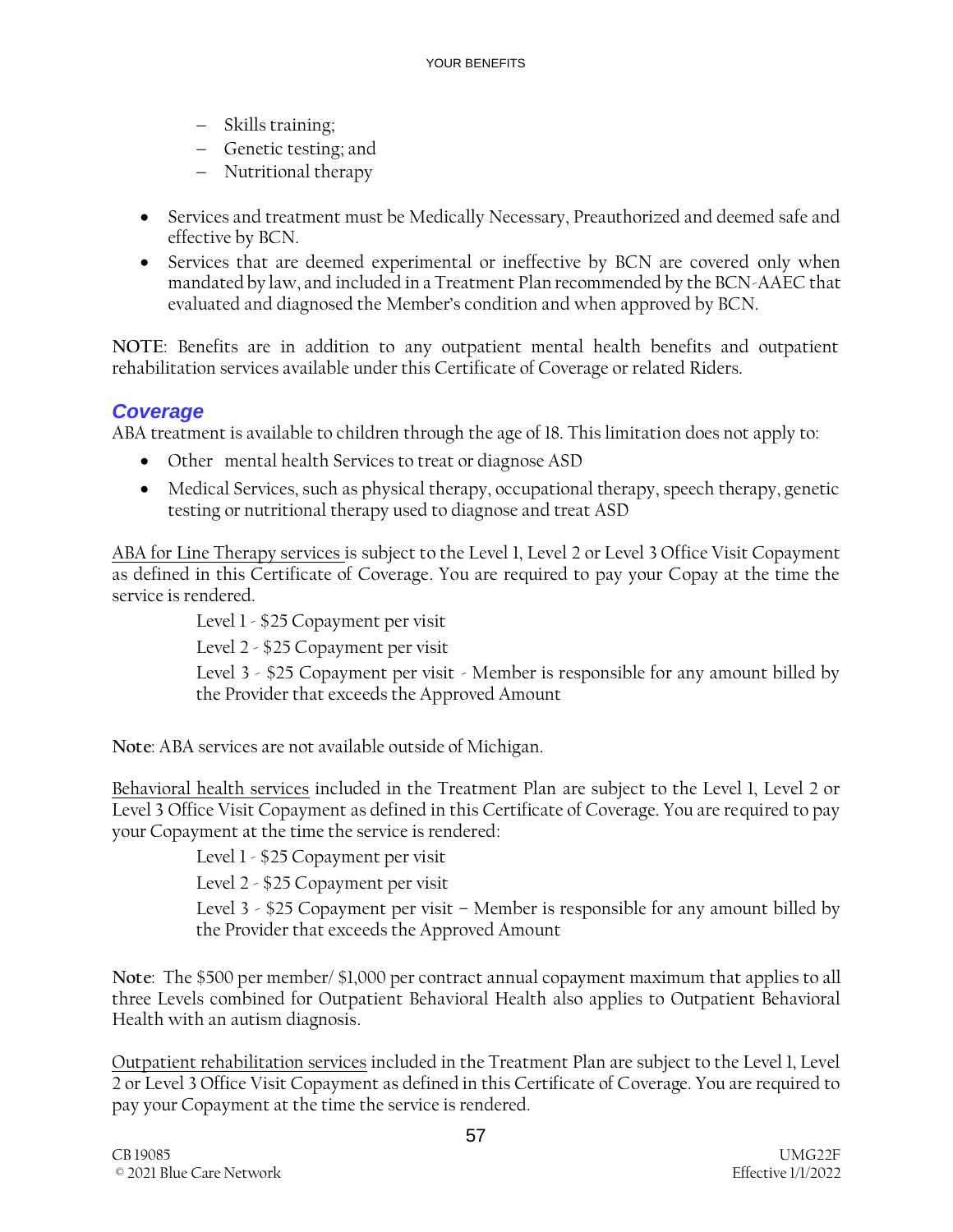- Skills training;
  - Genetic testing; and
  - Nutritional therapy

- Services and treatment must be Medically Necessary, Preauthorized and deemed safe and effective by BCN.
- Services that are deemed experimental or ineffective by BCN are covered only when mandated by law, and included in a Treatment Plan recommended by the BCN-AAEC that evaluated and diagnosed the Member's condition and when approved by BCN.

**NOTE**: Benefits are in addition to any outpatient mental health benefits and outpatient rehabilitation services available under this Certificate of Coverage or related Riders.

## Coverage

ABA treatment is available to children through the age of 18. This limitation does not apply to:

- Other mental health Services to treat or diagnose ASD
- Medical Services, such as physical therapy, occupational therapy, speech therapy, genetic testing or nutritional therapy used to diagnose and treat ASD

ABA for Line Therapy services is subject to the Level 1, Level 2 or Level 3 Office Visit Copayment as defined in this Certificate of Coverage. You are required to pay your Copay at the time the service is rendered.

Level 1 - $25 Copayment per visit

Level 2 - $25 Copayment per visit

Level 3 - $25 Copayment per visit - Member is responsible for any amount billed by the Provider that exceeds the Approved Amount

**Note**: ABA services are not available outside of Michigan.

Behavioral health services included in the Treatment Plan are subject to the Level 1, Level 2 or Level 3 Office Visit Copayment as defined in this Certificate of Coverage. You are required to pay your Copayment at the time the service is rendered:

Level 1 - $25 Copayment per visit

Level 2 - $25 Copayment per visit

Level 3 - $25 Copayment per visit – Member is responsible for any amount billed by the Provider that exceeds the Approved Amount

**Note**: The $500 per member/ $1,000 per contract annual copayment maximum that applies to all three Levels combined for Outpatient Behavioral Health also applies to Outpatient Behavioral Health with an autism diagnosis.

Outpatient rehabilitation services included in the Treatment Plan are subject to the Level 1, Level 2 or Level 3 Office Visit Copayment as defined in this Certificate of Coverage. You are required to pay your Copayment at the time the service is rendered.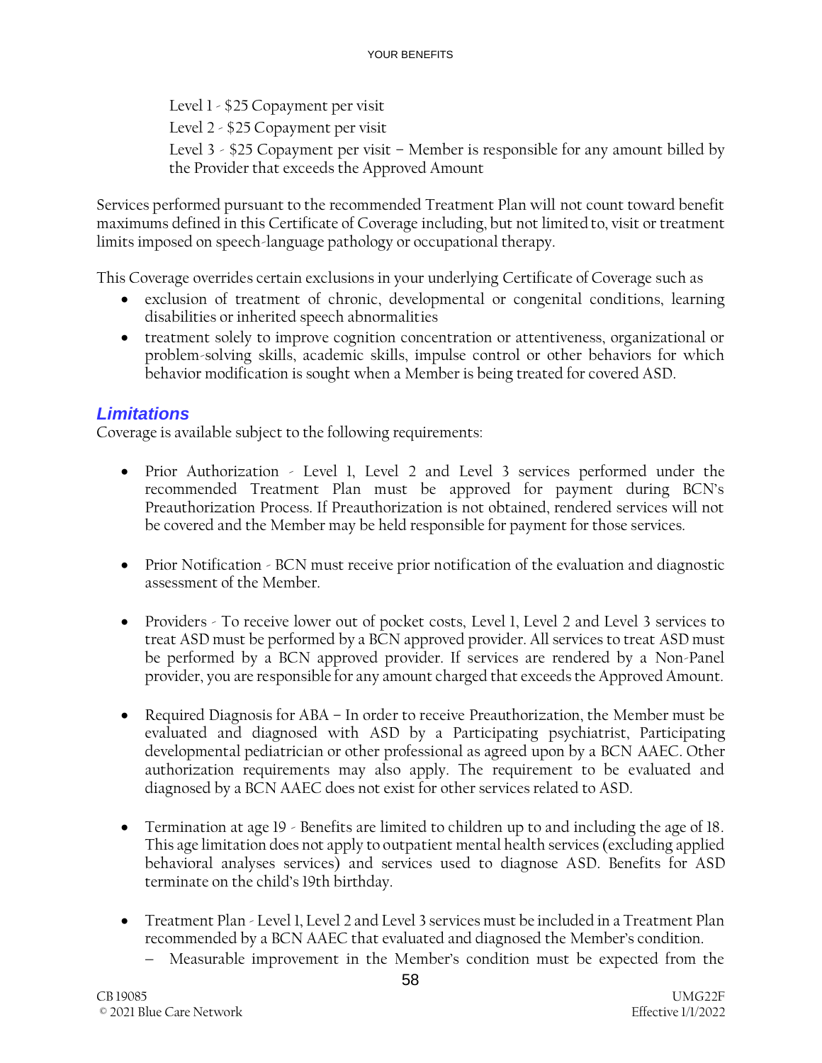Level 1 - $25 Copayment per visit

Level 2 - $25 Copayment per visit

Level 3 - $25 Copayment per visit – Member is responsible for any amount billed by the Provider that exceeds the Approved Amount

Services performed pursuant to the recommended Treatment Plan will not count toward benefit maximums defined in this Certificate of Coverage including, but not limited to, visit or treatment limits imposed on speech-language pathology or occupational therapy.

This Coverage overrides certain exclusions in your underlying Certificate of Coverage such as

- exclusion of treatment of chronic, developmental or congenital conditions, learning disabilities or inherited speech abnormalities
- treatment solely to improve cognition concentration or attentiveness, organizational or problem-solving skills, academic skills, impulse control or other behaviors for which behavior modification is sought when a Member is being treated for covered ASD.

### *Limitations*

Coverage is available subject to the following requirements:

- Prior Authorization - Level 1, Level 2 and Level 3 services performed under the recommended Treatment Plan must be approved for payment during BCN's Preauthorization Process. If Preauthorization is not obtained, rendered services will not be covered and the Member may be held responsible for payment for those services.

- Prior Notification - BCN must receive prior notification of the evaluation and diagnostic assessment of the Member.

- Providers - To receive lower out of pocket costs, Level 1, Level 2 and Level 3 services to treat ASD must be performed by a BCN approved provider. All services to treat ASD must be performed by a BCN approved provider. If services are rendered by a Non-Panel provider, you are responsible for any amount charged that exceeds the Approved Amount.

- Required Diagnosis for ABA – In order to receive Preauthorization, the Member must be evaluated and diagnosed with ASD by a Participating psychiatrist, Participating developmental pediatrician or other professional as agreed upon by a BCN AAEC. Other authorization requirements may also apply. The requirement to be evaluated and diagnosed by a BCN AAEC does not exist for other services related to ASD.

- Termination at age 19 - Benefits are limited to children up to and including the age of 18. This age limitation does not apply to outpatient mental health services (excluding applied behavioral analyses services) and services used to diagnose ASD. Benefits for ASD terminate on the child's 19th birthday.

- Treatment Plan - Level 1, Level 2 and Level 3 services must be included in a Treatment Plan recommended by a BCN AAEC that evaluated and diagnosed the Member's condition.
  - Measurable improvement in the Member's condition must be expected from the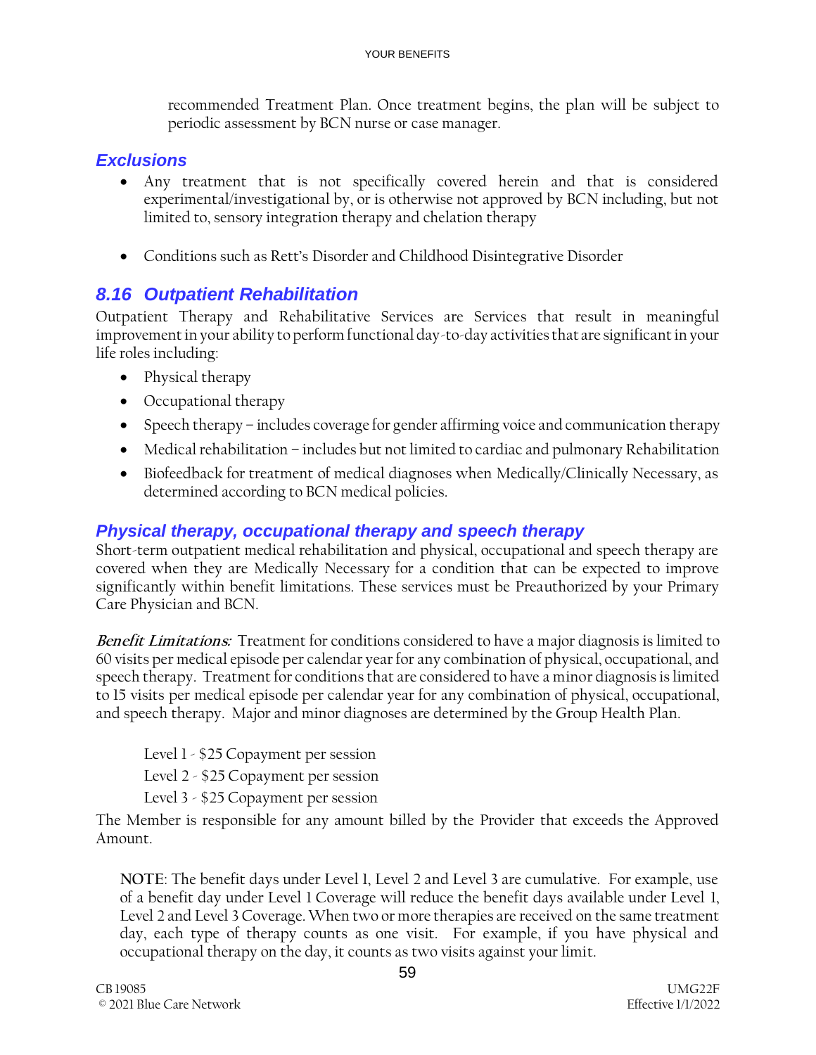recommended Treatment Plan. Once treatment begins, the plan will be subject to periodic assessment by BCN nurse or case manager.

### Exclusions

- Any treatment that is not specifically covered herein and that is considered experimental/investigational by, or is otherwise not approved by BCN including, but not limited to, sensory integration therapy and chelation therapy
- Conditions such as Rett's Disorder and Childhood Disintegrative Disorder

## 8.16 Outpatient Rehabilitation

Outpatient Therapy and Rehabilitative Services are Services that result in meaningful improvement in your ability to perform functional day-to-day activities that are significant in your life roles including:

- Physical therapy
- Occupational therapy
- Speech therapy – includes coverage for gender affirming voice and communication therapy
- Medical rehabilitation – includes but not limited to cardiac and pulmonary Rehabilitation
- Biofeedback for treatment of medical diagnoses when Medically/Clinically Necessary, as determined according to BCN medical policies.

### Physical therapy, occupational therapy and speech therapy

Short-term outpatient medical rehabilitation and physical, occupational and speech therapy are covered when they are Medically Necessary for a condition that can be expected to improve significantly within benefit limitations. These services must be Preauthorized by your Primary Care Physician and BCN.

***Benefit Limitations:*** Treatment for conditions considered to have a major diagnosis is limited to 60 visits per medical episode per calendar year for any combination of physical, occupational, and speech therapy. Treatment for conditions that are considered to have a minor diagnosis is limited to 15 visits per medical episode per calendar year for any combination of physical, occupational, and speech therapy. Major and minor diagnoses are determined by the Group Health Plan.

Level 1 - $25 Copayment per session
Level 2 - $25 Copayment per session
Level 3 - $25 Copayment per session

The Member is responsible for any amount billed by the Provider that exceeds the Approved Amount.

**NOTE**: The benefit days under Level 1, Level 2 and Level 3 are cumulative. For example, use of a benefit day under Level 1 Coverage will reduce the benefit days available under Level 1, Level 2 and Level 3 Coverage. When two or more therapies are received on the same treatment day, each type of therapy counts as one visit. For example, if you have physical and occupational therapy on the day, it counts as two visits against your limit.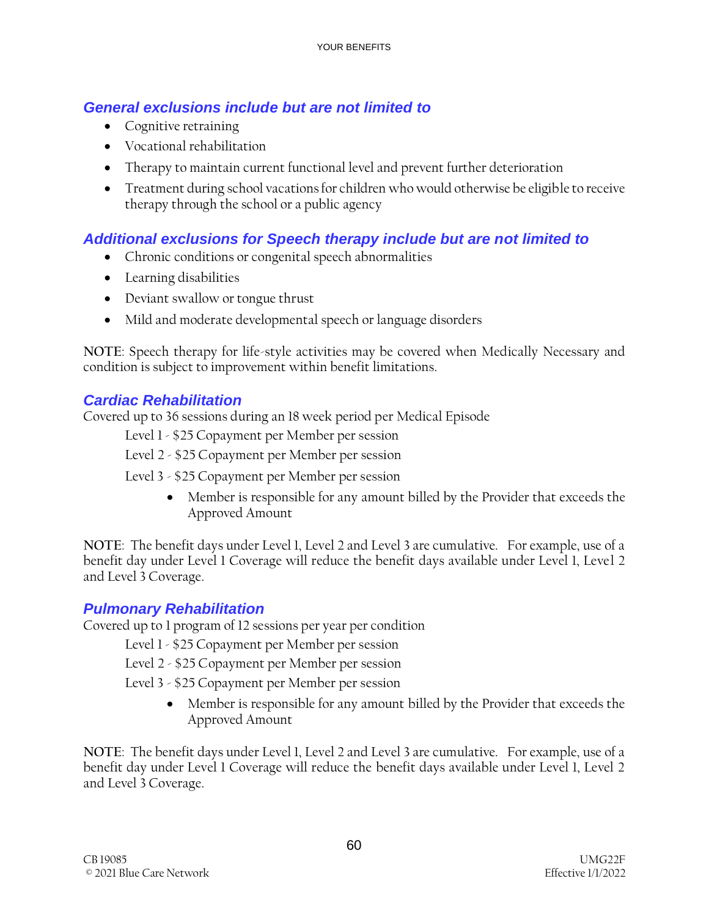### General exclusions include but are not limited to

- Cognitive retraining
- Vocational rehabilitation
- Therapy to maintain current functional level and prevent further deterioration
- Treatment during school vacations for children who would otherwise be eligible to receive therapy through the school or a public agency

### Additional exclusions for Speech therapy include but are not limited to

- Chronic conditions or congenital speech abnormalities
- Learning disabilities
- Deviant swallow or tongue thrust
- Mild and moderate developmental speech or language disorders

**NOTE**: Speech therapy for life-style activities may be covered when Medically Necessary and condition is subject to improvement within benefit limitations.

### Cardiac Rehabilitation

Covered up to 36 sessions during an 18 week period per Medical Episode

Level 1 - $25 Copayment per Member per session

Level 2 - $25 Copayment per Member per session

Level 3 - $25 Copayment per Member per session

- Member is responsible for any amount billed by the Provider that exceeds the Approved Amount

**NOTE**: The benefit days under Level 1, Level 2 and Level 3 are cumulative. For example, use of a benefit day under Level 1 Coverage will reduce the benefit days available under Level 1, Level 2 and Level 3 Coverage.

### Pulmonary Rehabilitation

Covered up to 1 program of 12 sessions per year per condition

Level 1 - $25 Copayment per Member per session

Level 2 - $25 Copayment per Member per session

Level 3 - $25 Copayment per Member per session

- Member is responsible for any amount billed by the Provider that exceeds the Approved Amount

**NOTE**: The benefit days under Level 1, Level 2 and Level 3 are cumulative. For example, use of a benefit day under Level 1 Coverage will reduce the benefit days available under Level 1, Level 2 and Level 3 Coverage.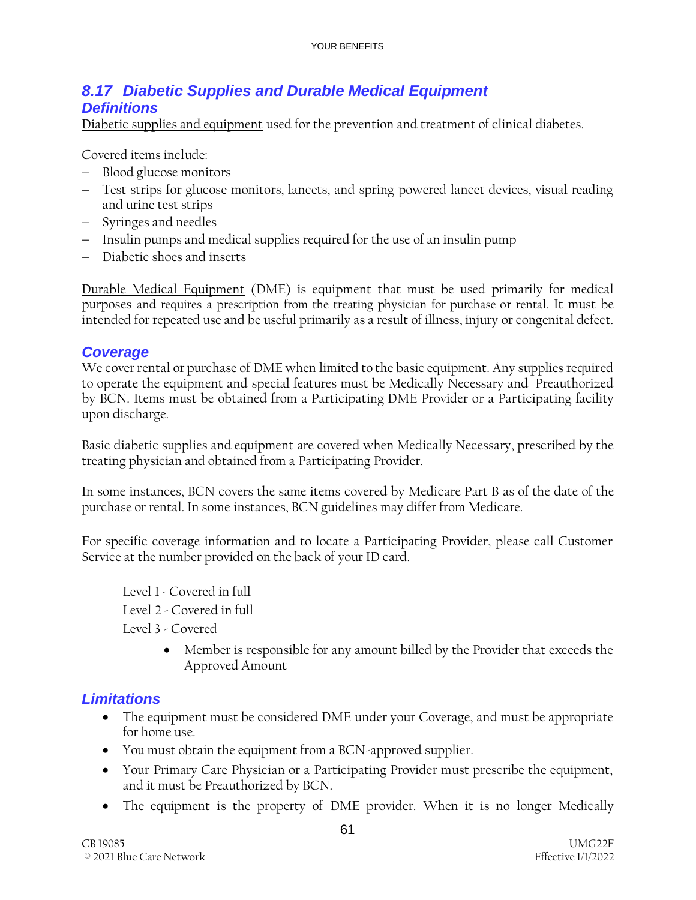## 8.17 Diabetic Supplies and Durable Medical Equipment

### Definitions

Diabetic supplies and equipment used for the prevention and treatment of clinical diabetes.

Covered items include:

- Blood glucose monitors
- Test strips for glucose monitors, lancets, and spring powered lancet devices, visual reading and urine test strips
- Syringes and needles
- Insulin pumps and medical supplies required for the use of an insulin pump
- Diabetic shoes and inserts

Durable Medical Equipment (DME) is equipment that must be used primarily for medical purposes and requires a prescription from the treating physician for purchase or rental. It must be intended for repeated use and be useful primarily as a result of illness, injury or congenital defect.

### Coverage

We cover rental or purchase of DME when limited to the basic equipment. Any supplies required to operate the equipment and special features must be Medically Necessary and Preauthorized by BCN. Items must be obtained from a Participating DME Provider or a Participating facility upon discharge.

Basic diabetic supplies and equipment are covered when Medically Necessary, prescribed by the treating physician and obtained from a Participating Provider.

In some instances, BCN covers the same items covered by Medicare Part B as of the date of the purchase or rental. In some instances, BCN guidelines may differ from Medicare.

For specific coverage information and to locate a Participating Provider, please call Customer Service at the number provided on the back of your ID card.

Level 1 - Covered in full

Level 2 - Covered in full

Level 3 - Covered

- Member is responsible for any amount billed by the Provider that exceeds the Approved Amount

### Limitations

- The equipment must be considered DME under your Coverage, and must be appropriate for home use.
- You must obtain the equipment from a BCN-approved supplier.
- Your Primary Care Physician or a Participating Provider must prescribe the equipment, and it must be Preauthorized by BCN.
- The equipment is the property of DME provider. When it is no longer Medically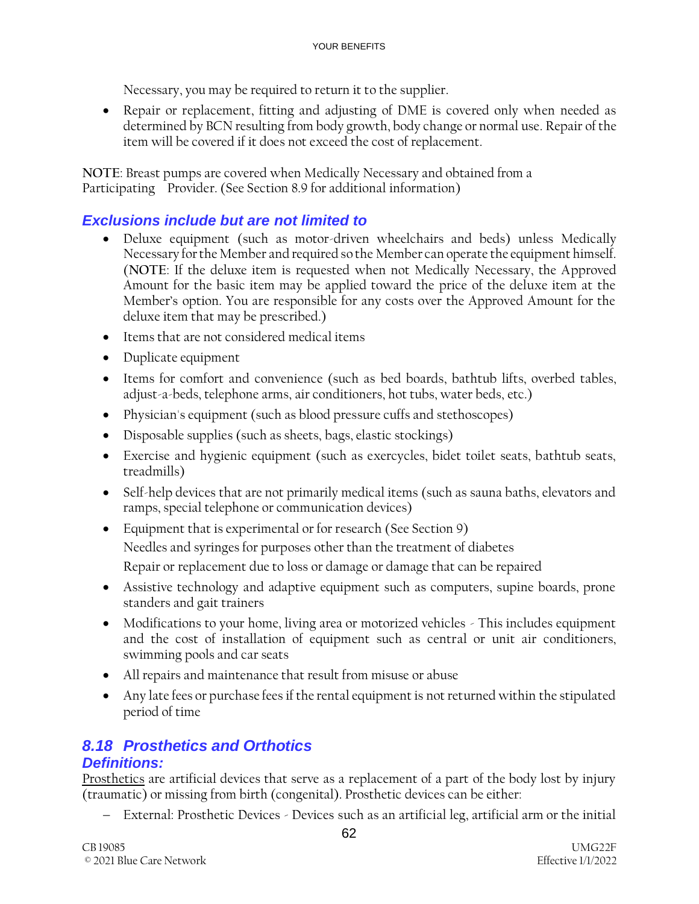Necessary, you may be required to return it to the supplier.

- Repair or replacement, fitting and adjusting of DME is covered only when needed as determined by BCN resulting from body growth, body change or normal use. Repair of the item will be covered if it does not exceed the cost of replacement.

**NOTE**: Breast pumps are covered when Medically Necessary and obtained from a Participating Provider. (See Section 8.9 for additional information)

### *Exclusions include but are not limited to*

- Deluxe equipment (such as motor-driven wheelchairs and beds) unless Medically Necessary for the Member and required so the Member can operate the equipment himself. (**NOTE**: If the deluxe item is requested when not Medically Necessary, the Approved Amount for the basic item may be applied toward the price of the deluxe item at the Member's option. You are responsible for any costs over the Approved Amount for the deluxe item that may be prescribed.)
- Items that are not considered medical items
- Duplicate equipment
- Items for comfort and convenience (such as bed boards, bathtub lifts, overbed tables, adjust-a-beds, telephone arms, air conditioners, hot tubs, water beds, etc.)
- Physician's equipment (such as blood pressure cuffs and stethoscopes)
- Disposable supplies (such as sheets, bags, elastic stockings)
- Exercise and hygienic equipment (such as exercycles, bidet toilet seats, bathtub seats, treadmills)
- Self-help devices that are not primarily medical items (such as sauna baths, elevators and ramps, special telephone or communication devices)
- Equipment that is experimental or for research (See Section 9)

  Needles and syringes for purposes other than the treatment of diabetes

  Repair or replacement due to loss or damage or damage that can be repaired
- Assistive technology and adaptive equipment such as computers, supine boards, prone standers and gait trainers
- Modifications to your home, living area or motorized vehicles - This includes equipment and the cost of installation of equipment such as central or unit air conditioners, swimming pools and car seats
- All repairs and maintenance that result from misuse or abuse
- Any late fees or purchase fees if the rental equipment is not returned within the stipulated period of time

## *8.18 Prosthetics and Orthotics*

### *Definitions:*

Prosthetics are artificial devices that serve as a replacement of a part of the body lost by injury (traumatic) or missing from birth (congenital). Prosthetic devices can be either:

- External: Prosthetic Devices - Devices such as an artificial leg, artificial arm or the initial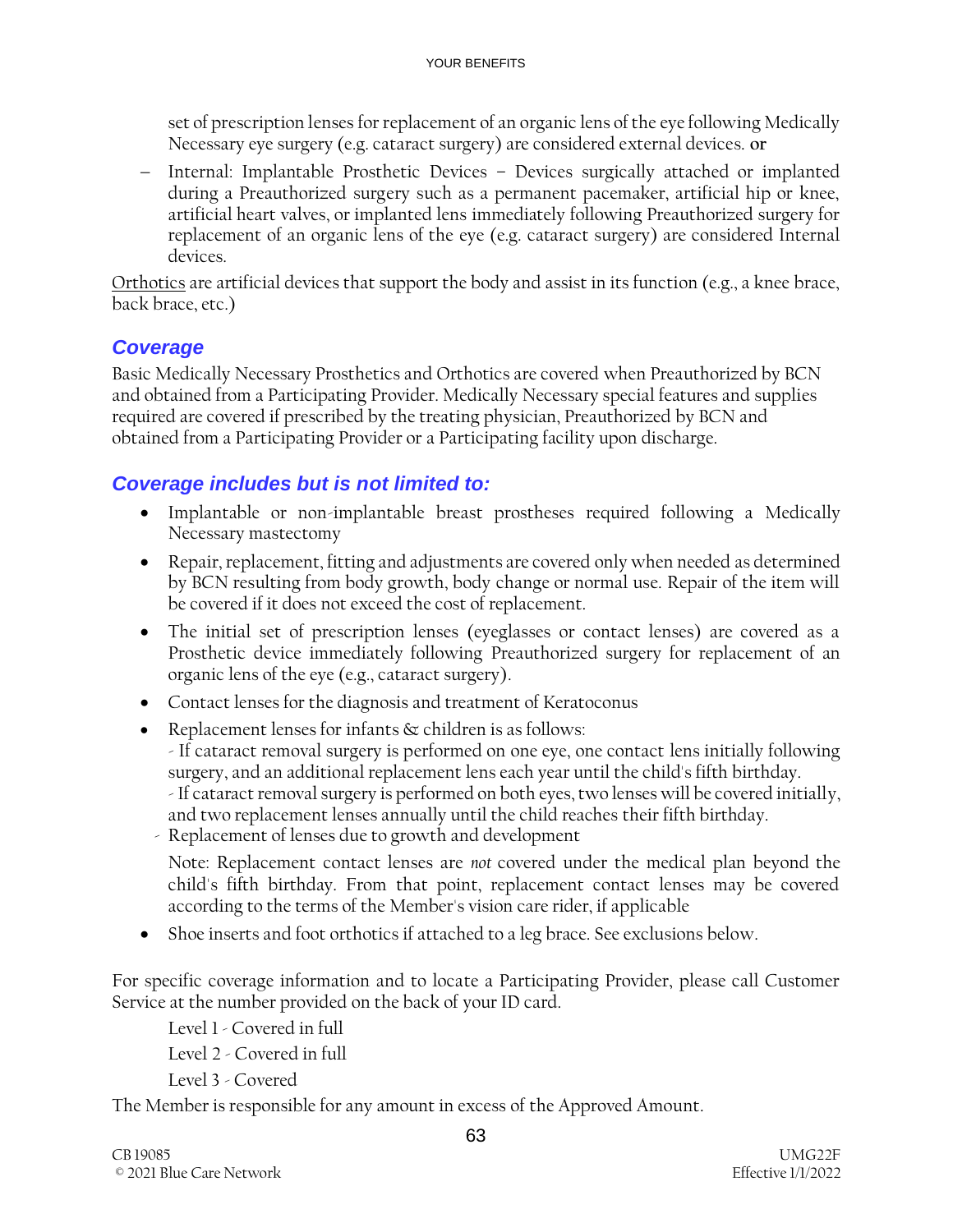set of prescription lenses for replacement of an organic lens of the eye following Medically Necessary eye surgery (e.g. cataract surgery) are considered external devices. **or**

– Internal: Implantable Prosthetic Devices – Devices surgically attached or implanted during a Preauthorized surgery such as a permanent pacemaker, artificial hip or knee, artificial heart valves, or implanted lens immediately following Preauthorized surgery for replacement of an organic lens of the eye (e.g. cataract surgery) are considered Internal devices.

Orthotics are artificial devices that support the body and assist in its function (e.g., a knee brace, back brace, etc.)

### *Coverage*

Basic Medically Necessary Prosthetics and Orthotics are covered when Preauthorized by BCN and obtained from a Participating Provider. Medically Necessary special features and supplies required are covered if prescribed by the treating physician, Preauthorized by BCN and obtained from a Participating Provider or a Participating facility upon discharge.

### *Coverage includes but is not limited to:*

- Implantable or non-implantable breast prostheses required following a Medically Necessary mastectomy
- Repair, replacement, fitting and adjustments are covered only when needed as determined by BCN resulting from body growth, body change or normal use. Repair of the item will be covered if it does not exceed the cost of replacement.
- The initial set of prescription lenses (eyeglasses or contact lenses) are covered as a Prosthetic device immediately following Preauthorized surgery for replacement of an organic lens of the eye (e.g., cataract surgery).
- Contact lenses for the diagnosis and treatment of Keratoconus
- Replacement lenses for infants & children is as follows:
  - If cataract removal surgery is performed on one eye, one contact lens initially following surgery, and an additional replacement lens each year until the child's fifth birthday.
  - If cataract removal surgery is performed on both eyes, two lenses will be covered initially, and two replacement lenses annually until the child reaches their fifth birthday.
  - Replacement of lenses due to growth and development

  Note: Replacement contact lenses are *not* covered under the medical plan beyond the child's fifth birthday. From that point, replacement contact lenses may be covered according to the terms of the Member's vision care rider, if applicable
- Shoe inserts and foot orthotics if attached to a leg brace. See exclusions below.

For specific coverage information and to locate a Participating Provider, please call Customer Service at the number provided on the back of your ID card.

Level 1 - Covered in full

Level 2 - Covered in full

Level 3 - Covered

The Member is responsible for any amount in excess of the Approved Amount.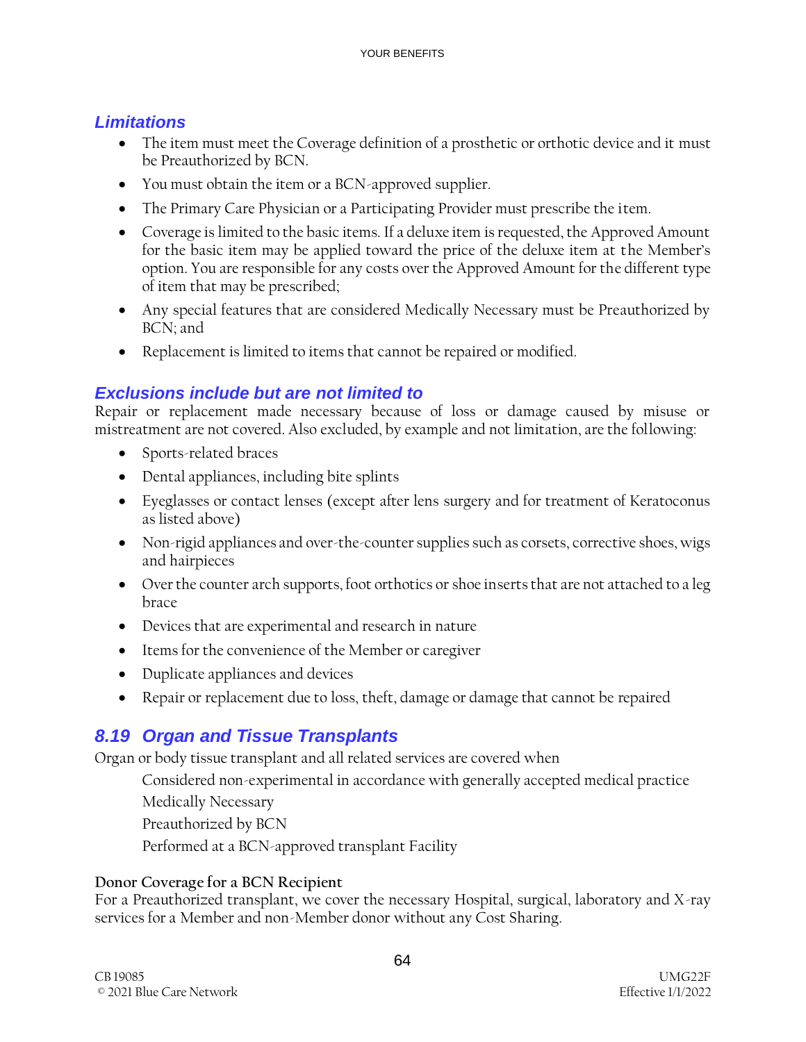### *Limitations*

- The item must meet the Coverage definition of a prosthetic or orthotic device and it must be Preauthorized by BCN.
- You must obtain the item or a BCN-approved supplier.
- The Primary Care Physician or a Participating Provider must prescribe the item.
- Coverage is limited to the basic items. If a deluxe item is requested, the Approved Amount for the basic item may be applied toward the price of the deluxe item at the Member's option. You are responsible for any costs over the Approved Amount for the different type of item that may be prescribed;
- Any special features that are considered Medically Necessary must be Preauthorized by BCN; and
- Replacement is limited to items that cannot be repaired or modified.

### *Exclusions include but are not limited to*

Repair or replacement made necessary because of loss or damage caused by misuse or mistreatment are not covered. Also excluded, by example and not limitation, are the following:

- Sports-related braces
- Dental appliances, including bite splints
- Eyeglasses or contact lenses (except after lens surgery and for treatment of Keratoconus as listed above)
- Non-rigid appliances and over-the-counter supplies such as corsets, corrective shoes, wigs and hairpieces
- Over the counter arch supports, foot orthotics or shoe inserts that are not attached to a leg brace
- Devices that are experimental and research in nature
- Items for the convenience of the Member or caregiver
- Duplicate appliances and devices
- Repair or replacement due to loss, theft, damage or damage that cannot be repaired

## *8.19 Organ and Tissue Transplants*

Organ or body tissue transplant and all related services are covered when

Considered non-experimental in accordance with generally accepted medical practice

Medically Necessary

Preauthorized by BCN

Performed at a BCN-approved transplant Facility

**Donor Coverage for a BCN Recipient**

For a Preauthorized transplant, we cover the necessary Hospital, surgical, laboratory and X-ray services for a Member and non-Member donor without any Cost Sharing.

CB 19085
© 2021 Blue Care Network

UMG22F
Effective 1/1/2022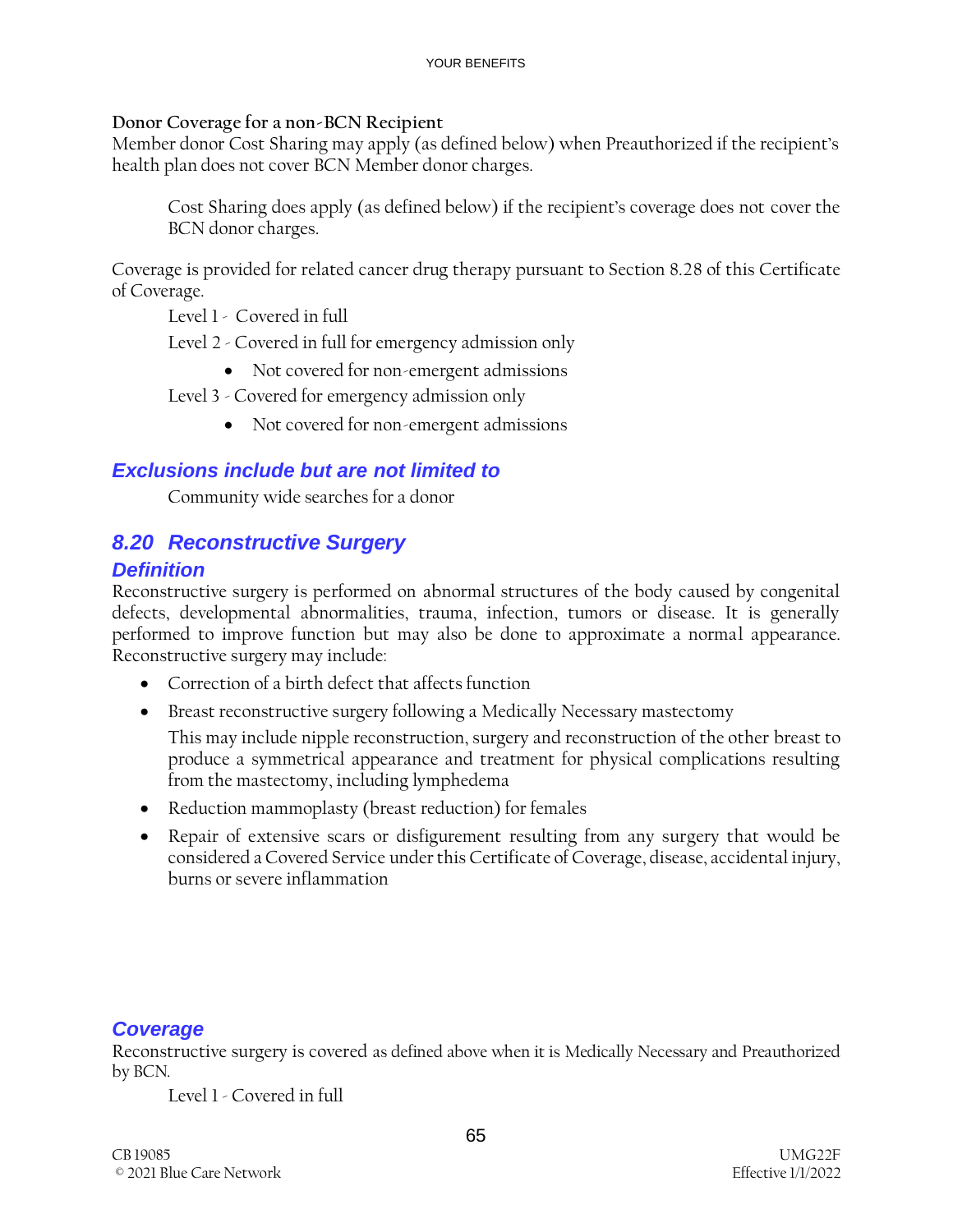**Donor Coverage for a non-BCN Recipient**

Member donor Cost Sharing may apply (as defined below) when Preauthorized if the recipient's health plan does not cover BCN Member donor charges.

> Cost Sharing does apply (as defined below) if the recipient's coverage does not cover the BCN donor charges.

Coverage is provided for related cancer drug therapy pursuant to Section 8.28 of this Certificate of Coverage.

Level 1 - Covered in full

Level 2 - Covered in full for emergency admission only

- Not covered for non-emergent admissions

Level 3 - Covered for emergency admission only

- Not covered for non-emergent admissions

### *Exclusions include but are not limited to*

Community wide searches for a donor

## *8.20 Reconstructive Surgery*

### *Definition*

Reconstructive surgery is performed on abnormal structures of the body caused by congenital defects, developmental abnormalities, trauma, infection, tumors or disease. It is generally performed to improve function but may also be done to approximate a normal appearance. Reconstructive surgery may include:

- Correction of a birth defect that affects function
- Breast reconstructive surgery following a Medically Necessary mastectomy

  This may include nipple reconstruction, surgery and reconstruction of the other breast to produce a symmetrical appearance and treatment for physical complications resulting from the mastectomy, including lymphedema
- Reduction mammoplasty (breast reduction) for females
- Repair of extensive scars or disfigurement resulting from any surgery that would be considered a Covered Service under this Certificate of Coverage, disease, accidental injury, burns or severe inflammation

### *Coverage*

Reconstructive surgery is covered as defined above when it is Medically Necessary and Preauthorized by BCN.

Level 1 - Covered in full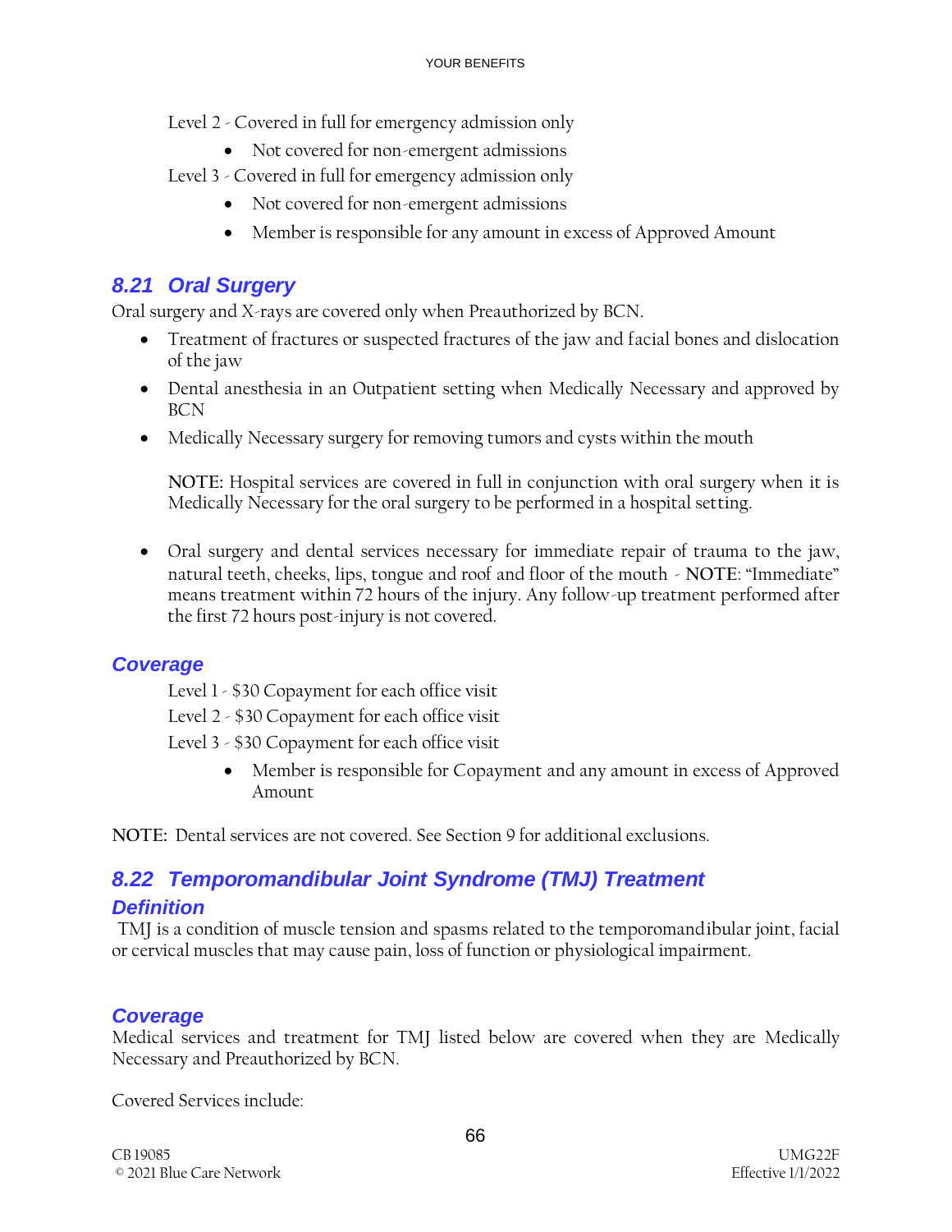Level 2 - Covered in full for emergency admission only

- Not covered for non-emergent admissions

Level 3 - Covered in full for emergency admission only

- Not covered for non-emergent admissions
- Member is responsible for any amount in excess of Approved Amount

## *8.21 Oral Surgery*

Oral surgery and X-rays are covered only when Preauthorized by BCN.

- Treatment of fractures or suspected fractures of the jaw and facial bones and dislocation of the jaw
- Dental anesthesia in an Outpatient setting when Medically Necessary and approved by BCN
- Medically Necessary surgery for removing tumors and cysts within the mouth

  **NOTE:** Hospital services are covered in full in conjunction with oral surgery when it is Medically Necessary for the oral surgery to be performed in a hospital setting.

- Oral surgery and dental services necessary for immediate repair of trauma to the jaw, natural teeth, cheeks, lips, tongue and roof and floor of the mouth - **NOTE**: "Immediate" means treatment within 72 hours of the injury. Any follow-up treatment performed after the first 72 hours post-injury is not covered.

### *Coverage*

Level 1 - $30 Copayment for each office visit

Level 2 - $30 Copayment for each office visit

Level 3 - $30 Copayment for each office visit

- Member is responsible for Copayment and any amount in excess of Approved Amount

**NOTE:** Dental services are not covered. See Section 9 for additional exclusions.

## *8.22 Temporomandibular Joint Syndrome (TMJ) Treatment*

### *Definition*

TMJ is a condition of muscle tension and spasms related to the temporomandibular joint, facial or cervical muscles that may cause pain, loss of function or physiological impairment.

### *Coverage*

Medical services and treatment for TMJ listed below are covered when they are Medically Necessary and Preauthorized by BCN.

Covered Services include: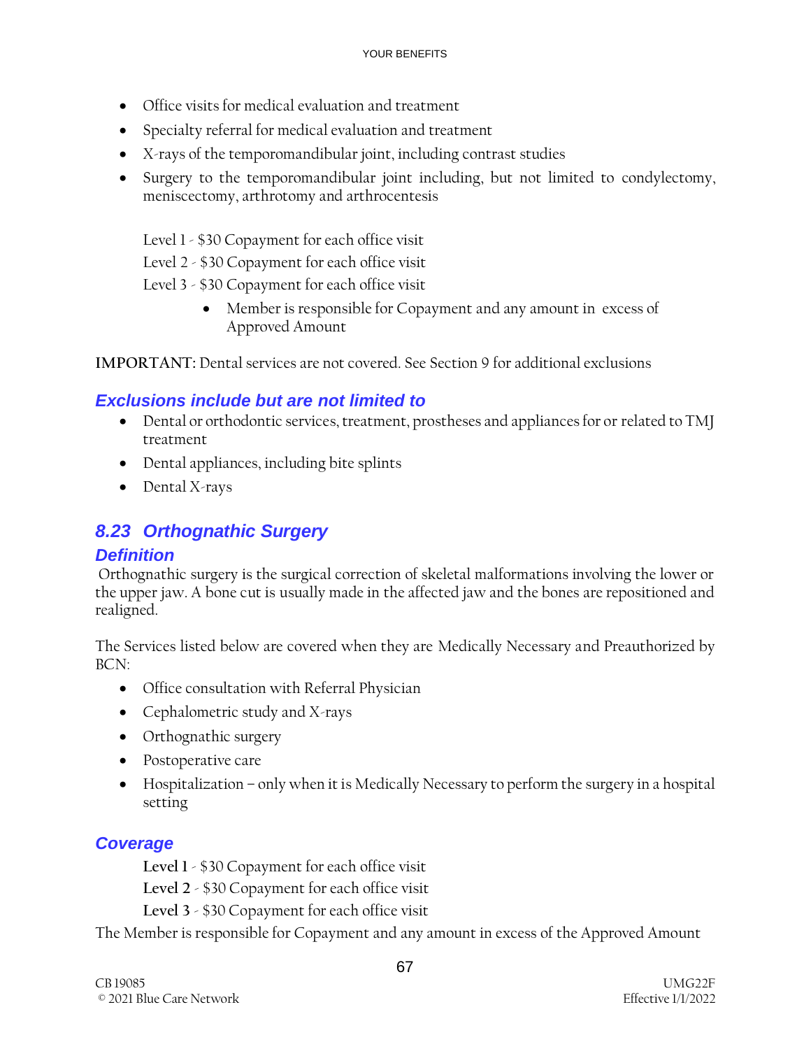- Office visits for medical evaluation and treatment
- Specialty referral for medical evaluation and treatment
- X-rays of the temporomandibular joint, including contrast studies
- Surgery to the temporomandibular joint including, but not limited to condylectomy, meniscectomy, arthrotomy and arthrocentesis

Level 1 - $30 Copayment for each office visit

Level 2 - $30 Copayment for each office visit

Level 3 - $30 Copayment for each office visit

- Member is responsible for Copayment and any amount in excess of Approved Amount

**IMPORTANT:** Dental services are not covered. See Section 9 for additional exclusions

### *Exclusions include but are not limited to*

- Dental or orthodontic services, treatment, prostheses and appliances for or related to TMJ treatment
- Dental appliances, including bite splints
- Dental X-rays

## *8.23 Orthognathic Surgery*

### *Definition*

Orthognathic surgery is the surgical correction of skeletal malformations involving the lower or the upper jaw. A bone cut is usually made in the affected jaw and the bones are repositioned and realigned.

The Services listed below are covered when they are Medically Necessary and Preauthorized by BCN:

- Office consultation with Referral Physician
- Cephalometric study and X-rays
- Orthognathic surgery
- Postoperative care
- Hospitalization – only when it is Medically Necessary to perform the surgery in a hospital setting

### *Coverage*

**Level 1** - $30 Copayment for each office visit

**Level 2** - $30 Copayment for each office visit

**Level 3** - $30 Copayment for each office visit

The Member is responsible for Copayment and any amount in excess of the Approved Amount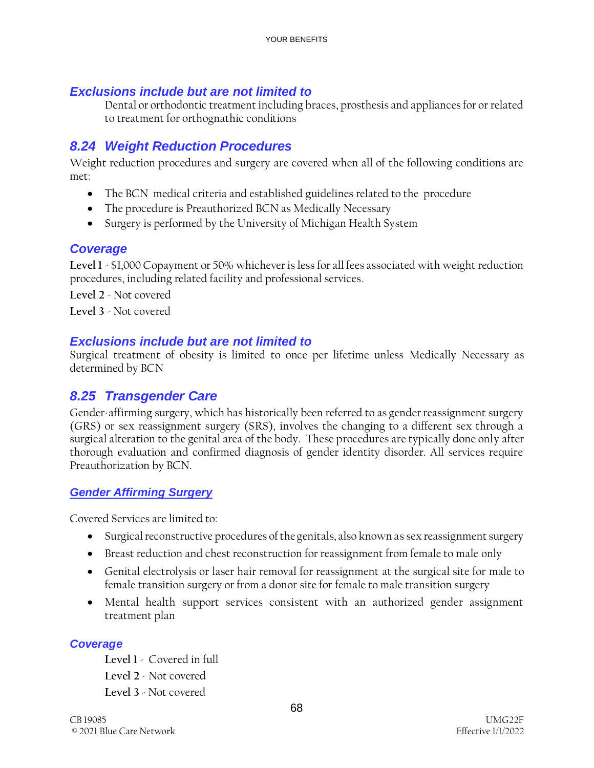### *Exclusions include but are not limited to*

Dental or orthodontic treatment including braces, prosthesis and appliances for or related to treatment for orthognathic conditions

## *8.24 Weight Reduction Procedures*

Weight reduction procedures and surgery are covered when all of the following conditions are met:

- The BCN medical criteria and established guidelines related to the procedure
- The procedure is Preauthorized BCN as Medically Necessary
- Surgery is performed by the University of Michigan Health System

### *Coverage*

**Level 1** - $1,000 Copayment or 50% whichever is less for all fees associated with weight reduction procedures, including related facility and professional services.

**Level 2** - Not covered

**Level 3** - Not covered

### *Exclusions include but are not limited to*

Surgical treatment of obesity is limited to once per lifetime unless Medically Necessary as determined by BCN

## *8.25 Transgender Care*

Gender-affirming surgery, which has historically been referred to as gender reassignment surgery (GRS) or sex reassignment surgery (SRS), involves the changing to a different sex through a surgical alteration to the genital area of the body. These procedures are typically done only after thorough evaluation and confirmed diagnosis of gender identity disorder. All services require Preauthorization by BCN.

### ***Gender Affirming Surgery***

Covered Services are limited to:

- Surgical reconstructive procedures of the genitals, also known as sex reassignment surgery
- Breast reduction and chest reconstruction for reassignment from female to male only
- Genital electrolysis or laser hair removal for reassignment at the surgical site for male to female transition surgery or from a donor site for female to male transition surgery
- Mental health support services consistent with an authorized gender assignment treatment plan

### *Coverage*

**Level 1** - Covered in full

**Level 2** - Not covered

**Level 3** - Not covered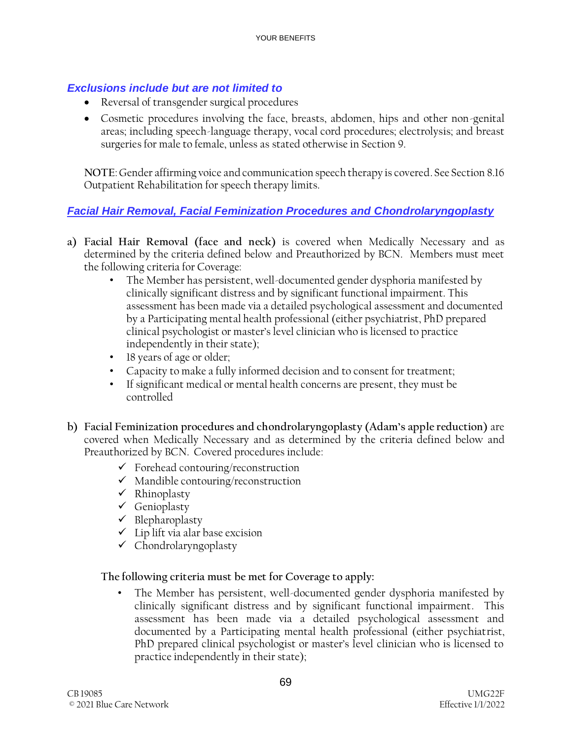### *Exclusions include but are not limited to*

- Reversal of transgender surgical procedures
- Cosmetic procedures involving the face, breasts, abdomen, hips and other non-genital areas; including speech-language therapy, vocal cord procedures; electrolysis; and breast surgeries for male to female, unless as stated otherwise in Section 9.

**NOTE**: Gender affirming voice and communication speech therapy is covered. See Section 8.16 Outpatient Rehabilitation for speech therapy limits.

### *Facial Hair Removal, Facial Feminization Procedures and Chondrolaryngoplasty*

a) **Facial Hair Removal (face and neck)** is covered when Medically Necessary and as determined by the criteria defined below and Preauthorized by BCN. Members must meet the following criteria for Coverage:
   - The Member has persistent, well-documented gender dysphoria manifested by clinically significant distress and by significant functional impairment. This assessment has been made via a detailed psychological assessment and documented by a Participating mental health professional (either psychiatrist, PhD prepared clinical psychologist or master's level clinician who is licensed to practice independently in their state);
   - 18 years of age or older;
   - Capacity to make a fully informed decision and to consent for treatment;
   - If significant medical or mental health concerns are present, they must be controlled

b) **Facial Feminization procedures and chondrolaryngoplasty (Adam's apple reduction)** are covered when Medically Necessary and as determined by the criteria defined below and Preauthorized by BCN. Covered procedures include:
   - ✓ Forehead contouring/reconstruction
   - ✓ Mandible contouring/reconstruction
   - ✓ Rhinoplasty
   - ✓ Genioplasty
   - ✓ Blepharoplasty
   - ✓ Lip lift via alar base excision
   - ✓ Chondrolaryngoplasty

   **The following criteria must be met for Coverage to apply:**

   - The Member has persistent, well-documented gender dysphoria manifested by clinically significant distress and by significant functional impairment. This assessment has been made via a detailed psychological assessment and documented by a Participating mental health professional (either psychiatrist, PhD prepared clinical psychologist or master's level clinician who is licensed to practice independently in their state);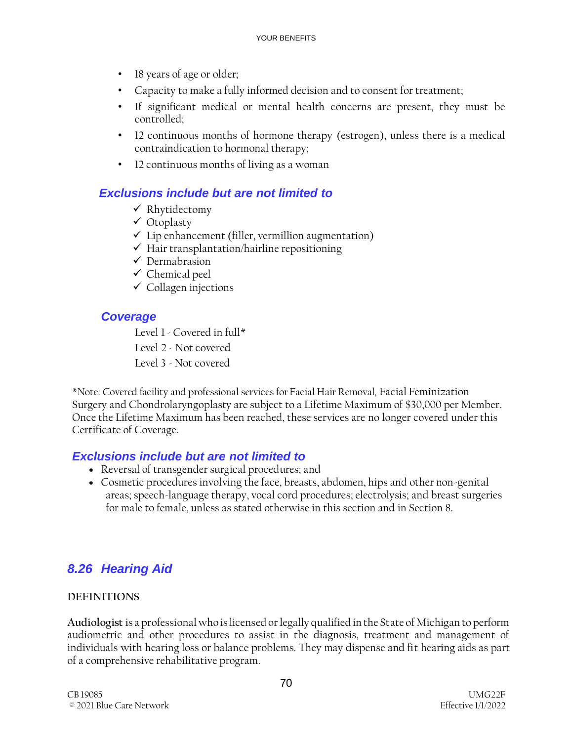- 18 years of age or older;
- Capacity to make a fully informed decision and to consent for treatment;
- If significant medical or mental health concerns are present, they must be controlled;
- 12 continuous months of hormone therapy (estrogen), unless there is a medical contraindication to hormonal therapy;
- 12 continuous months of living as a woman

### *Exclusions include but are not limited to*

- ✓ Rhytidectomy
- ✓ Otoplasty
- ✓ Lip enhancement (filler, vermillion augmentation)
- ✓ Hair transplantation/hairline repositioning
- ✓ Dermabrasion
- ✓ Chemical peel
- ✓ Collagen injections

### *Coverage*

Level 1 - Covered in full*

Level 2 - Not covered

Level 3 - Not covered

*Note: Covered facility and professional services for Facial Hair Removal, Facial Feminization Surgery and Chondrolaryngoplasty are subject to a Lifetime Maximum of $30,000 per Member. Once the Lifetime Maximum has been reached, these services are no longer covered under this Certificate of Coverage.

### *Exclusions include but are not limited to*

- Reversal of transgender surgical procedures; and
- Cosmetic procedures involving the face, breasts, abdomen, hips and other non-genital areas; speech-language therapy, vocal cord procedures; electrolysis; and breast surgeries for male to female, unless as stated otherwise in this section and in Section 8.

## *8.26 Hearing Aid*

**DEFINITIONS**

**Audiologist** is a professional who is licensed or legally qualified in the State of Michigan to perform audiometric and other procedures to assist in the diagnosis, treatment and management of individuals with hearing loss or balance problems. They may dispense and fit hearing aids as part of a comprehensive rehabilitative program.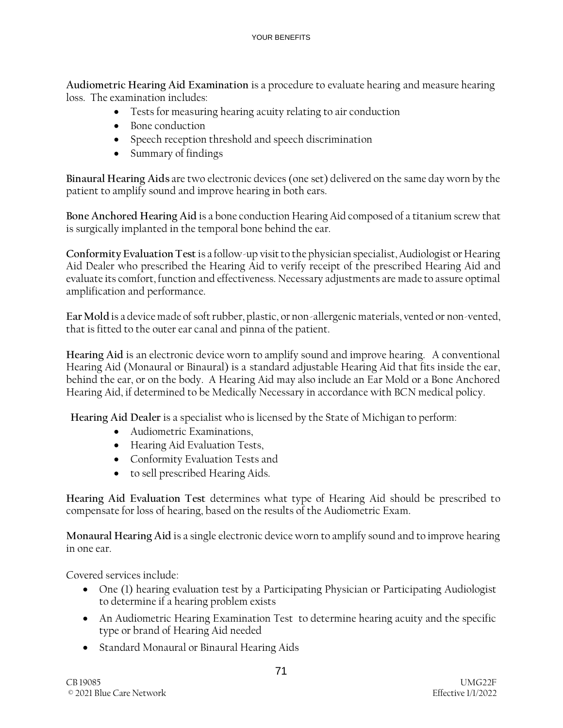**Audiometric Hearing Aid Examination** is a procedure to evaluate hearing and measure hearing loss. The examination includes:

- Tests for measuring hearing acuity relating to air conduction
- Bone conduction
- Speech reception threshold and speech discrimination
- Summary of findings

**Binaural Hearing Aids** are two electronic devices (one set) delivered on the same day worn by the patient to amplify sound and improve hearing in both ears.

**Bone Anchored Hearing Aid** is a bone conduction Hearing Aid composed of a titanium screw that is surgically implanted in the temporal bone behind the ear.

**Conformity Evaluation Test** is a follow-up visit to the physician specialist, Audiologist or Hearing Aid Dealer who prescribed the Hearing Aid to verify receipt of the prescribed Hearing Aid and evaluate its comfort, function and effectiveness. Necessary adjustments are made to assure optimal amplification and performance.

**Ear Mold** is a device made of soft rubber, plastic, or non-allergenic materials, vented or non-vented, that is fitted to the outer ear canal and pinna of the patient.

**Hearing Aid** is an electronic device worn to amplify sound and improve hearing. A conventional Hearing Aid (Monaural or Binaural) is a standard adjustable Hearing Aid that fits inside the ear, behind the ear, or on the body. A Hearing Aid may also include an Ear Mold or a Bone Anchored Hearing Aid, if determined to be Medically Necessary in accordance with BCN medical policy.

**Hearing Aid Dealer** is a specialist who is licensed by the State of Michigan to perform:

- Audiometric Examinations,
- Hearing Aid Evaluation Tests,
- Conformity Evaluation Tests and
- to sell prescribed Hearing Aids.

**Hearing Aid Evaluation Test** determines what type of Hearing Aid should be prescribed to compensate for loss of hearing, based on the results of the Audiometric Exam.

**Monaural Hearing Aid** is a single electronic device worn to amplify sound and to improve hearing in one ear.

Covered services include:

- One (1) hearing evaluation test by a Participating Physician or Participating Audiologist to determine if a hearing problem exists
- An Audiometric Hearing Examination Test to determine hearing acuity and the specific type or brand of Hearing Aid needed
- Standard Monaural or Binaural Hearing Aids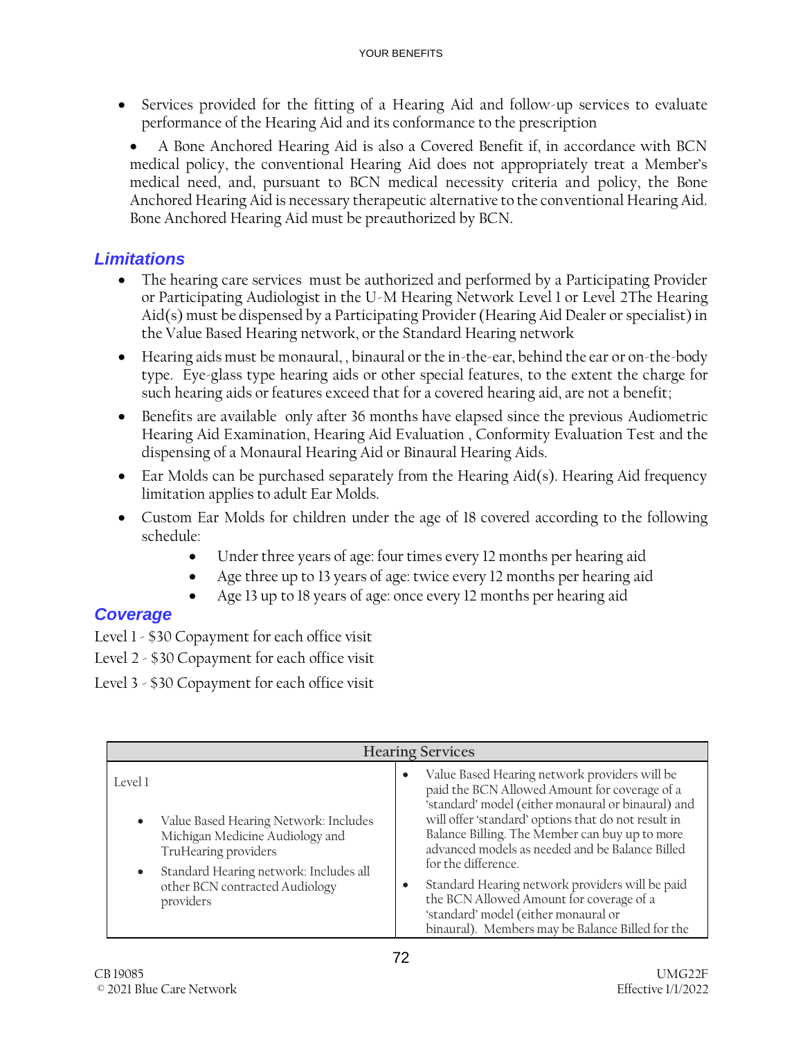- Services provided for the fitting of a Hearing Aid and follow-up services to evaluate performance of the Hearing Aid and its conformance to the prescription

  - A Bone Anchored Hearing Aid is also a Covered Benefit if, in accordance with BCN medical policy, the conventional Hearing Aid does not appropriately treat a Member's medical need, and, pursuant to BCN medical necessity criteria and policy, the Bone Anchored Hearing Aid is necessary therapeutic alternative to the conventional Hearing Aid. Bone Anchored Hearing Aid must be preauthorized by BCN.

## Limitations

- The hearing care services must be authorized and performed by a Participating Provider or Participating Audiologist in the U-M Hearing Network Level 1 or Level 2The Hearing Aid(s) must be dispensed by a Participating Provider (Hearing Aid Dealer or specialist) in the Value Based Hearing network, or the Standard Hearing network
- Hearing aids must be monaural, , binaural or the in-the-ear, behind the ear or on-the-body type. Eye-glass type hearing aids or other special features, to the extent the charge for such hearing aids or features exceed that for a covered hearing aid, are not a benefit;
- Benefits are available only after 36 months have elapsed since the previous Audiometric Hearing Aid Examination, Hearing Aid Evaluation , Conformity Evaluation Test and the dispensing of a Monaural Hearing Aid or Binaural Hearing Aids.
- Ear Molds can be purchased separately from the Hearing Aid(s). Hearing Aid frequency limitation applies to adult Ear Molds.
- Custom Ear Molds for children under the age of 18 covered according to the following schedule:
  - Under three years of age: four times every 12 months per hearing aid
  - Age three up to 13 years of age: twice every 12 months per hearing aid
  - Age 13 up to 18 years of age: once every 12 months per hearing aid

## Coverage

Level 1 - $30 Copayment for each office visit

Level 2 - $30 Copayment for each office visit

Level 3 - $30 Copayment for each office visit

| Hearing Services | |
|---|---|
| Level 1<br><br>• Value Based Hearing Network: Includes Michigan Medicine Audiology and TruHearing providers<br>• Standard Hearing network: Includes all other BCN contracted Audiology providers | • Value Based Hearing network providers will be paid the BCN Allowed Amount for coverage of a 'standard' model (either monaural or binaural) and will offer 'standard' options that do not result in Balance Billing. The Member can buy up to more advanced models as needed and be Balance Billed for the difference.<br>• Standard Hearing network providers will be paid the BCN Allowed Amount for coverage of a 'standard' model (either monaural or binaural). Members may be Balance Billed for the |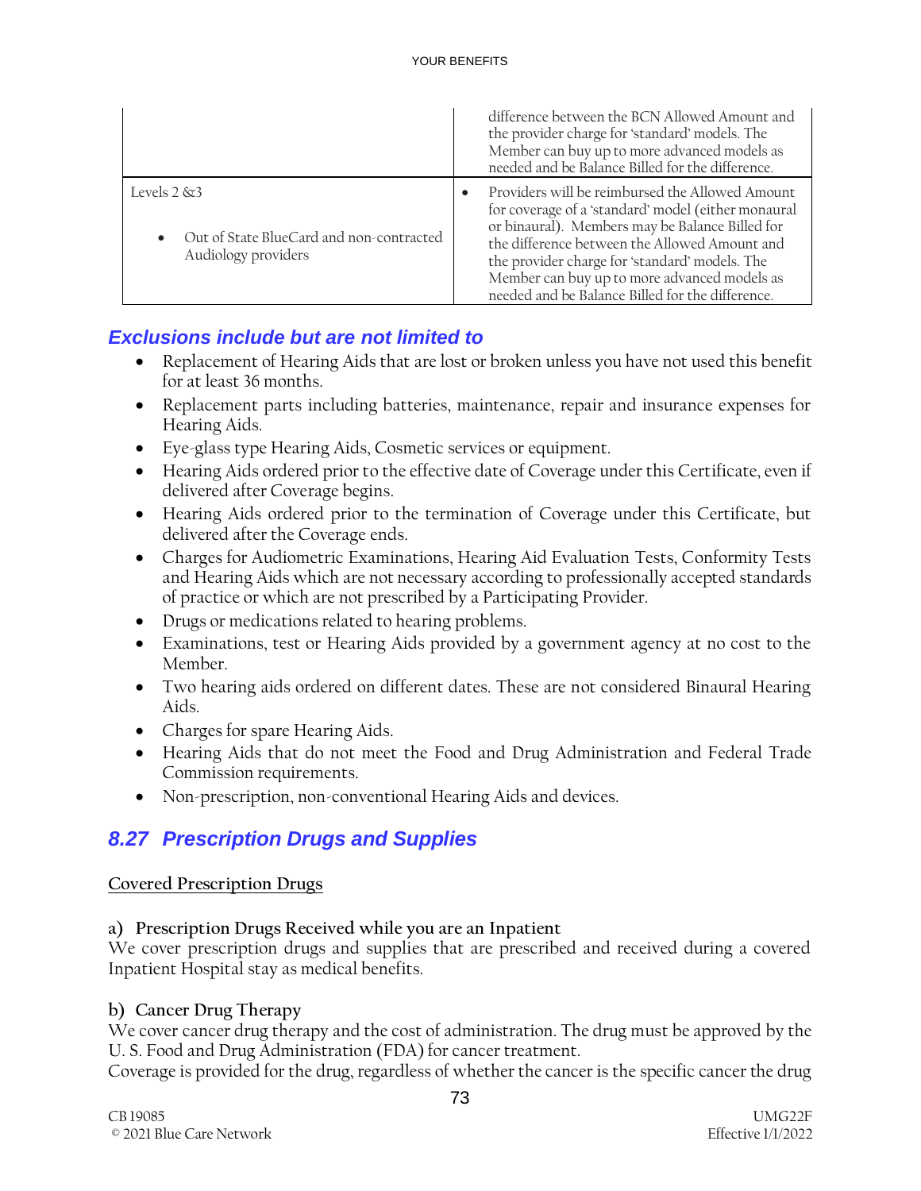| | |
|---|---|
| | difference between the BCN Allowed Amount and the provider charge for 'standard' models. The Member can buy up to more advanced models as needed and be Balance Billed for the difference. |
| Levels 2 &3<br><br>• Out of State BlueCard and non-contracted Audiology providers | • Providers will be reimbursed the Allowed Amount for coverage of a 'standard' model (either monaural or binaural). Members may be Balance Billed for the difference between the Allowed Amount and the provider charge for 'standard' models. The Member can buy up to more advanced models as needed and be Balance Billed for the difference. |

### *Exclusions include but are not limited to*

- Replacement of Hearing Aids that are lost or broken unless you have not used this benefit for at least 36 months.
- Replacement parts including batteries, maintenance, repair and insurance expenses for Hearing Aids.
- Eye-glass type Hearing Aids, Cosmetic services or equipment.
- Hearing Aids ordered prior to the effective date of Coverage under this Certificate, even if delivered after Coverage begins.
- Hearing Aids ordered prior to the termination of Coverage under this Certificate, but delivered after the Coverage ends.
- Charges for Audiometric Examinations, Hearing Aid Evaluation Tests, Conformity Tests and Hearing Aids which are not necessary according to professionally accepted standards of practice or which are not prescribed by a Participating Provider.
- Drugs or medications related to hearing problems.
- Examinations, test or Hearing Aids provided by a government agency at no cost to the Member.
- Two hearing aids ordered on different dates. These are not considered Binaural Hearing Aids.
- Charges for spare Hearing Aids.
- Hearing Aids that do not meet the Food and Drug Administration and Federal Trade Commission requirements.
- Non-prescription, non-conventional Hearing Aids and devices.

## *8.27 Prescription Drugs and Supplies*

<u>Covered Prescription Drugs</u>

**a) Prescription Drugs Received while you are an Inpatient**
We cover prescription drugs and supplies that are prescribed and received during a covered Inpatient Hospital stay as medical benefits.

**b) Cancer Drug Therapy**
We cover cancer drug therapy and the cost of administration. The drug must be approved by the U. S. Food and Drug Administration (FDA) for cancer treatment.
Coverage is provided for the drug, regardless of whether the cancer is the specific cancer the drug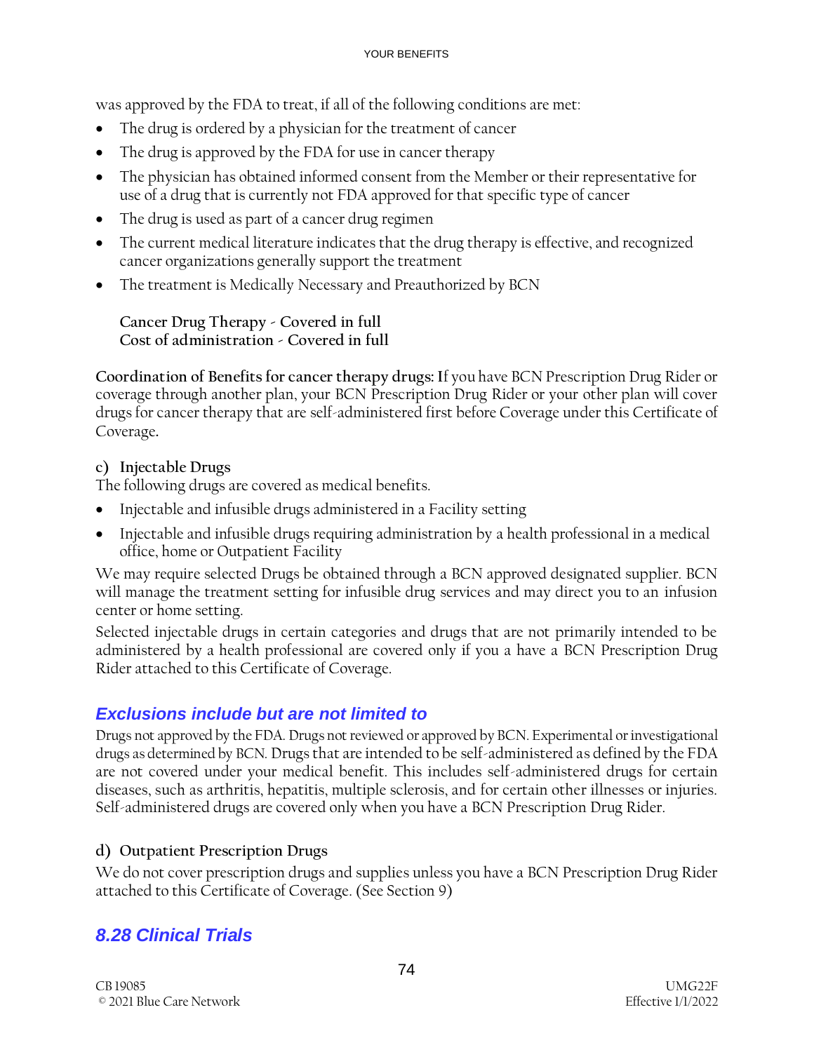was approved by the FDA to treat, if all of the following conditions are met:

- The drug is ordered by a physician for the treatment of cancer
- The drug is approved by the FDA for use in cancer therapy
- The physician has obtained informed consent from the Member or their representative for use of a drug that is currently not FDA approved for that specific type of cancer
- The drug is used as part of a cancer drug regimen
- The current medical literature indicates that the drug therapy is effective, and recognized cancer organizations generally support the treatment
- The treatment is Medically Necessary and Preauthorized by BCN

**Cancer Drug Therapy - Covered in full**
**Cost of administration - Covered in full**

**Coordination of Benefits for cancer therapy drugs: I**f you have BCN Prescription Drug Rider or coverage through another plan, your BCN Prescription Drug Rider or your other plan will cover drugs for cancer therapy that are self-administered first before Coverage under this Certificate of Coverage.

**c) Injectable Drugs**

The following drugs are covered as medical benefits.

- Injectable and infusible drugs administered in a Facility setting
- Injectable and infusible drugs requiring administration by a health professional in a medical office, home or Outpatient Facility

We may require selected Drugs be obtained through a BCN approved designated supplier. BCN will manage the treatment setting for infusible drug services and may direct you to an infusion center or home setting.

Selected injectable drugs in certain categories and drugs that are not primarily intended to be administered by a health professional are covered only if you a have a BCN Prescription Drug Rider attached to this Certificate of Coverage.

### *Exclusions include but are not limited to*

Drugs not approved by the FDA. Drugs not reviewed or approved by BCN. Experimental or investigational drugs as determined by BCN. Drugs that are intended to be self-administered as defined by the FDA are not covered under your medical benefit. This includes self-administered drugs for certain diseases, such as arthritis, hepatitis, multiple sclerosis, and for certain other illnesses or injuries. Self-administered drugs are covered only when you have a BCN Prescription Drug Rider.

**d) Outpatient Prescription Drugs**

We do not cover prescription drugs and supplies unless you have a BCN Prescription Drug Rider attached to this Certificate of Coverage. (See Section 9)

## *8.28 Clinical Trials*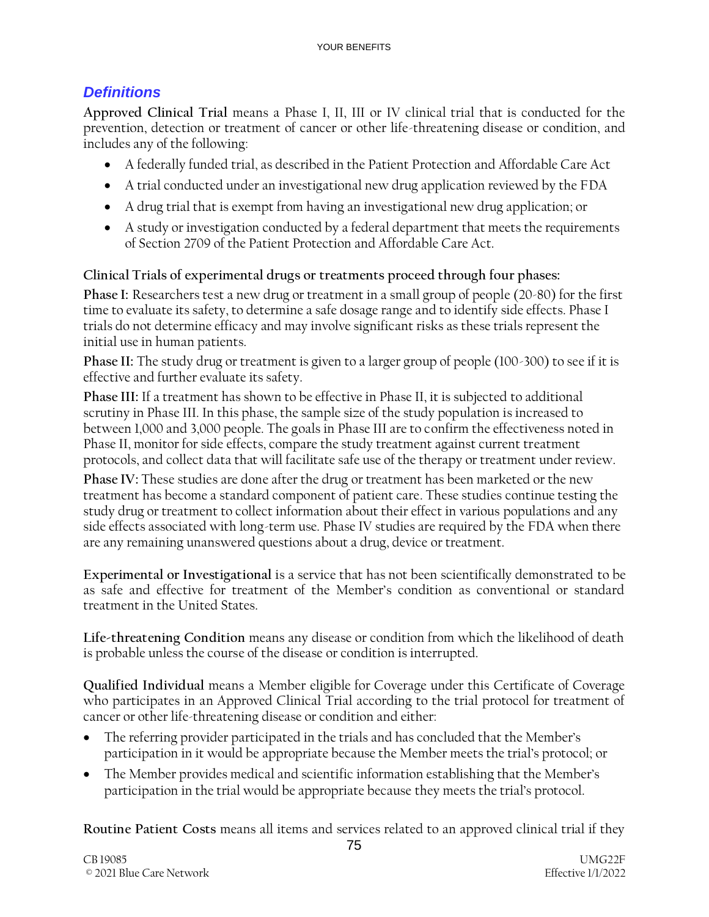## *Definitions*

**Approved Clinical Trial** means a Phase I, II, III or IV clinical trial that is conducted for the prevention, detection or treatment of cancer or other life-threatening disease or condition, and includes any of the following:

- A federally funded trial, as described in the Patient Protection and Affordable Care Act
- A trial conducted under an investigational new drug application reviewed by the FDA
- A drug trial that is exempt from having an investigational new drug application; or
- A study or investigation conducted by a federal department that meets the requirements of Section 2709 of the Patient Protection and Affordable Care Act.

**Clinical Trials of experimental drugs or treatments proceed through four phases:**

**Phase I:** Researchers test a new drug or treatment in a small group of people (20-80) for the first time to evaluate its safety, to determine a safe dosage range and to identify side effects. Phase I trials do not determine efficacy and may involve significant risks as these trials represent the initial use in human patients.

**Phase II:** The study drug or treatment is given to a larger group of people (100-300) to see if it is effective and further evaluate its safety.

**Phase III:** If a treatment has shown to be effective in Phase II, it is subjected to additional scrutiny in Phase III. In this phase, the sample size of the study population is increased to between 1,000 and 3,000 people. The goals in Phase III are to confirm the effectiveness noted in Phase II, monitor for side effects, compare the study treatment against current treatment protocols, and collect data that will facilitate safe use of the therapy or treatment under review.

**Phase IV:** These studies are done after the drug or treatment has been marketed or the new treatment has become a standard component of patient care. These studies continue testing the study drug or treatment to collect information about their effect in various populations and any side effects associated with long-term use. Phase IV studies are required by the FDA when there are any remaining unanswered questions about a drug, device or treatment.

**Experimental or Investigational** is a service that has not been scientifically demonstrated to be as safe and effective for treatment of the Member's condition as conventional or standard treatment in the United States.

**Life-threatening Condition** means any disease or condition from which the likelihood of death is probable unless the course of the disease or condition is interrupted.

**Qualified Individual** means a Member eligible for Coverage under this Certificate of Coverage who participates in an Approved Clinical Trial according to the trial protocol for treatment of cancer or other life-threatening disease or condition and either:

- The referring provider participated in the trials and has concluded that the Member's participation in it would be appropriate because the Member meets the trial's protocol; or
- The Member provides medical and scientific information establishing that the Member's participation in the trial would be appropriate because they meets the trial's protocol.

**Routine Patient Costs** means all items and services related to an approved clinical trial if they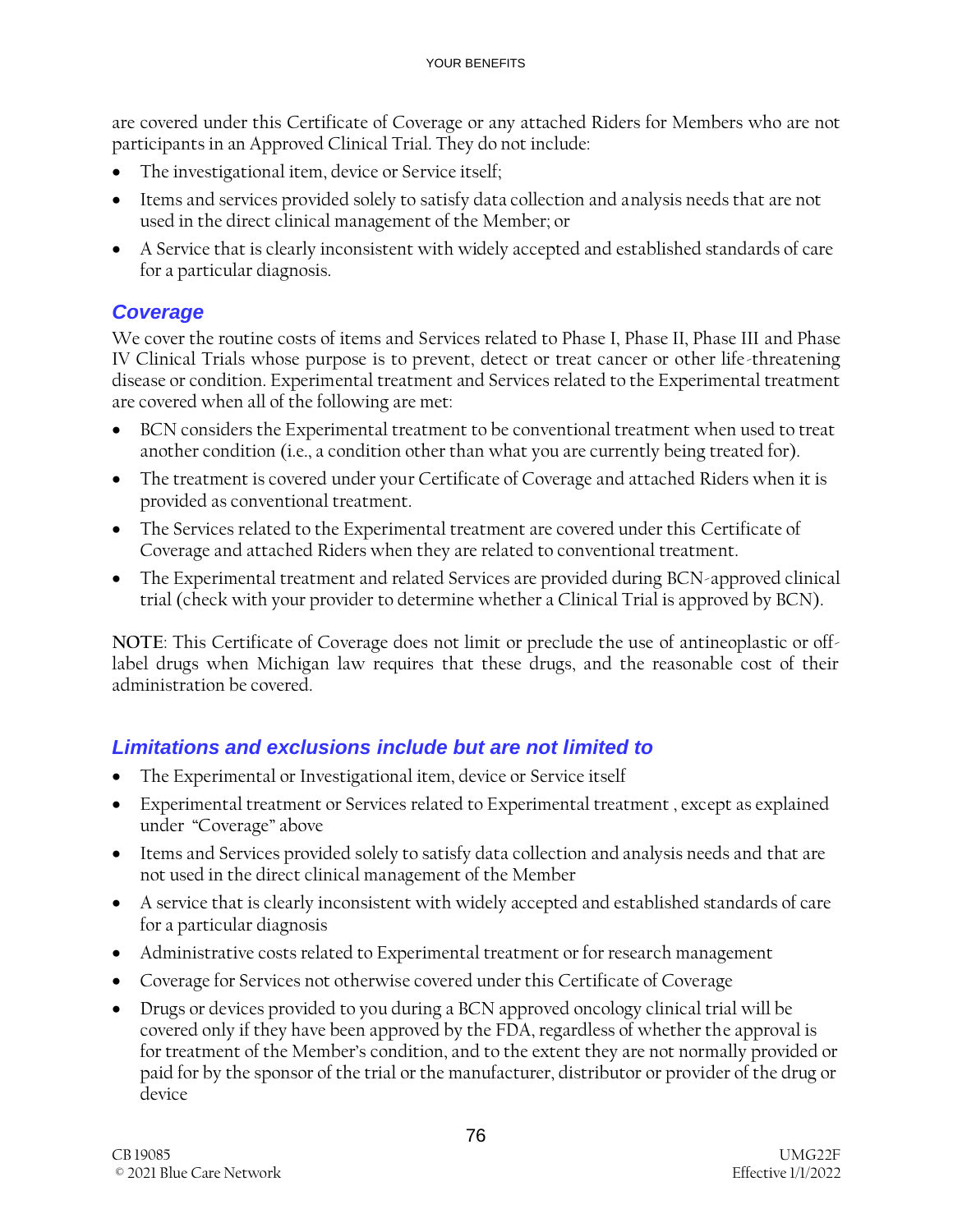are covered under this Certificate of Coverage or any attached Riders for Members who are not participants in an Approved Clinical Trial. They do not include:

- The investigational item, device or Service itself;
- Items and services provided solely to satisfy data collection and analysis needs that are not used in the direct clinical management of the Member; or
- A Service that is clearly inconsistent with widely accepted and established standards of care for a particular diagnosis.

## *Coverage*

We cover the routine costs of items and Services related to Phase I, Phase II, Phase III and Phase IV Clinical Trials whose purpose is to prevent, detect or treat cancer or other life-threatening disease or condition. Experimental treatment and Services related to the Experimental treatment are covered when all of the following are met:

- BCN considers the Experimental treatment to be conventional treatment when used to treat another condition (i.e., a condition other than what you are currently being treated for).
- The treatment is covered under your Certificate of Coverage and attached Riders when it is provided as conventional treatment.
- The Services related to the Experimental treatment are covered under this Certificate of Coverage and attached Riders when they are related to conventional treatment.
- The Experimental treatment and related Services are provided during BCN-approved clinical trial (check with your provider to determine whether a Clinical Trial is approved by BCN).

**NOTE**: This Certificate of Coverage does not limit or preclude the use of antineoplastic or off-label drugs when Michigan law requires that these drugs, and the reasonable cost of their administration be covered.

## *Limitations and exclusions include but are not limited to*

- The Experimental or Investigational item, device or Service itself
- Experimental treatment or Services related to Experimental treatment , except as explained under "Coverage" above
- Items and Services provided solely to satisfy data collection and analysis needs and that are not used in the direct clinical management of the Member
- A service that is clearly inconsistent with widely accepted and established standards of care for a particular diagnosis
- Administrative costs related to Experimental treatment or for research management
- Coverage for Services not otherwise covered under this Certificate of Coverage
- Drugs or devices provided to you during a BCN approved oncology clinical trial will be covered only if they have been approved by the FDA, regardless of whether the approval is for treatment of the Member's condition, and to the extent they are not normally provided or paid for by the sponsor of the trial or the manufacturer, distributor or provider of the drug or device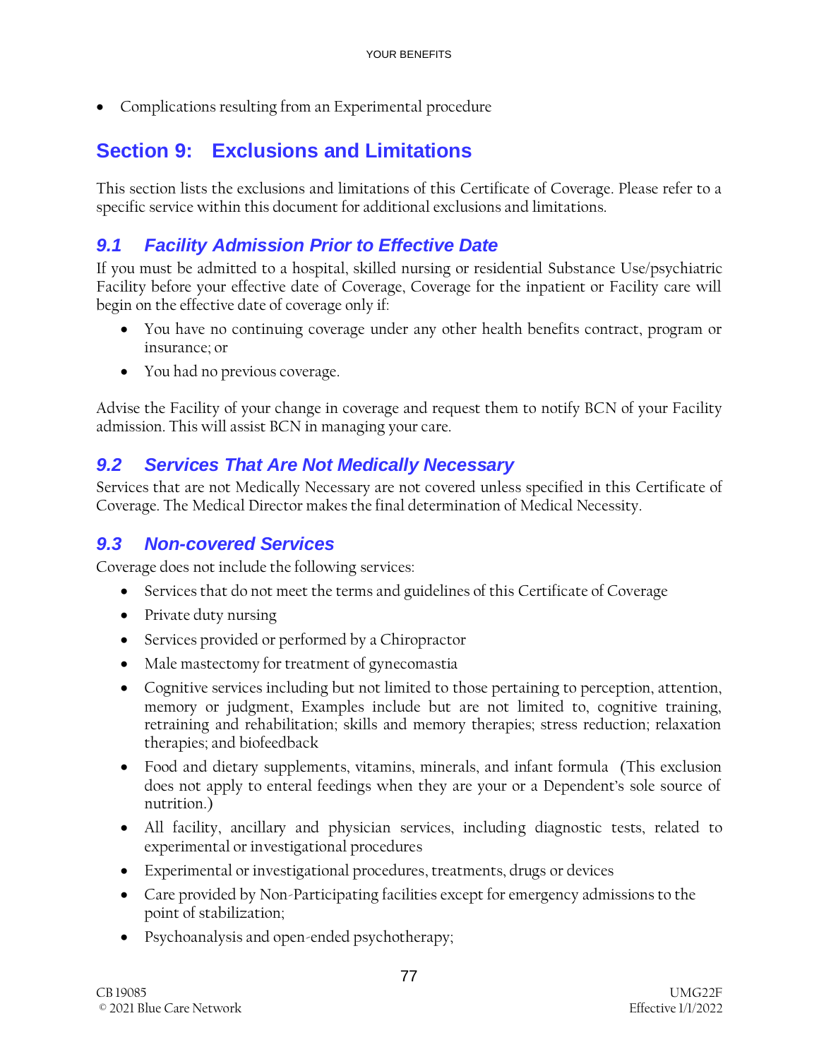- Complications resulting from an Experimental procedure

# Section 9: Exclusions and Limitations

This section lists the exclusions and limitations of this Certificate of Coverage. Please refer to a specific service within this document for additional exclusions and limitations.

## 9.1 Facility Admission Prior to Effective Date

If you must be admitted to a hospital, skilled nursing or residential Substance Use/psychiatric Facility before your effective date of Coverage, Coverage for the inpatient or Facility care will begin on the effective date of coverage only if:

- You have no continuing coverage under any other health benefits contract, program or insurance; or
- You had no previous coverage.

Advise the Facility of your change in coverage and request them to notify BCN of your Facility admission. This will assist BCN in managing your care.

## 9.2 Services That Are Not Medically Necessary

Services that are not Medically Necessary are not covered unless specified in this Certificate of Coverage. The Medical Director makes the final determination of Medical Necessity.

## 9.3 Non-covered Services

Coverage does not include the following services:

- Services that do not meet the terms and guidelines of this Certificate of Coverage
- Private duty nursing
- Services provided or performed by a Chiropractor
- Male mastectomy for treatment of gynecomastia
- Cognitive services including but not limited to those pertaining to perception, attention, memory or judgment, Examples include but are not limited to, cognitive training, retraining and rehabilitation; skills and memory therapies; stress reduction; relaxation therapies; and biofeedback
- Food and dietary supplements, vitamins, minerals, and infant formula (This exclusion does not apply to enteral feedings when they are your or a Dependent's sole source of nutrition.)
- All facility, ancillary and physician services, including diagnostic tests, related to experimental or investigational procedures
- Experimental or investigational procedures, treatments, drugs or devices
- Care provided by Non-Participating facilities except for emergency admissions to the point of stabilization;
- Psychoanalysis and open-ended psychotherapy;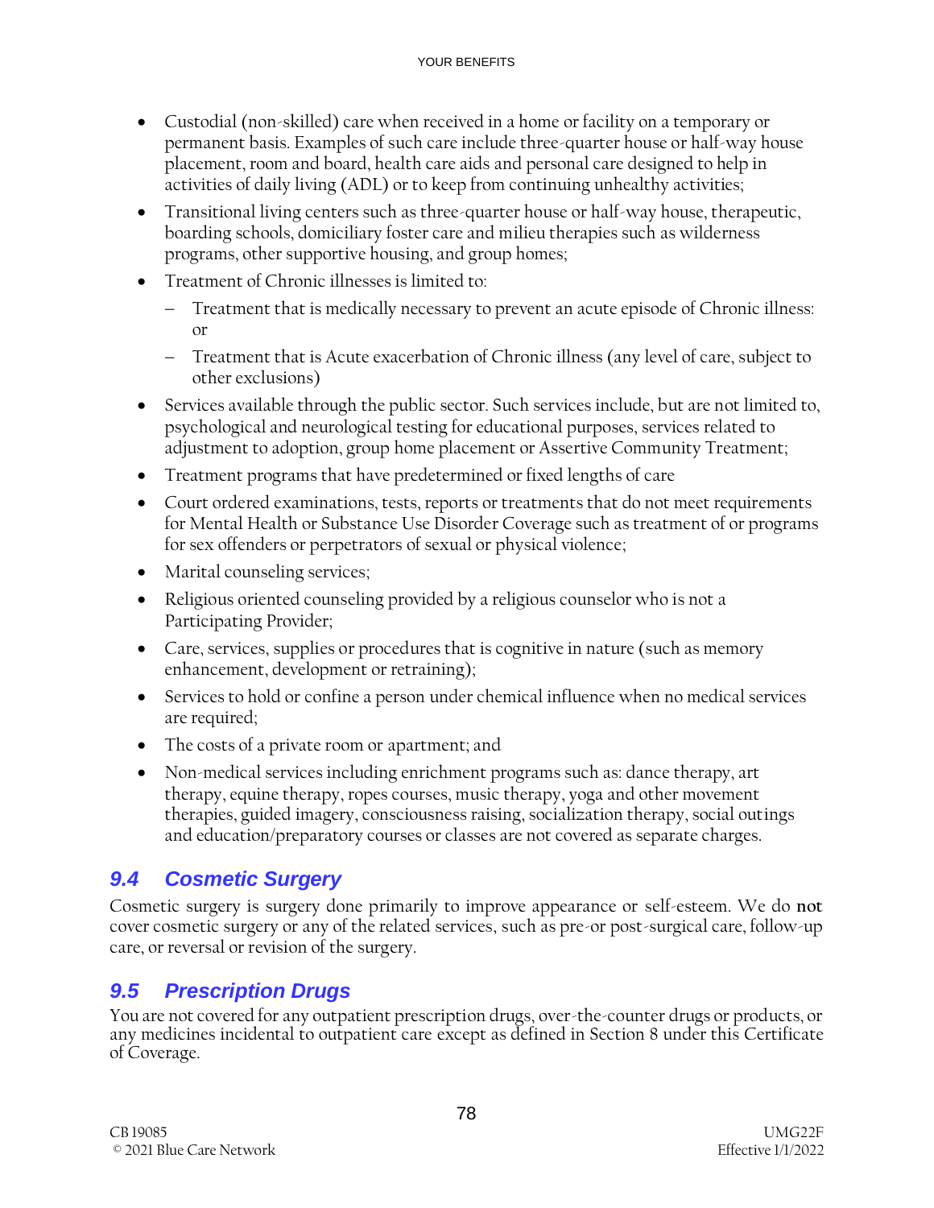- Custodial (non-skilled) care when received in a home or facility on a temporary or permanent basis. Examples of such care include three-quarter house or half-way house placement, room and board, health care aids and personal care designed to help in activities of daily living (ADL) or to keep from continuing unhealthy activities;
- Transitional living centers such as three-quarter house or half-way house, therapeutic, boarding schools, domiciliary foster care and milieu therapies such as wilderness programs, other supportive housing, and group homes;
- Treatment of Chronic illnesses is limited to:
  - Treatment that is medically necessary to prevent an acute episode of Chronic illness: or
  - Treatment that is Acute exacerbation of Chronic illness (any level of care, subject to other exclusions)
- Services available through the public sector. Such services include, but are not limited to, psychological and neurological testing for educational purposes, services related to adjustment to adoption, group home placement or Assertive Community Treatment;
- Treatment programs that have predetermined or fixed lengths of care
- Court ordered examinations, tests, reports or treatments that do not meet requirements for Mental Health or Substance Use Disorder Coverage such as treatment of or programs for sex offenders or perpetrators of sexual or physical violence;
- Marital counseling services;
- Religious oriented counseling provided by a religious counselor who is not a Participating Provider;
- Care, services, supplies or procedures that is cognitive in nature (such as memory enhancement, development or retraining);
- Services to hold or confine a person under chemical influence when no medical services are required;
- The costs of a private room or apartment; and
- Non-medical services including enrichment programs such as: dance therapy, art therapy, equine therapy, ropes courses, music therapy, yoga and other movement therapies, guided imagery, consciousness raising, socialization therapy, social outings and education/preparatory courses or classes are not covered as separate charges.

## 9.4 Cosmetic Surgery

Cosmetic surgery is surgery done primarily to improve appearance or self-esteem. We do **not** cover cosmetic surgery or any of the related services, such as pre-or post-surgical care, follow-up care, or reversal or revision of the surgery.

## 9.5 Prescription Drugs

You are not covered for any outpatient prescription drugs, over-the-counter drugs or products, or any medicines incidental to outpatient care except as defined in Section 8 under this Certificate of Coverage.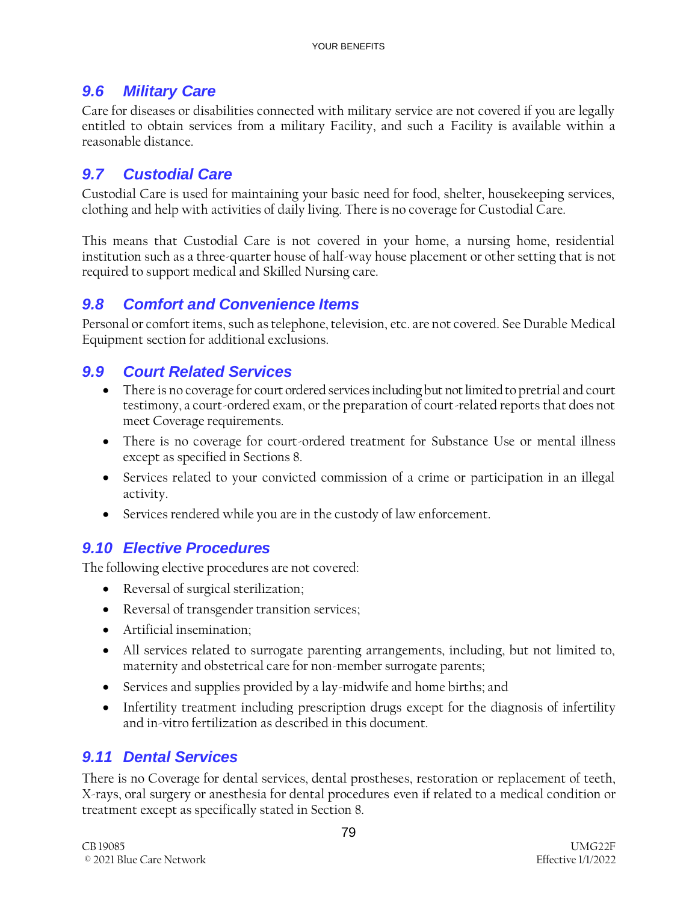## 9.6 Military Care

Care for diseases or disabilities connected with military service are not covered if you are legally entitled to obtain services from a military Facility, and such a Facility is available within a reasonable distance.

## 9.7 Custodial Care

Custodial Care is used for maintaining your basic need for food, shelter, housekeeping services, clothing and help with activities of daily living. There is no coverage for Custodial Care.

This means that Custodial Care is not covered in your home, a nursing home, residential institution such as a three-quarter house of half-way house placement or other setting that is not required to support medical and Skilled Nursing care.

## 9.8 Comfort and Convenience Items

Personal or comfort items, such as telephone, television, etc. are not covered. See Durable Medical Equipment section for additional exclusions.

## 9.9 Court Related Services

- There is no coverage for court ordered services including but not limited to pretrial and court testimony, a court-ordered exam, or the preparation of court-related reports that does not meet Coverage requirements.
- There is no coverage for court-ordered treatment for Substance Use or mental illness except as specified in Sections 8.
- Services related to your convicted commission of a crime or participation in an illegal activity.
- Services rendered while you are in the custody of law enforcement.

## 9.10 Elective Procedures

The following elective procedures are not covered:

- Reversal of surgical sterilization;
- Reversal of transgender transition services;
- Artificial insemination;
- All services related to surrogate parenting arrangements, including, but not limited to, maternity and obstetrical care for non-member surrogate parents;
- Services and supplies provided by a lay-midwife and home births; and
- Infertility treatment including prescription drugs except for the diagnosis of infertility and in-vitro fertilization as described in this document.

## 9.11 Dental Services

There is no Coverage for dental services, dental prostheses, restoration or replacement of teeth, X-rays, oral surgery or anesthesia for dental procedures even if related to a medical condition or treatment except as specifically stated in Section 8.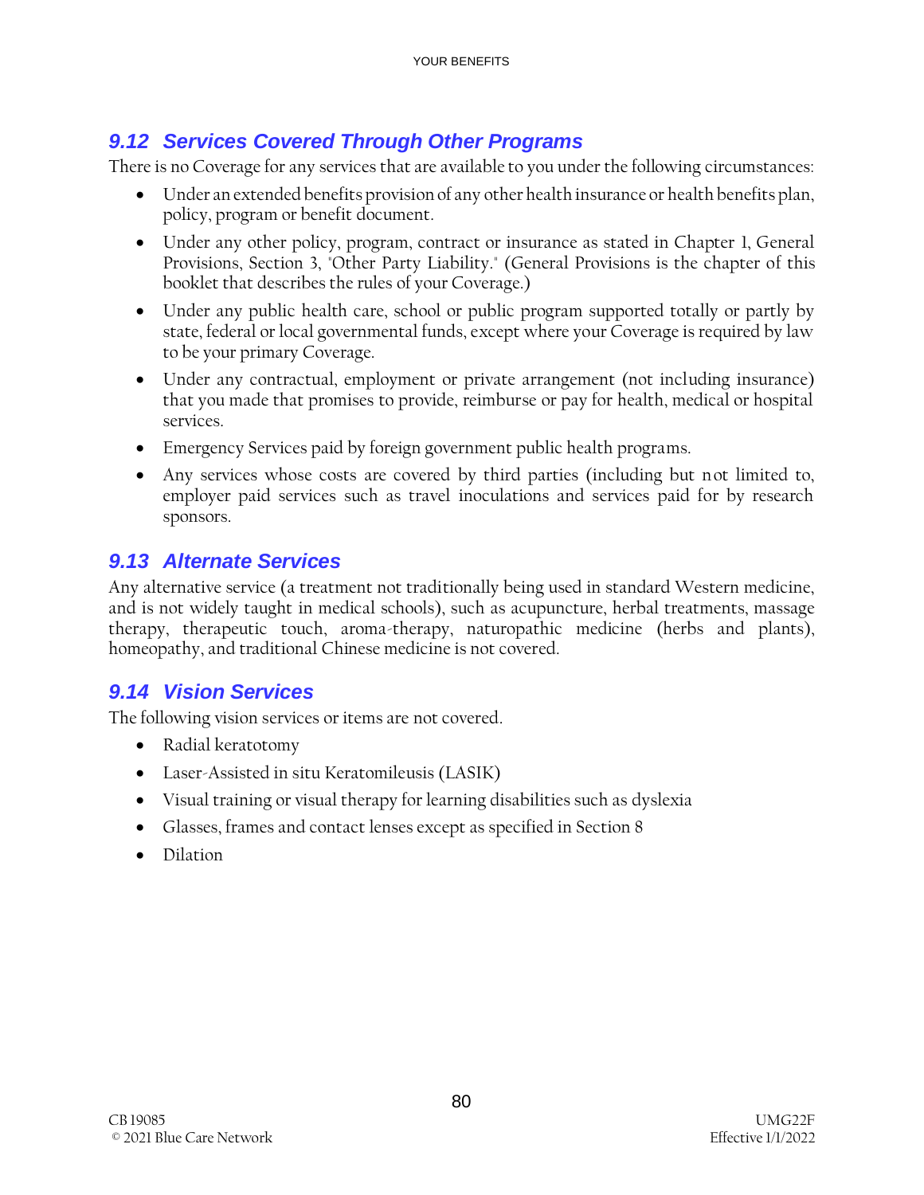## 9.12 Services Covered Through Other Programs

There is no Coverage for any services that are available to you under the following circumstances:

- Under an extended benefits provision of any other health insurance or health benefits plan, policy, program or benefit document.
- Under any other policy, program, contract or insurance as stated in Chapter 1, General Provisions, Section 3, "Other Party Liability." (General Provisions is the chapter of this booklet that describes the rules of your Coverage.)
- Under any public health care, school or public program supported totally or partly by state, federal or local governmental funds, except where your Coverage is required by law to be your primary Coverage.
- Under any contractual, employment or private arrangement (not including insurance) that you made that promises to provide, reimburse or pay for health, medical or hospital services.
- Emergency Services paid by foreign government public health programs.
- Any services whose costs are covered by third parties (including but not limited to, employer paid services such as travel inoculations and services paid for by research sponsors.

## 9.13 Alternate Services

Any alternative service (a treatment not traditionally being used in standard Western medicine, and is not widely taught in medical schools), such as acupuncture, herbal treatments, massage therapy, therapeutic touch, aroma-therapy, naturopathic medicine (herbs and plants), homeopathy, and traditional Chinese medicine is not covered.

## 9.14 Vision Services

The following vision services or items are not covered.

- Radial keratotomy
- Laser-Assisted in situ Keratomileusis (LASIK)
- Visual training or visual therapy for learning disabilities such as dyslexia
- Glasses, frames and contact lenses except as specified in Section 8
- Dilation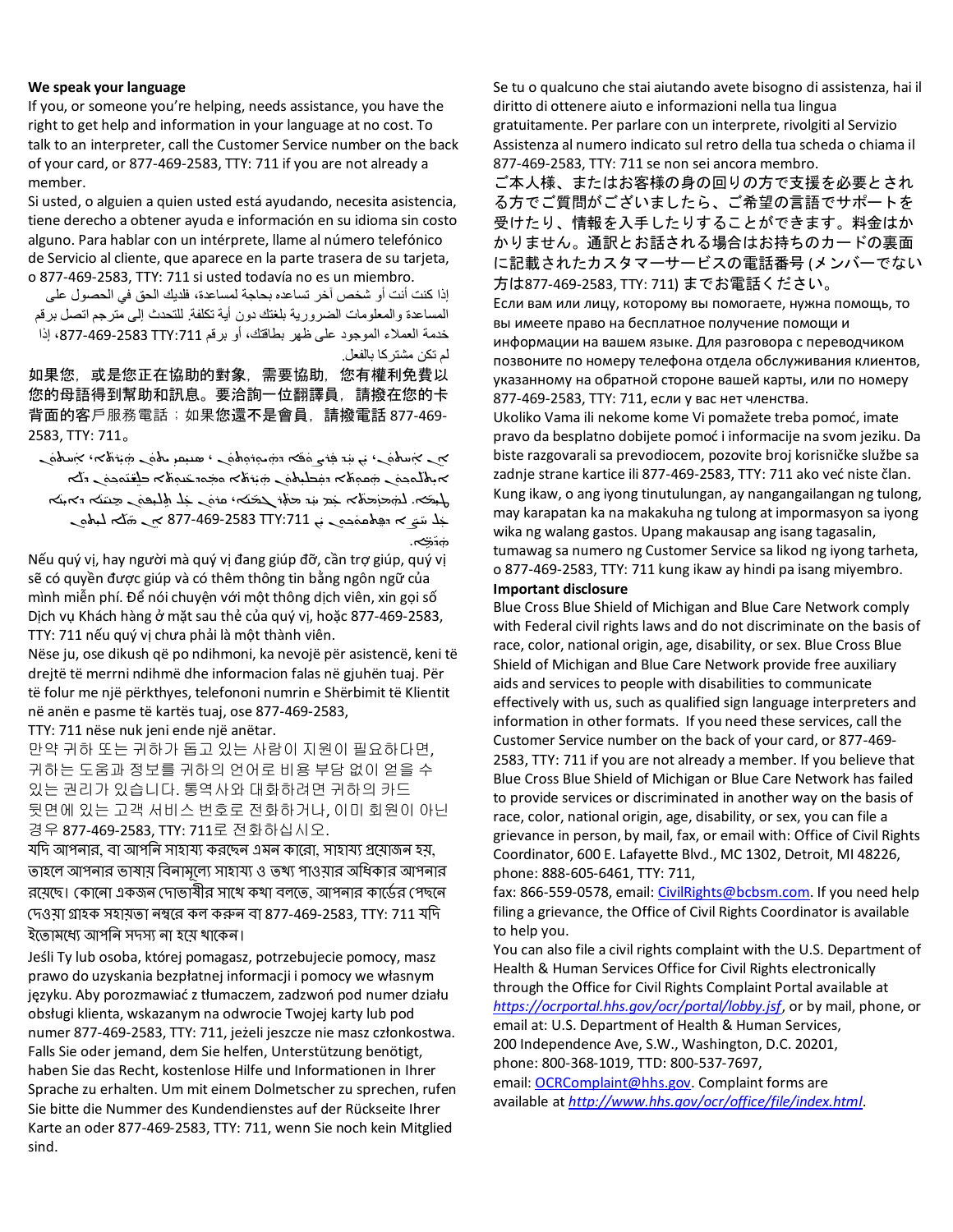**We speak your language**

If you, or someone you're helping, needs assistance, you have the right to get help and information in your language at no cost. To talk to an interpreter, call the Customer Service number on the back of your card, or 877-469-2583, TTY: 711 if you are not already a member.

Si usted, o alguien a quien usted está ayudando, necesita asistencia, tiene derecho a obtener ayuda e información en su idioma sin costo alguno. Para hablar con un intérprete, llame al número telefónico de Servicio al cliente, que aparece en la parte trasera de su tarjeta, o 877-469-2583, TTY: 711 si usted todavía no es un miembro.

إذا كنت أنت أو شخص آخر تساعده بحاجة لمساعدة، فلديك الحق في الحصول على المساعدة والمعلومات الضرورية بلغتك دون أية تكلفة. للتحدث إلى مترجم اتصل برقم خدمة العملاء الموجود على ظهر بطاقتك، أو برقم 877-469-2583 TTY:711، إذا لم تكن مشتركا بالفعل.

如果您，或是您正在協助的對象，需要協助，您有權利免費以您的母語得到幫助和訊息。要洽詢一位翻譯員，請撥在您的卡背面的客戶服務電話；如果您還不是會員，請撥電話 877-469-2583, TTY: 711。

ܐܢ ܐܢܬ، ܐܘ ܚܕ ܡܢ ܕܟܐ ܥܒܕܬ ܠܗ ܗܝܪܐ، ܣܢܝܩܐ ܠܗ ܠܗܝܪܐ، ܐܝܬ ܠܘܟ ܙܕܩܐ ܕܛܠܒܬ ܗܝܪܐ ܘܡܘܕܥܢܘܬܐ ܒܠܫܢܐ ܕܝܘܟ ܒܠܫ ܡܓܢܐܝܬ. ܠܡܡܠܠܐ ܥܡ ܡܬܪܓܡܢܐ، ܩܪܝ ܠܡܢܝܢܐ ܕܦܘܠܚܢܐ ܕܡܬܚܙܐ ܥܠ ܓܒܐ ܕܒܣܬܪܐ ܕܟܪܬܐ ܕܝܘܟ، ܝܢ 877-469-2583 TTY:711 ܐܢ ܠܝܬܘܟ ܗܕܡܐ ܕܗܘ.

Nếu quý vị, hay người mà quý vị đang giúp đỡ, cần trợ giúp, quý vị sẽ có quyền được giúp và có thêm thông tin bằng ngôn ngữ của mình miễn phí. Để nói chuyện với một thông dịch viên, xin gọi số Dịch vụ Khách hàng ở mặt sau thẻ của quý vị, hoặc 877-469-2583, TTY: 711 nếu quý vị chưa phải là một thành viên.

Nëse ju, ose dikush që po ndihmoni, ka nevojë për asistencë, keni të drejtë të merrni ndihmë dhe informacion falas në gjuhën tuaj. Për të folur me një përkthyes, telefononi numrin e Shërbimit të Klientit në anën e pasme të kartës tuaj, ose 877-469-2583,
TTY: 711 nëse nuk jeni ende një anëtar.

만약 귀하 또는 귀하가 돕고 있는 사람이 지원이 필요하다면, 귀하는 도움과 정보를 귀하의 언어로 비용 부담 없이 얻을 수 있는 권리가 있습니다. 통역사와 대화하려면 귀하의 카드 뒷면에 있는 고객 서비스 번호로 전화하거나, 이미 회원이 아닌 경우 877-469-2583, TTY: 711로 전화하십시오.

যদি আপনার, বা আপনি সাহায্য করছেন এমন কারো, সাহায্য প্রয়োজন হয়, তাহলে আপনার ভাষায় বিনামূল্যে সাহায্য ও তথ্য পাওয়ার অধিকার আপনার রয়েছে। কোনো একজন দোভাষীর সাথে কথা বলতে, আপনার কার্ডের পেছনে দেওয়া গ্রাহক সহায়তা নম্বরে কল করুন বা 877-469-2583, TTY: 711 যদি ইতোমধ্যে আপনি সদস্য না হয়ে থাকেন।

Jeśli Ty lub osoba, której pomagasz, potrzebujecie pomocy, masz prawo do uzyskania bezpłatnej informacji i pomocy we własnym języku. Aby porozmawiać z tłumaczem, zadzwoń pod numer działu obsługi klienta, wskazanym na odwrocie Twojej karty lub pod numer 877-469-2583, TTY: 711, jeżeli jeszcze nie masz członkostwa.

Falls Sie oder jemand, dem Sie helfen, Unterstützung benötigt, haben Sie das Recht, kostenlose Hilfe und Informationen in Ihrer Sprache zu erhalten. Um mit einem Dolmetscher zu sprechen, rufen Sie bitte die Nummer des Kundendienstes auf der Rückseite Ihrer Karte an oder 877-469-2583, TTY: 711, wenn Sie noch kein Mitglied sind.

Se tu o qualcuno che stai aiutando avete bisogno di assistenza, hai il diritto di ottenere aiuto e informazioni nella tua lingua gratuitamente. Per parlare con un interprete, rivolgiti al Servizio Assistenza al numero indicato sul retro della tua scheda o chiama il 877-469-2583, TTY: 711 se non sei ancora membro.

ご本人様、またはお客様の身の回りの方で支援を必要とされる方でご質問がございましたら、ご希望の言語でサポートを受けたり、情報を入手したりすることができます。料金はかかりません。通訳とお話される場合はお持ちのカードの裏面に記載されたカスタマーサービスの電話番号 (メンバーでない方は877-469-2583, TTY: 711) までお電話ください。

Если вам или лицу, которому вы помогаете, нужна помощь, то вы имеете право на бесплатное получение помощи и информации на вашем языке. Для разговора с переводчиком позвоните по номеру телефона отдела обслуживания клиентов, указанному на обратной стороне вашей карты, или по номеру 877-469-2583, TTY: 711, если у вас нет членства.

Ukoliko Vama ili nekome kome Vi pomažete treba pomoć, imate pravo da besplatno dobijete pomoć i informacije na svom jeziku. Da biste razgovarali sa prevodiocem, pozovite broj korisničke službe sa zadnje strane kartice ili 877-469-2583, TTY: 711 ako već niste član.

Kung ikaw, o ang iyong tinutulungan, ay nangangailangan ng tulong, may karapatan ka na makakuha ng tulong at impormasyon sa iyong wika ng walang gastos. Upang makausap ang isang tagasalin, tumawag sa numero ng Customer Service sa likod ng iyong tarheta, o 877-469-2583, TTY: 711 kung ikaw ay hindi pa isang miyembro.

**Important disclosure**

Blue Cross Blue Shield of Michigan and Blue Care Network comply with Federal civil rights laws and do not discriminate on the basis of race, color, national origin, age, disability, or sex. Blue Cross Blue Shield of Michigan and Blue Care Network provide free auxiliary aids and services to people with disabilities to communicate effectively with us, such as qualified sign language interpreters and information in other formats. If you need these services, call the Customer Service number on the back of your card, or 877-469-2583, TTY: 711 if you are not already a member. If you believe that Blue Cross Blue Shield of Michigan or Blue Care Network has failed to provide services or discriminated in another way on the basis of race, color, national origin, age, disability, or sex, you can file a grievance in person, by mail, fax, or email with: Office of Civil Rights Coordinator, 600 E. Lafayette Blvd., MC 1302, Detroit, MI 48226, phone: 888-605-6461, TTY: 711,
fax: 866-559-0578, email: CivilRights@bcbsm.com. If you need help filing a grievance, the Office of Civil Rights Coordinator is available to help you.

You can also file a civil rights complaint with the U.S. Department of Health & Human Services Office for Civil Rights electronically through the Office for Civil Rights Complaint Portal available at *https://ocrportal.hhs.gov/ocr/portal/lobby.jsf*, or by mail, phone, or email at: U.S. Department of Health & Human Services,
200 Independence Ave, S.W., Washington, D.C. 20201,
phone: 800-368-1019, TTD: 800-537-7697,
email: OCRComplaint@hhs.gov. Complaint forms are available at *http://www.hhs.gov/ocr/office/file/index.html*.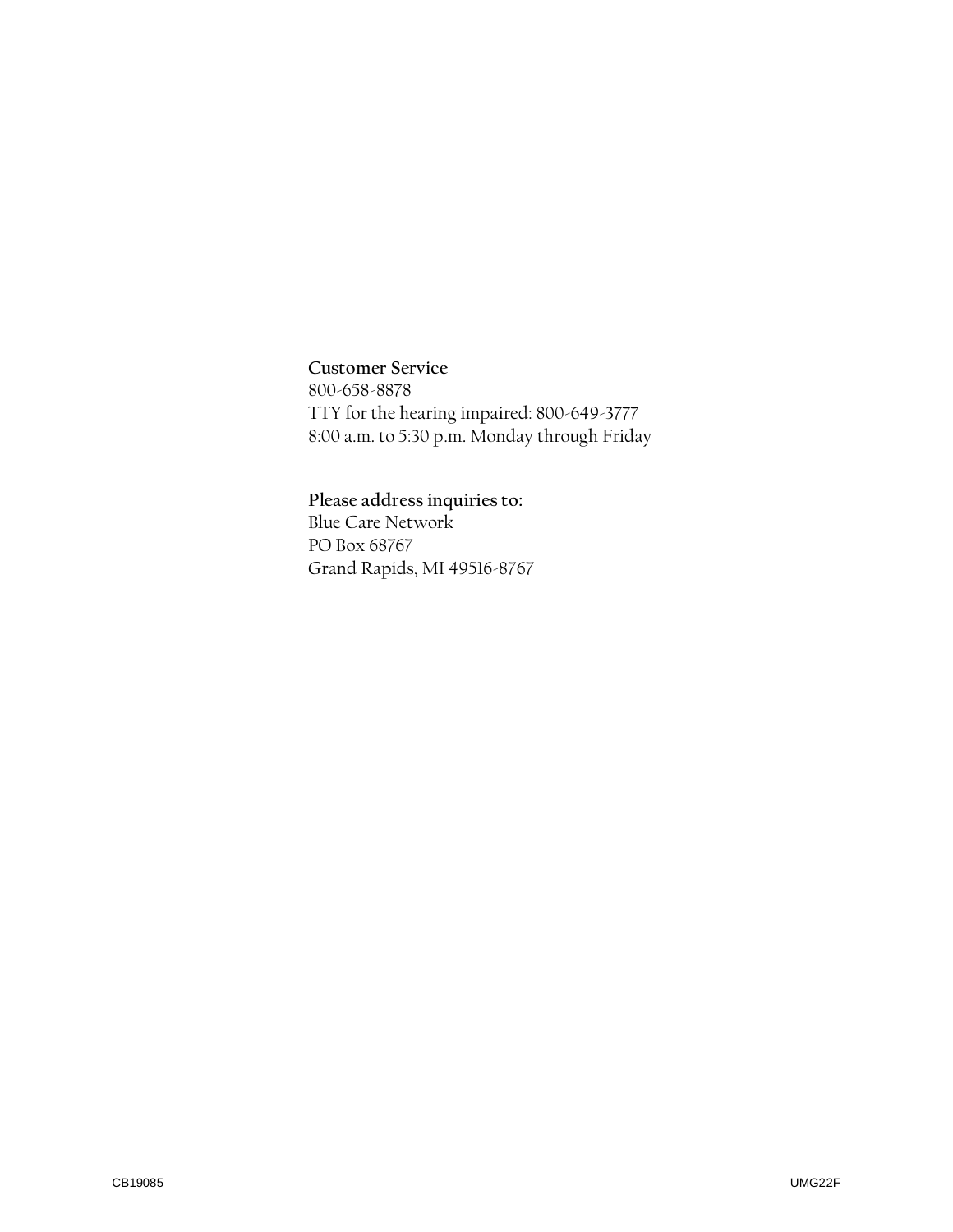**Customer Service**
800-658-8878
TTY for the hearing impaired: 800-649-3777
8:00 a.m. to 5:30 p.m. Monday through Friday

**Please address inquiries to:**
Blue Care Network
PO Box 68767
Grand Rapids, MI 49516-8767

CB19085 UMG22F